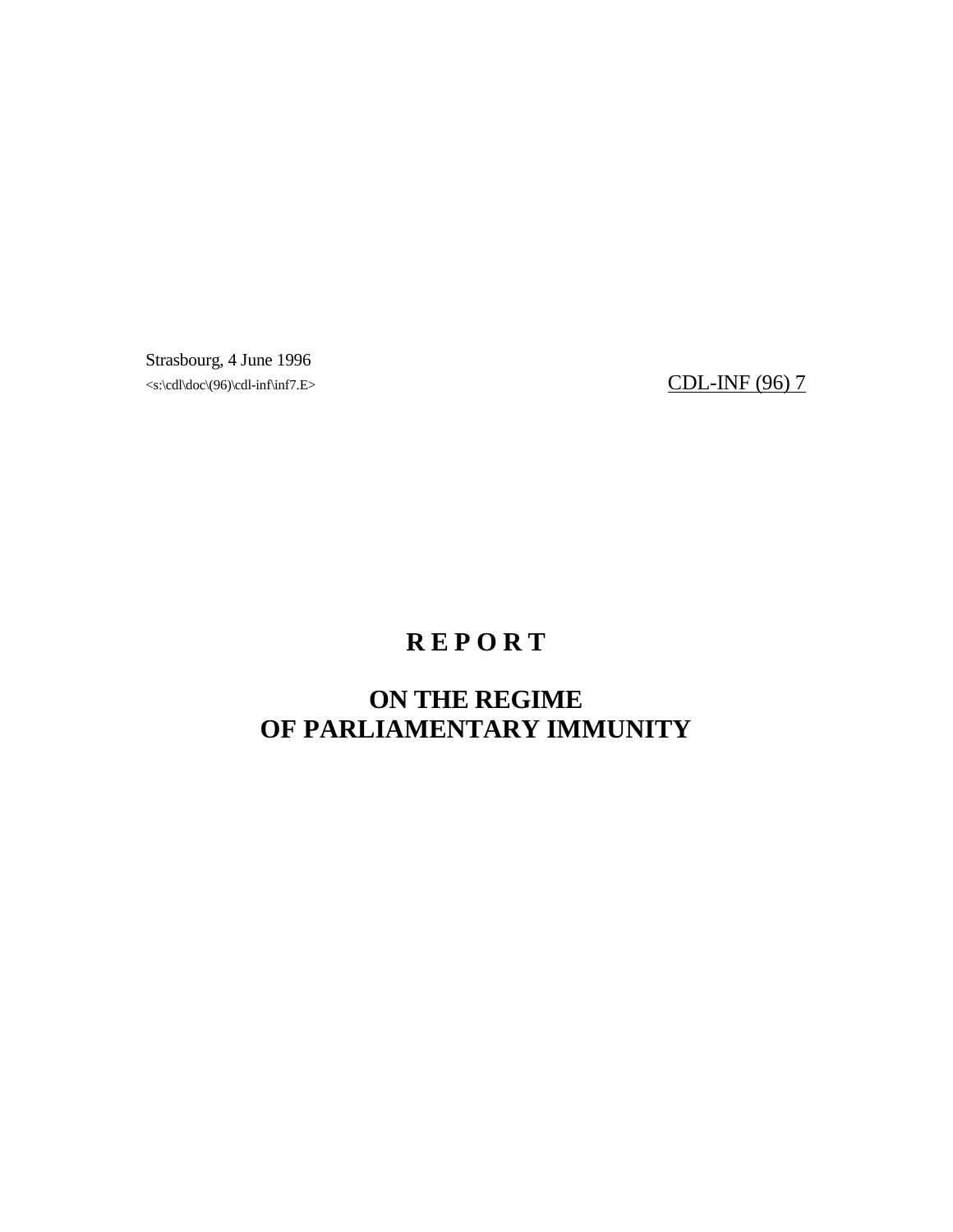Strasbourg, 4 June 1996

<s:\cdl\doc\(96)\cdl-inf\inf7.E>

CDL-INF (96) 7

# R E P O R T

# ON THE REGIME OF PARLIAMENTARY IMMUNITY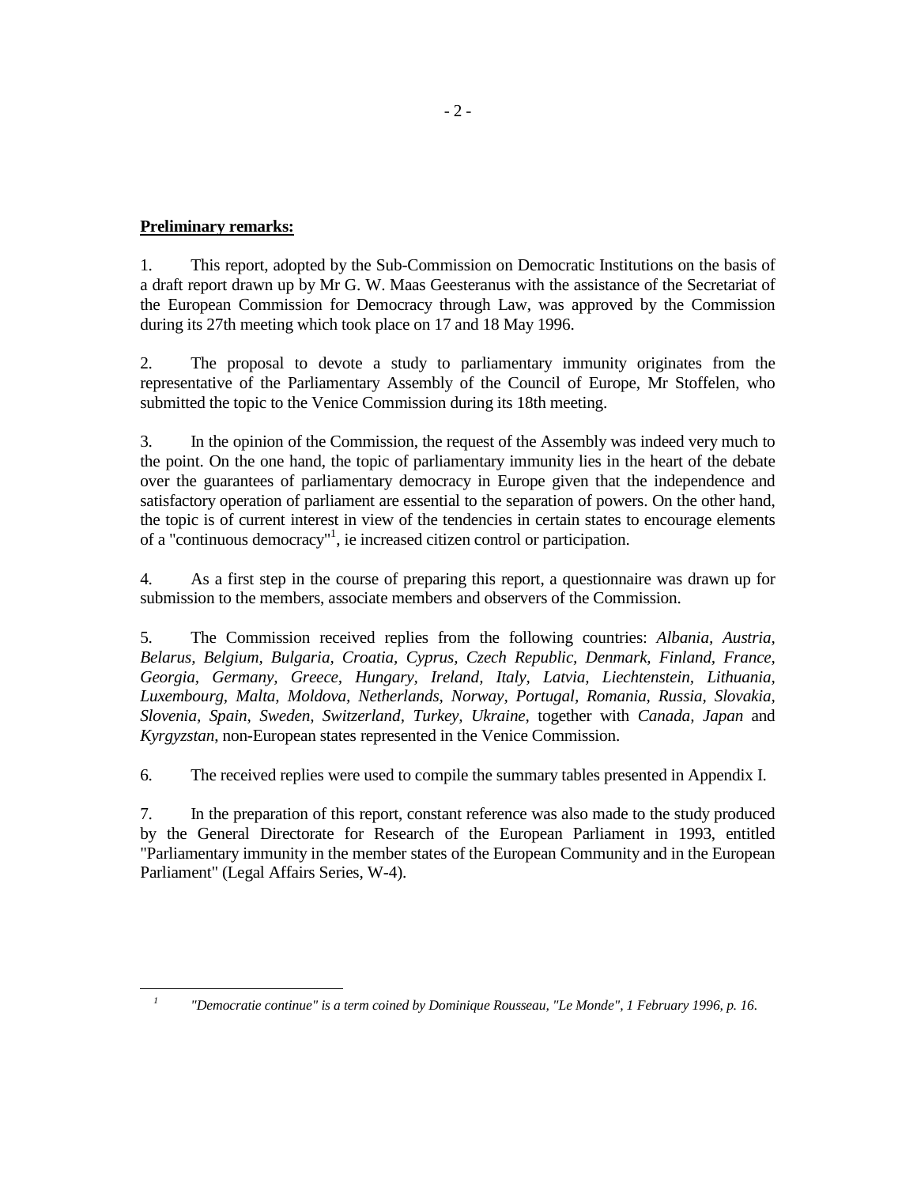**Preliminary remarks:**

1. This report, adopted by the Sub-Commission on Democratic Institutions on the basis of a draft report drawn up by Mr G. W. Maas Geesteranus with the assistance of the Secretariat of the European Commission for Democracy through Law, was approved by the Commission during its 27th meeting which took place on 17 and 18 May 1996.

2. The proposal to devote a study to parliamentary immunity originates from the representative of the Parliamentary Assembly of the Council of Europe, Mr Stoffelen, who submitted the topic to the Venice Commission during its 18th meeting.

3. In the opinion of the Commission, the request of the Assembly was indeed very much to the point. On the one hand, the topic of parliamentary immunity lies in the heart of the debate over the guarantees of parliamentary democracy in Europe given that the independence and satisfactory operation of parliament are essential to the separation of powers. On the other hand, the topic is of current interest in view of the tendencies in certain states to encourage elements of a "continuous democracy"[1], ie increased citizen control or participation.

4. As a first step in the course of preparing this report, a questionnaire was drawn up for submission to the members, associate members and observers of the Commission.

5. The Commission received replies from the following countries: *Albania, Austria, Belarus, Belgium, Bulgaria, Croatia, Cyprus, Czech Republic, Denmark, Finland, France, Georgia, Germany, Greece, Hungary, Ireland, Italy, Latvia, Liechtenstein, Lithuania, Luxembourg, Malta, Moldova, Netherlands, Norway, Portugal, Romania, Russia, Slovakia, Slovenia, Spain, Sweden, Switzerland, Turkey, Ukraine,* together with *Canada, Japan* and *Kyrgyzstan*, non-European states represented in the Venice Commission.

6. The received replies were used to compile the summary tables presented in Appendix I.

7. In the preparation of this report, constant reference was also made to the study produced by the General Directorate for Research of the European Parliament in 1993, entitled "Parliamentary immunity in the member states of the European Community and in the European Parliament" (Legal Affairs Series, W-4).

---

[1] *"Democratie continue" is a term coined by Dominique Rousseau, "Le Monde", 1 February 1996, p. 16.*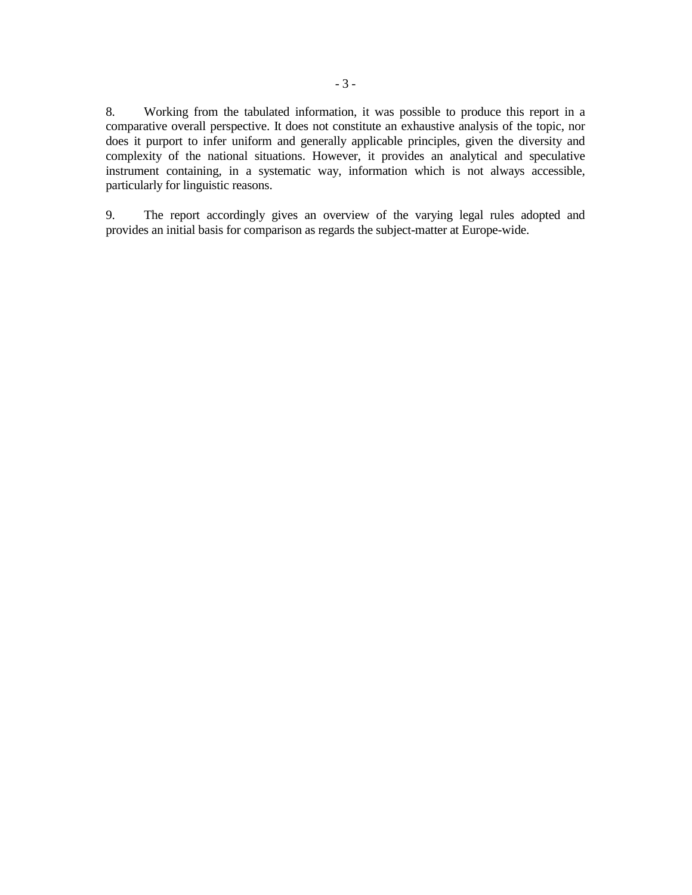8. Working from the tabulated information, it was possible to produce this report in a comparative overall perspective. It does not constitute an exhaustive analysis of the topic, nor does it purport to infer uniform and generally applicable principles, given the diversity and complexity of the national situations. However, it provides an analytical and speculative instrument containing, in a systematic way, information which is not always accessible, particularly for linguistic reasons.

9. The report accordingly gives an overview of the varying legal rules adopted and provides an initial basis for comparison as regards the subject-matter at Europe-wide.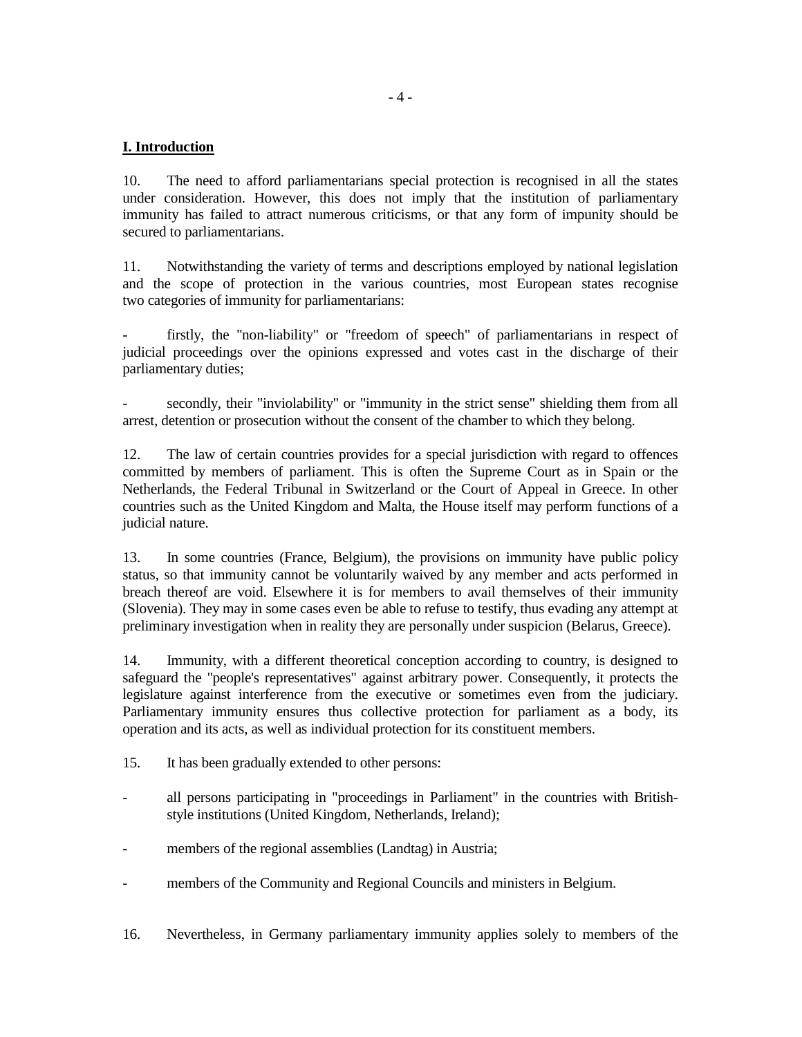## I. Introduction

10. The need to afford parliamentarians special protection is recognised in all the states under consideration. However, this does not imply that the institution of parliamentary immunity has failed to attract numerous criticisms, or that any form of impunity should be secured to parliamentarians.

11. Notwithstanding the variety of terms and descriptions employed by national legislation and the scope of protection in the various countries, most European states recognise two categories of immunity for parliamentarians:

- firstly, the "non-liability" or "freedom of speech" of parliamentarians in respect of judicial proceedings over the opinions expressed and votes cast in the discharge of their parliamentary duties;

- secondly, their "inviolability" or "immunity in the strict sense" shielding them from all arrest, detention or prosecution without the consent of the chamber to which they belong.

12. The law of certain countries provides for a special jurisdiction with regard to offences committed by members of parliament. This is often the Supreme Court as in Spain or the Netherlands, the Federal Tribunal in Switzerland or the Court of Appeal in Greece. In other countries such as the United Kingdom and Malta, the House itself may perform functions of a judicial nature.

13. In some countries (France, Belgium), the provisions on immunity have public policy status, so that immunity cannot be voluntarily waived by any member and acts performed in breach thereof are void. Elsewhere it is for members to avail themselves of their immunity (Slovenia). They may in some cases even be able to refuse to testify, thus evading any attempt at preliminary investigation when in reality they are personally under suspicion (Belarus, Greece).

14. Immunity, with a different theoretical conception according to country, is designed to safeguard the "people's representatives" against arbitrary power. Consequently, it protects the legislature against interference from the executive or sometimes even from the judiciary. Parliamentary immunity ensures thus collective protection for parliament as a body, its operation and its acts, as well as individual protection for its constituent members.

15. It has been gradually extended to other persons:

- all persons participating in "proceedings in Parliament" in the countries with British-style institutions (United Kingdom, Netherlands, Ireland);

- members of the regional assemblies (Landtag) in Austria;

- members of the Community and Regional Councils and ministers in Belgium.

16. Nevertheless, in Germany parliamentary immunity applies solely to members of the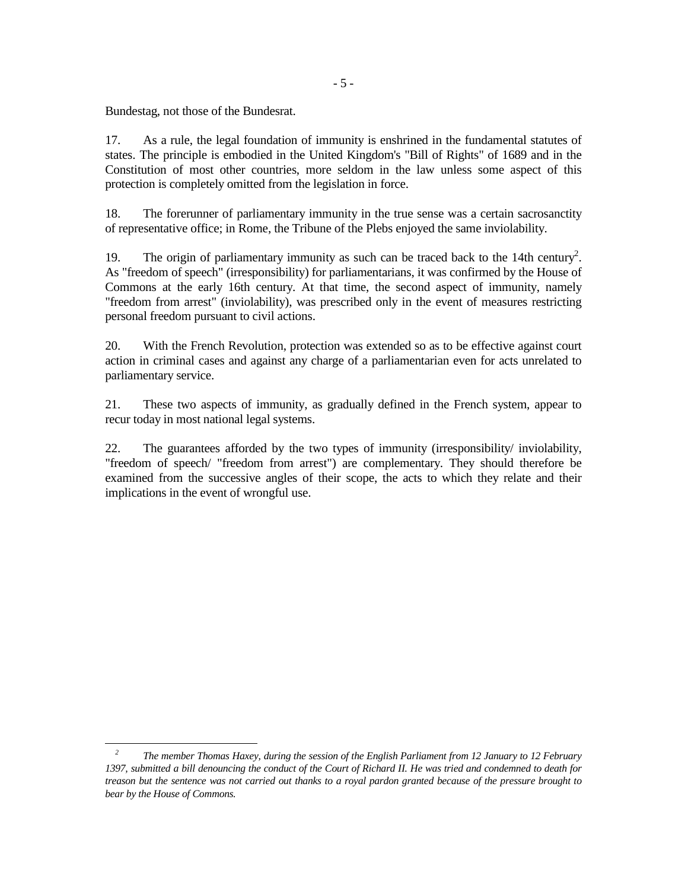Bundestag, not those of the Bundesrat.

17. As a rule, the legal foundation of immunity is enshrined in the fundamental statutes of states. The principle is embodied in the United Kingdom's "Bill of Rights" of 1689 and in the Constitution of most other countries, more seldom in the law unless some aspect of this protection is completely omitted from the legislation in force.

18. The forerunner of parliamentary immunity in the true sense was a certain sacrosanctity of representative office; in Rome, the Tribune of the Plebs enjoyed the same inviolability.

19. The origin of parliamentary immunity as such can be traced back to the 14th century[2]. As "freedom of speech" (irresponsibility) for parliamentarians, it was confirmed by the House of Commons at the early 16th century. At that time, the second aspect of immunity, namely "freedom from arrest" (inviolability), was prescribed only in the event of measures restricting personal freedom pursuant to civil actions.

20. With the French Revolution, protection was extended so as to be effective against court action in criminal cases and against any charge of a parliamentarian even for acts unrelated to parliamentary service.

21. These two aspects of immunity, as gradually defined in the French system, appear to recur today in most national legal systems.

22. The guarantees afforded by the two types of immunity (irresponsibility/ inviolability, "freedom of speech/ "freedom from arrest") are complementary. They should therefore be examined from the successive angles of their scope, the acts to which they relate and their implications in the event of wrongful use.

---

[2] *The member Thomas Haxey, during the session of the English Parliament from 12 January to 12 February 1397, submitted a bill denouncing the conduct of the Court of Richard II. He was tried and condemned to death for treason but the sentence was not carried out thanks to a royal pardon granted because of the pressure brought to bear by the House of Commons.*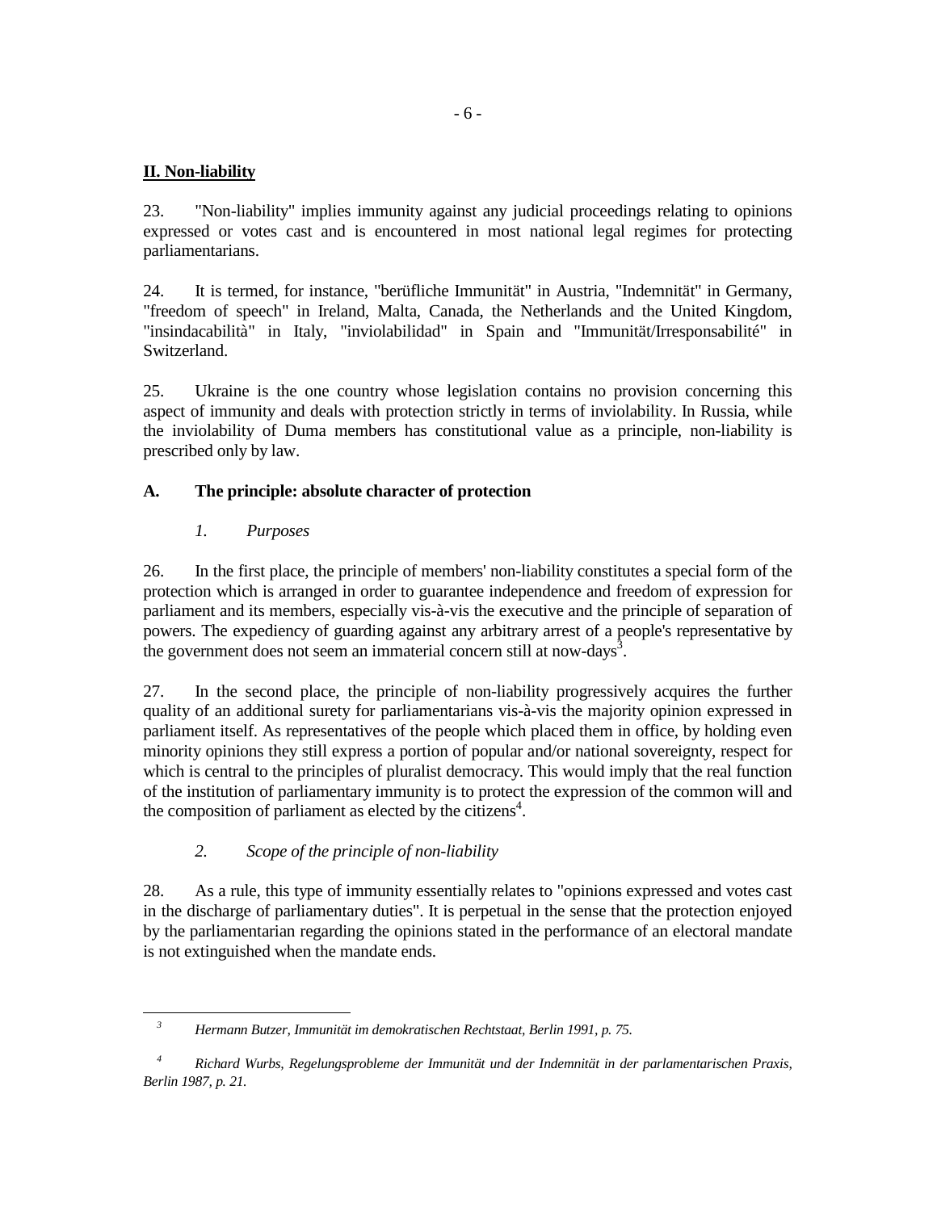## II. Non-liability

23. "Non-liability" implies immunity against any judicial proceedings relating to opinions expressed or votes cast and is encountered in most national legal regimes for protecting parliamentarians.

24. It is termed, for instance, "berüfliche Immunität" in Austria, "Indemnität" in Germany, "freedom of speech" in Ireland, Malta, Canada, the Netherlands and the United Kingdom, "insindacabilità" in Italy, "inviolabilidad" in Spain and "Immunität/Irresponsabilité" in Switzerland.

25. Ukraine is the one country whose legislation contains no provision concerning this aspect of immunity and deals with protection strictly in terms of inviolability. In Russia, while the inviolability of Duma members has constitutional value as a principle, non-liability is prescribed only by law.

### A. The principle: absolute character of protection

#### *1. Purposes*

26. In the first place, the principle of members' non-liability constitutes a special form of the protection which is arranged in order to guarantee independence and freedom of expression for parliament and its members, especially vis-à-vis the executive and the principle of separation of powers. The expediency of guarding against any arbitrary arrest of a people's representative by the government does not seem an immaterial concern still at now-days[3].

27. In the second place, the principle of non-liability progressively acquires the further quality of an additional surety for parliamentarians vis-à-vis the majority opinion expressed in parliament itself. As representatives of the people which placed them in office, by holding even minority opinions they still express a portion of popular and/or national sovereignty, respect for which is central to the principles of pluralist democracy. This would imply that the real function of the institution of parliamentary immunity is to protect the expression of the common will and the composition of parliament as elected by the citizens[4].

#### *2. Scope of the principle of non-liability*

28. As a rule, this type of immunity essentially relates to "opinions expressed and votes cast in the discharge of parliamentary duties". It is perpetual in the sense that the protection enjoyed by the parliamentarian regarding the opinions stated in the performance of an electoral mandate is not extinguished when the mandate ends.

---

[3] *Hermann Butzer, Immunität im demokratischen Rechtstaat, Berlin 1991, p. 75.*

[4] *Richard Wurbs, Regelungsprobleme der Immunität und der Indemnität in der parlamentarischen Praxis, Berlin 1987, p. 21.*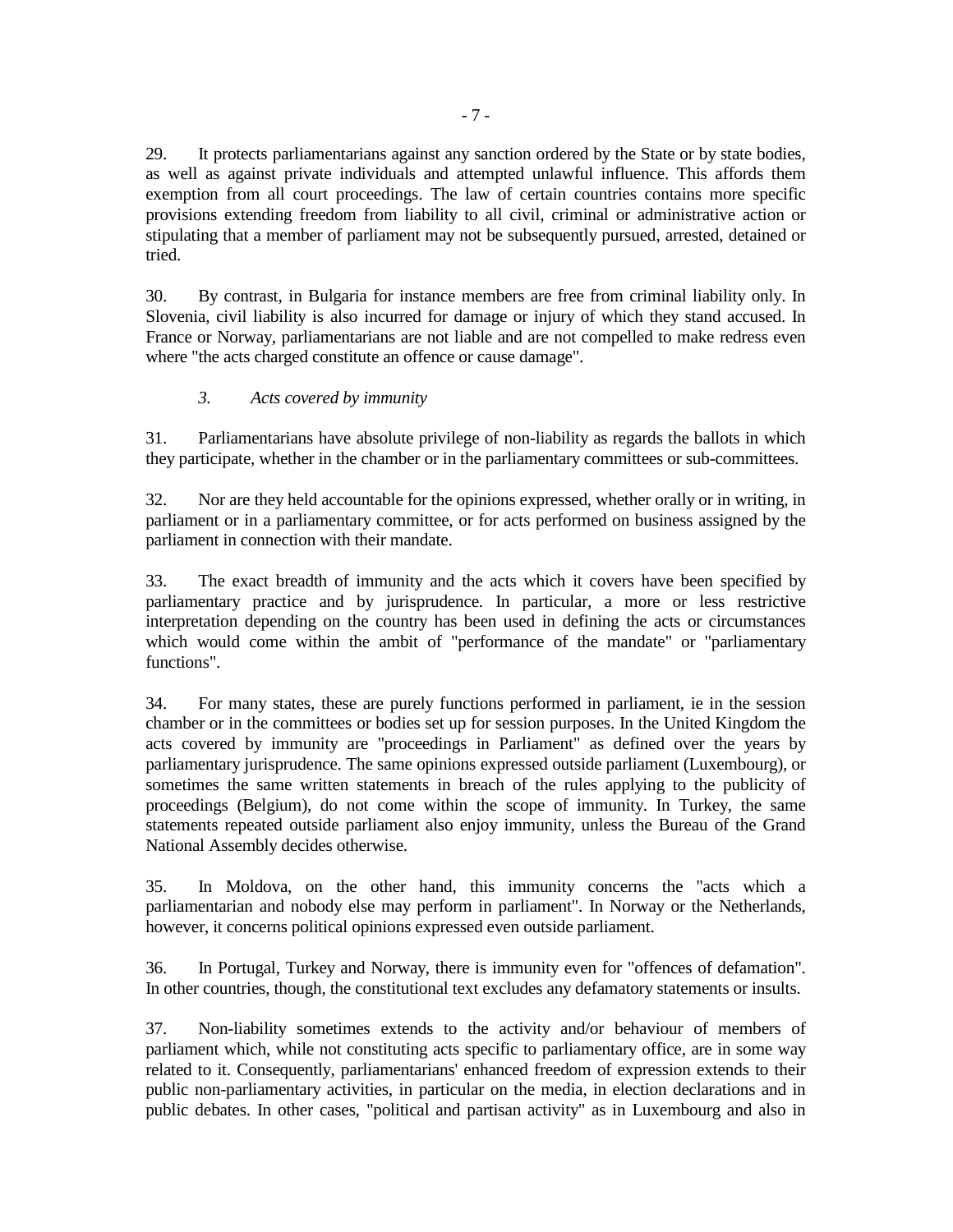29. It protects parliamentarians against any sanction ordered by the State or by state bodies, as well as against private individuals and attempted unlawful influence. This affords them exemption from all court proceedings. The law of certain countries contains more specific provisions extending freedom from liability to all civil, criminal or administrative action or stipulating that a member of parliament may not be subsequently pursued, arrested, detained or tried.

30. By contrast, in Bulgaria for instance members are free from criminal liability only. In Slovenia, civil liability is also incurred for damage or injury of which they stand accused. In France or Norway, parliamentarians are not liable and are not compelled to make redress even where "the acts charged constitute an offence or cause damage".

### *3. Acts covered by immunity*

31. Parliamentarians have absolute privilege of non-liability as regards the ballots in which they participate, whether in the chamber or in the parliamentary committees or sub-committees.

32. Nor are they held accountable for the opinions expressed, whether orally or in writing, in parliament or in a parliamentary committee, or for acts performed on business assigned by the parliament in connection with their mandate.

33. The exact breadth of immunity and the acts which it covers have been specified by parliamentary practice and by jurisprudence. In particular, a more or less restrictive interpretation depending on the country has been used in defining the acts or circumstances which would come within the ambit of "performance of the mandate" or "parliamentary functions".

34. For many states, these are purely functions performed in parliament, ie in the session chamber or in the committees or bodies set up for session purposes. In the United Kingdom the acts covered by immunity are "proceedings in Parliament" as defined over the years by parliamentary jurisprudence. The same opinions expressed outside parliament (Luxembourg), or sometimes the same written statements in breach of the rules applying to the publicity of proceedings (Belgium), do not come within the scope of immunity. In Turkey, the same statements repeated outside parliament also enjoy immunity, unless the Bureau of the Grand National Assembly decides otherwise.

35. In Moldova, on the other hand, this immunity concerns the "acts which a parliamentarian and nobody else may perform in parliament". In Norway or the Netherlands, however, it concerns political opinions expressed even outside parliament.

36. In Portugal, Turkey and Norway, there is immunity even for "offences of defamation". In other countries, though, the constitutional text excludes any defamatory statements or insults.

37. Non-liability sometimes extends to the activity and/or behaviour of members of parliament which, while not constituting acts specific to parliamentary office, are in some way related to it. Consequently, parliamentarians' enhanced freedom of expression extends to their public non-parliamentary activities, in particular on the media, in election declarations and in public debates. In other cases, "political and partisan activity" as in Luxembourg and also in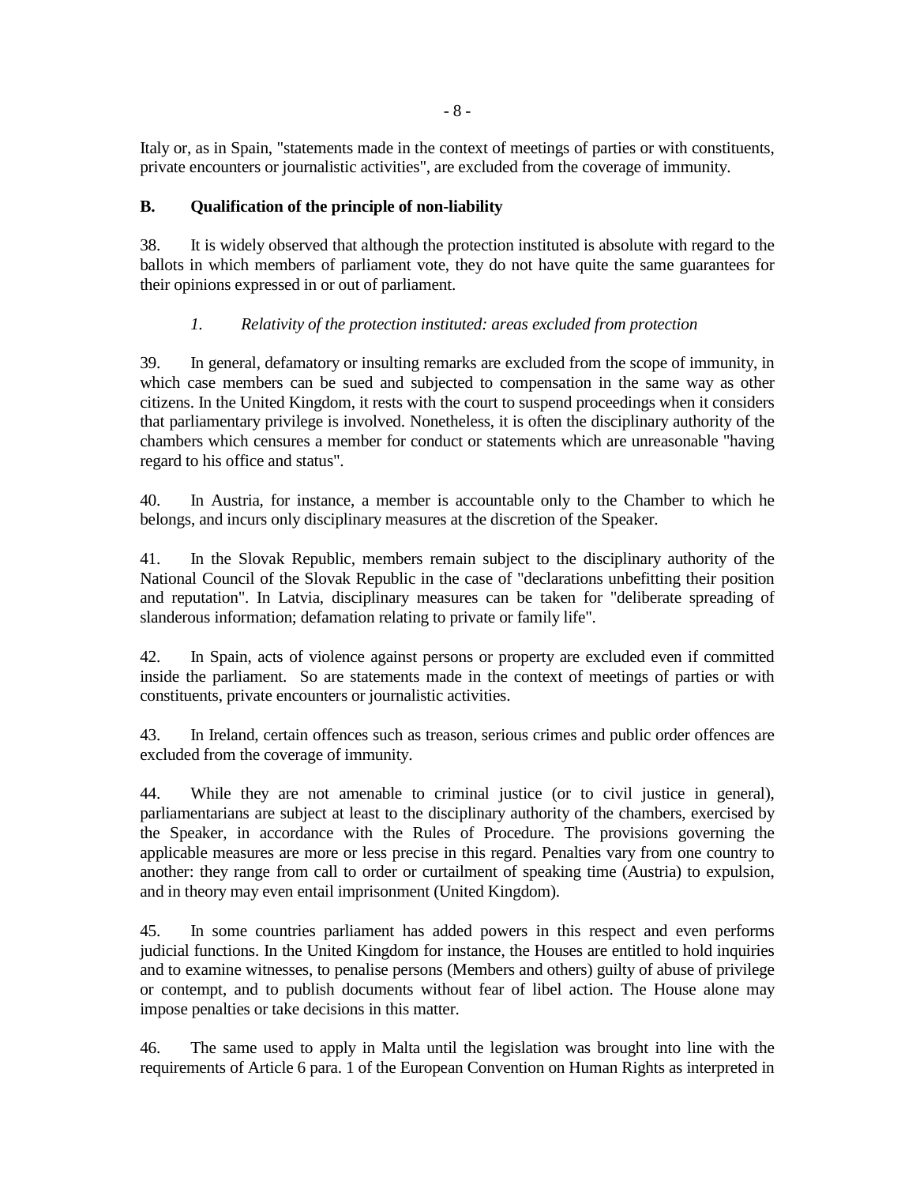Italy or, as in Spain, "statements made in the context of meetings of parties or with constituents, private encounters or journalistic activities", are excluded from the coverage of immunity.

### B. Qualification of the principle of non-liability

38. It is widely observed that although the protection instituted is absolute with regard to the ballots in which members of parliament vote, they do not have quite the same guarantees for their opinions expressed in or out of parliament.

#### *1. Relativity of the protection instituted: areas excluded from protection*

39. In general, defamatory or insulting remarks are excluded from the scope of immunity, in which case members can be sued and subjected to compensation in the same way as other citizens. In the United Kingdom, it rests with the court to suspend proceedings when it considers that parliamentary privilege is involved. Nonetheless, it is often the disciplinary authority of the chambers which censures a member for conduct or statements which are unreasonable "having regard to his office and status".

40. In Austria, for instance, a member is accountable only to the Chamber to which he belongs, and incurs only disciplinary measures at the discretion of the Speaker.

41. In the Slovak Republic, members remain subject to the disciplinary authority of the National Council of the Slovak Republic in the case of "declarations unbefitting their position and reputation". In Latvia, disciplinary measures can be taken for "deliberate spreading of slanderous information; defamation relating to private or family life".

42. In Spain, acts of violence against persons or property are excluded even if committed inside the parliament. So are statements made in the context of meetings of parties or with constituents, private encounters or journalistic activities.

43. In Ireland, certain offences such as treason, serious crimes and public order offences are excluded from the coverage of immunity.

44. While they are not amenable to criminal justice (or to civil justice in general), parliamentarians are subject at least to the disciplinary authority of the chambers, exercised by the Speaker, in accordance with the Rules of Procedure. The provisions governing the applicable measures are more or less precise in this regard. Penalties vary from one country to another: they range from call to order or curtailment of speaking time (Austria) to expulsion, and in theory may even entail imprisonment (United Kingdom).

45. In some countries parliament has added powers in this respect and even performs judicial functions. In the United Kingdom for instance, the Houses are entitled to hold inquiries and to examine witnesses, to penalise persons (Members and others) guilty of abuse of privilege or contempt, and to publish documents without fear of libel action. The House alone may impose penalties or take decisions in this matter.

46. The same used to apply in Malta until the legislation was brought into line with the requirements of Article 6 para. 1 of the European Convention on Human Rights as interpreted in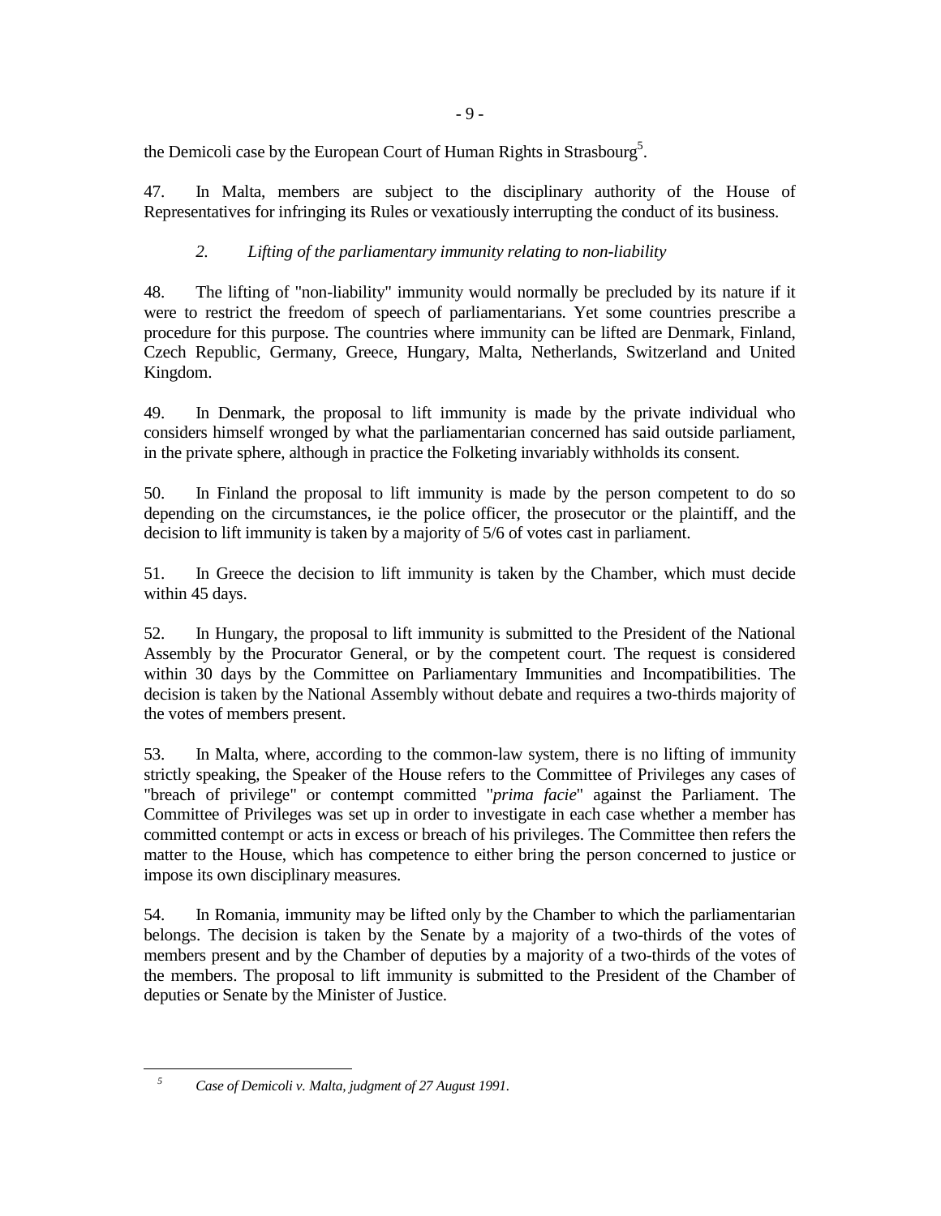the Demicoli case by the European Court of Human Rights in Strasbourg[5].

47. In Malta, members are subject to the disciplinary authority of the House of Representatives for infringing its Rules or vexatiously interrupting the conduct of its business.

### *2. Lifting of the parliamentary immunity relating to non-liability*

48. The lifting of "non-liability" immunity would normally be precluded by its nature if it were to restrict the freedom of speech of parliamentarians. Yet some countries prescribe a procedure for this purpose. The countries where immunity can be lifted are Denmark, Finland, Czech Republic, Germany, Greece, Hungary, Malta, Netherlands, Switzerland and United Kingdom.

49. In Denmark, the proposal to lift immunity is made by the private individual who considers himself wronged by what the parliamentarian concerned has said outside parliament, in the private sphere, although in practice the Folketing invariably withholds its consent.

50. In Finland the proposal to lift immunity is made by the person competent to do so depending on the circumstances, ie the police officer, the prosecutor or the plaintiff, and the decision to lift immunity is taken by a majority of 5/6 of votes cast in parliament.

51. In Greece the decision to lift immunity is taken by the Chamber, which must decide within 45 days.

52. In Hungary, the proposal to lift immunity is submitted to the President of the National Assembly by the Procurator General, or by the competent court. The request is considered within 30 days by the Committee on Parliamentary Immunities and Incompatibilities. The decision is taken by the National Assembly without debate and requires a two-thirds majority of the votes of members present.

53. In Malta, where, according to the common-law system, there is no lifting of immunity strictly speaking, the Speaker of the House refers to the Committee of Privileges any cases of "breach of privilege" or contempt committed "*prima facie*" against the Parliament. The Committee of Privileges was set up in order to investigate in each case whether a member has committed contempt or acts in excess or breach of his privileges. The Committee then refers the matter to the House, which has competence to either bring the person concerned to justice or impose its own disciplinary measures.

54. In Romania, immunity may be lifted only by the Chamber to which the parliamentarian belongs. The decision is taken by the Senate by a majority of a two-thirds of the votes of members present and by the Chamber of deputies by a majority of a two-thirds of the votes of the members. The proposal to lift immunity is submitted to the President of the Chamber of deputies or Senate by the Minister of Justice.

---

[5] *Case of Demicoli v. Malta, judgment of 27 August 1991.*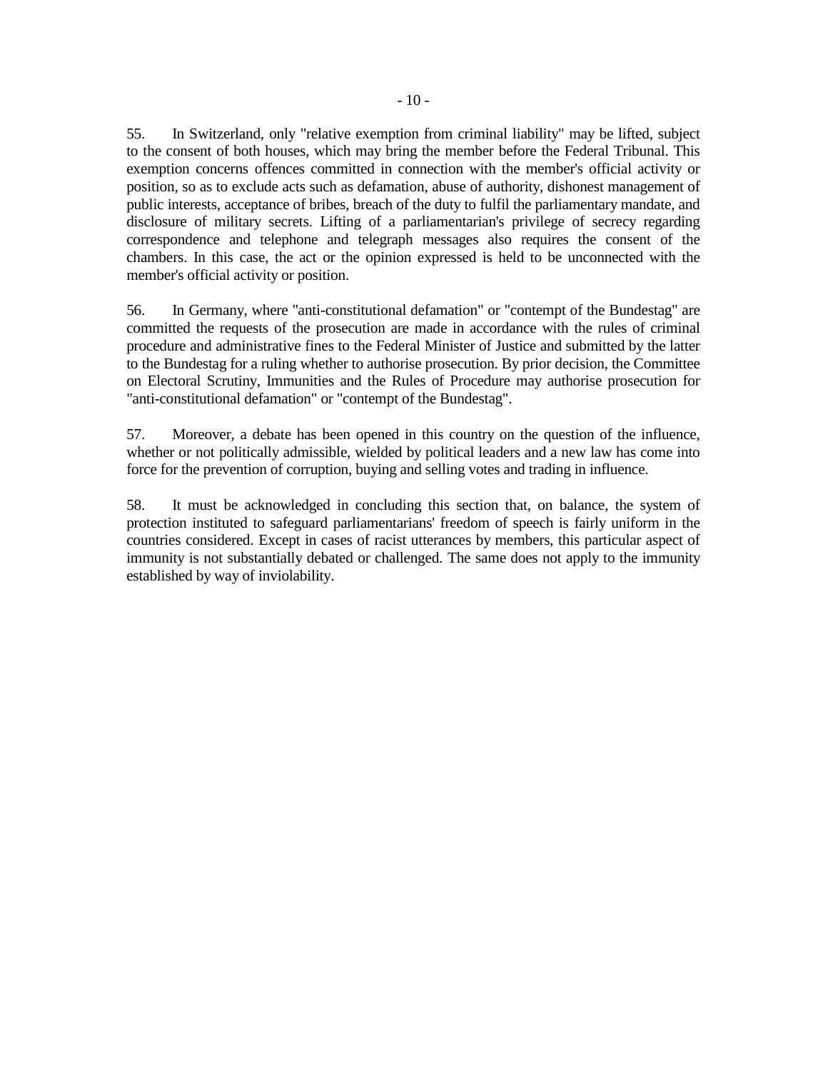55. In Switzerland, only "relative exemption from criminal liability" may be lifted, subject to the consent of both houses, which may bring the member before the Federal Tribunal. This exemption concerns offences committed in connection with the member's official activity or position, so as to exclude acts such as defamation, abuse of authority, dishonest management of public interests, acceptance of bribes, breach of the duty to fulfil the parliamentary mandate, and disclosure of military secrets. Lifting of a parliamentarian's privilege of secrecy regarding correspondence and telephone and telegraph messages also requires the consent of the chambers. In this case, the act or the opinion expressed is held to be unconnected with the member's official activity or position.

56. In Germany, where "anti-constitutional defamation" or "contempt of the Bundestag" are committed the requests of the prosecution are made in accordance with the rules of criminal procedure and administrative fines to the Federal Minister of Justice and submitted by the latter to the Bundestag for a ruling whether to authorise prosecution. By prior decision, the Committee on Electoral Scrutiny, Immunities and the Rules of Procedure may authorise prosecution for "anti-constitutional defamation" or "contempt of the Bundestag".

57. Moreover, a debate has been opened in this country on the question of the influence, whether or not politically admissible, wielded by political leaders and a new law has come into force for the prevention of corruption, buying and selling votes and trading in influence.

58. It must be acknowledged in concluding this section that, on balance, the system of protection instituted to safeguard parliamentarians' freedom of speech is fairly uniform in the countries considered. Except in cases of racist utterances by members, this particular aspect of immunity is not substantially debated or challenged. The same does not apply to the immunity established by way of inviolability.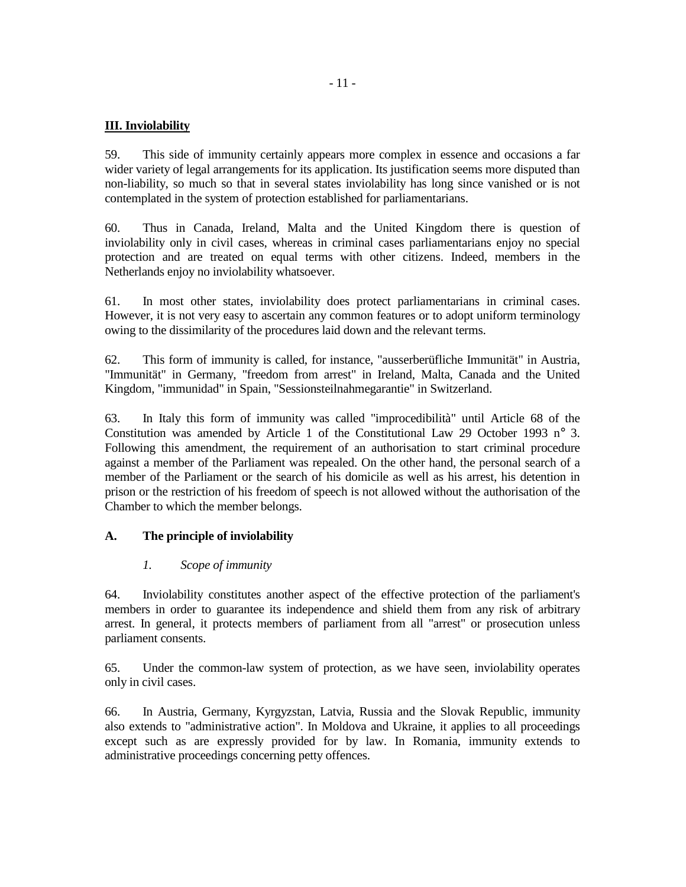## III. Inviolability

59. This side of immunity certainly appears more complex in essence and occasions a far wider variety of legal arrangements for its application. Its justification seems more disputed than non-liability, so much so that in several states inviolability has long since vanished or is not contemplated in the system of protection established for parliamentarians.

60. Thus in Canada, Ireland, Malta and the United Kingdom there is question of inviolability only in civil cases, whereas in criminal cases parliamentarians enjoy no special protection and are treated on equal terms with other citizens. Indeed, members in the Netherlands enjoy no inviolability whatsoever.

61. In most other states, inviolability does protect parliamentarians in criminal cases. However, it is not very easy to ascertain any common features or to adopt uniform terminology owing to the dissimilarity of the procedures laid down and the relevant terms.

62. This form of immunity is called, for instance, "ausserberüfliche Immunität" in Austria, "Immunität" in Germany, "freedom from arrest" in Ireland, Malta, Canada and the United Kingdom, "immunidad" in Spain, "Sessionsteilnahmegarantie" in Switzerland.

63. In Italy this form of immunity was called "improcedibilità" until Article 68 of the Constitution was amended by Article 1 of the Constitutional Law 29 October 1993 n° 3. Following this amendment, the requirement of an authorisation to start criminal procedure against a member of the Parliament was repealed. On the other hand, the personal search of a member of the Parliament or the search of his domicile as well as his arrest, his detention in prison or the restriction of his freedom of speech is not allowed without the authorisation of the Chamber to which the member belongs.

### A. The principle of inviolability

#### *1. Scope of immunity*

64. Inviolability constitutes another aspect of the effective protection of the parliament's members in order to guarantee its independence and shield them from any risk of arbitrary arrest. In general, it protects members of parliament from all "arrest" or prosecution unless parliament consents.

65. Under the common-law system of protection, as we have seen, inviolability operates only in civil cases.

66. In Austria, Germany, Kyrgyzstan, Latvia, Russia and the Slovak Republic, immunity also extends to "administrative action". In Moldova and Ukraine, it applies to all proceedings except such as are expressly provided for by law. In Romania, immunity extends to administrative proceedings concerning petty offences.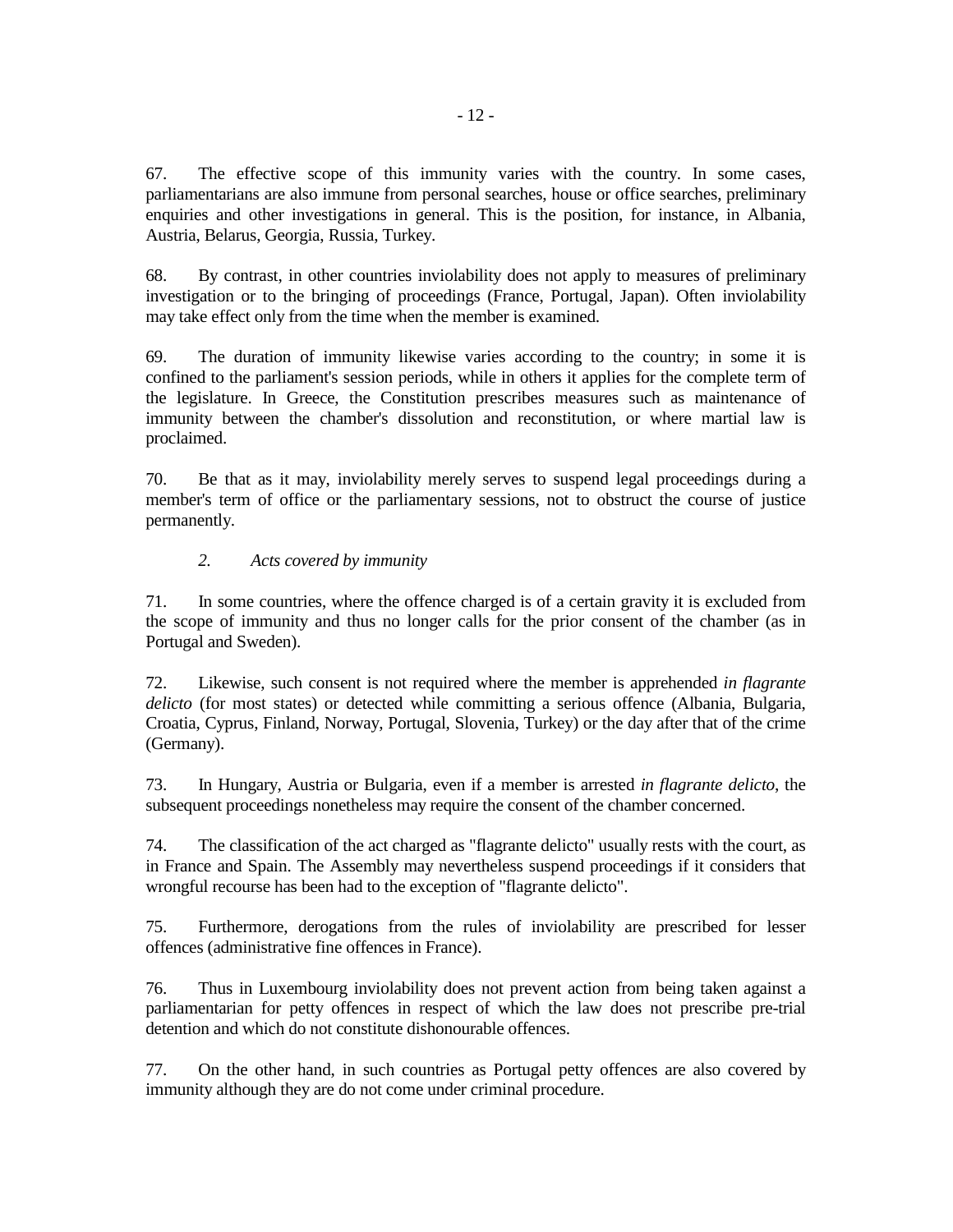67. The effective scope of this immunity varies with the country. In some cases, parliamentarians are also immune from personal searches, house or office searches, preliminary enquiries and other investigations in general. This is the position, for instance, in Albania, Austria, Belarus, Georgia, Russia, Turkey.

68. By contrast, in other countries inviolability does not apply to measures of preliminary investigation or to the bringing of proceedings (France, Portugal, Japan). Often inviolability may take effect only from the time when the member is examined.

69. The duration of immunity likewise varies according to the country; in some it is confined to the parliament's session periods, while in others it applies for the complete term of the legislature. In Greece, the Constitution prescribes measures such as maintenance of immunity between the chamber's dissolution and reconstitution, or where martial law is proclaimed.

70. Be that as it may, inviolability merely serves to suspend legal proceedings during a member's term of office or the parliamentary sessions, not to obstruct the course of justice permanently.

*2. Acts covered by immunity*

71. In some countries, where the offence charged is of a certain gravity it is excluded from the scope of immunity and thus no longer calls for the prior consent of the chamber (as in Portugal and Sweden).

72. Likewise, such consent is not required where the member is apprehended *in flagrante delicto* (for most states) or detected while committing a serious offence (Albania, Bulgaria, Croatia, Cyprus, Finland, Norway, Portugal, Slovenia, Turkey) or the day after that of the crime (Germany).

73. In Hungary, Austria or Bulgaria, even if a member is arrested *in flagrante delicto*, the subsequent proceedings nonetheless may require the consent of the chamber concerned.

74. The classification of the act charged as "flagrante delicto" usually rests with the court, as in France and Spain. The Assembly may nevertheless suspend proceedings if it considers that wrongful recourse has been had to the exception of "flagrante delicto".

75. Furthermore, derogations from the rules of inviolability are prescribed for lesser offences (administrative fine offences in France).

76. Thus in Luxembourg inviolability does not prevent action from being taken against a parliamentarian for petty offences in respect of which the law does not prescribe pre-trial detention and which do not constitute dishonourable offences.

77. On the other hand, in such countries as Portugal petty offences are also covered by immunity although they are do not come under criminal procedure.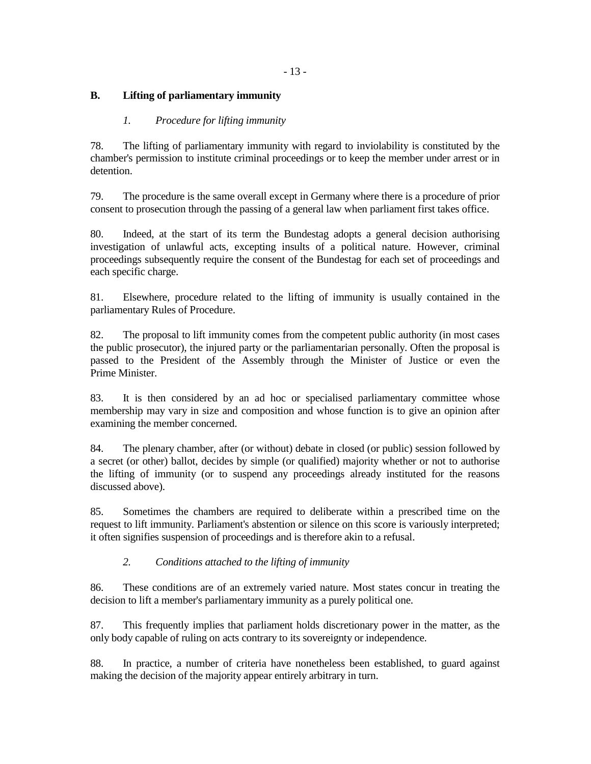## B. Lifting of parliamentary immunity

### *1. Procedure for lifting immunity*

78. The lifting of parliamentary immunity with regard to inviolability is constituted by the chamber's permission to institute criminal proceedings or to keep the member under arrest or in detention.

79. The procedure is the same overall except in Germany where there is a procedure of prior consent to prosecution through the passing of a general law when parliament first takes office.

80. Indeed, at the start of its term the Bundestag adopts a general decision authorising investigation of unlawful acts, excepting insults of a political nature. However, criminal proceedings subsequently require the consent of the Bundestag for each set of proceedings and each specific charge.

81. Elsewhere, procedure related to the lifting of immunity is usually contained in the parliamentary Rules of Procedure.

82. The proposal to lift immunity comes from the competent public authority (in most cases the public prosecutor), the injured party or the parliamentarian personally. Often the proposal is passed to the President of the Assembly through the Minister of Justice or even the Prime Minister.

83. It is then considered by an ad hoc or specialised parliamentary committee whose membership may vary in size and composition and whose function is to give an opinion after examining the member concerned.

84. The plenary chamber, after (or without) debate in closed (or public) session followed by a secret (or other) ballot, decides by simple (or qualified) majority whether or not to authorise the lifting of immunity (or to suspend any proceedings already instituted for the reasons discussed above).

85. Sometimes the chambers are required to deliberate within a prescribed time on the request to lift immunity. Parliament's abstention or silence on this score is variously interpreted; it often signifies suspension of proceedings and is therefore akin to a refusal.

### *2. Conditions attached to the lifting of immunity*

86. These conditions are of an extremely varied nature. Most states concur in treating the decision to lift a member's parliamentary immunity as a purely political one.

87. This frequently implies that parliament holds discretionary power in the matter, as the only body capable of ruling on acts contrary to its sovereignty or independence.

88. In practice, a number of criteria have nonetheless been established, to guard against making the decision of the majority appear entirely arbitrary in turn.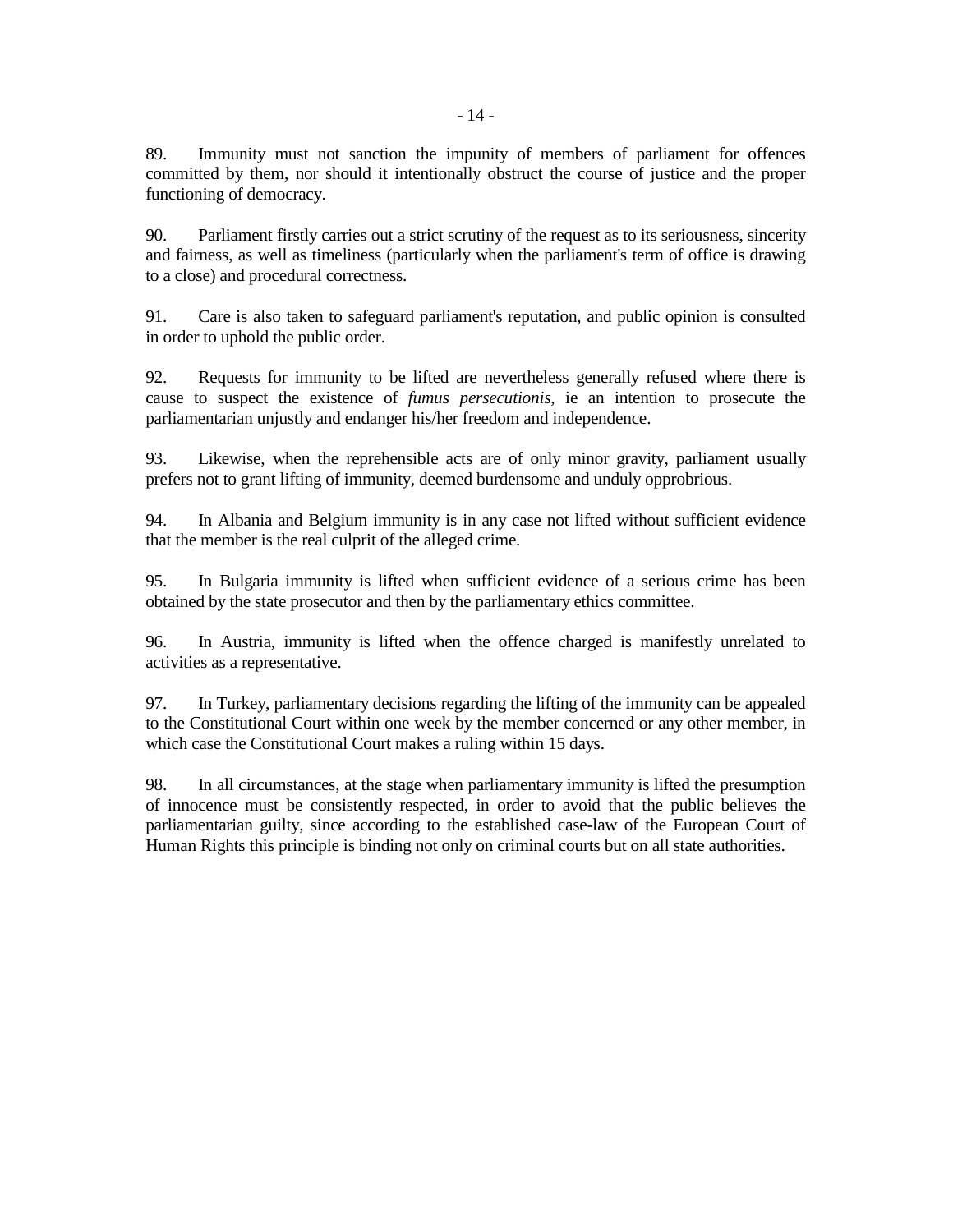89. Immunity must not sanction the impunity of members of parliament for offences committed by them, nor should it intentionally obstruct the course of justice and the proper functioning of democracy.

90. Parliament firstly carries out a strict scrutiny of the request as to its seriousness, sincerity and fairness, as well as timeliness (particularly when the parliament's term of office is drawing to a close) and procedural correctness.

91. Care is also taken to safeguard parliament's reputation, and public opinion is consulted in order to uphold the public order.

92. Requests for immunity to be lifted are nevertheless generally refused where there is cause to suspect the existence of *fumus persecutionis*, ie an intention to prosecute the parliamentarian unjustly and endanger his/her freedom and independence.

93. Likewise, when the reprehensible acts are of only minor gravity, parliament usually prefers not to grant lifting of immunity, deemed burdensome and unduly opprobrious.

94. In Albania and Belgium immunity is in any case not lifted without sufficient evidence that the member is the real culprit of the alleged crime.

95. In Bulgaria immunity is lifted when sufficient evidence of a serious crime has been obtained by the state prosecutor and then by the parliamentary ethics committee.

96. In Austria, immunity is lifted when the offence charged is manifestly unrelated to activities as a representative.

97. In Turkey, parliamentary decisions regarding the lifting of the immunity can be appealed to the Constitutional Court within one week by the member concerned or any other member, in which case the Constitutional Court makes a ruling within 15 days.

98. In all circumstances, at the stage when parliamentary immunity is lifted the presumption of innocence must be consistently respected, in order to avoid that the public believes the parliamentarian guilty, since according to the established case-law of the European Court of Human Rights this principle is binding not only on criminal courts but on all state authorities.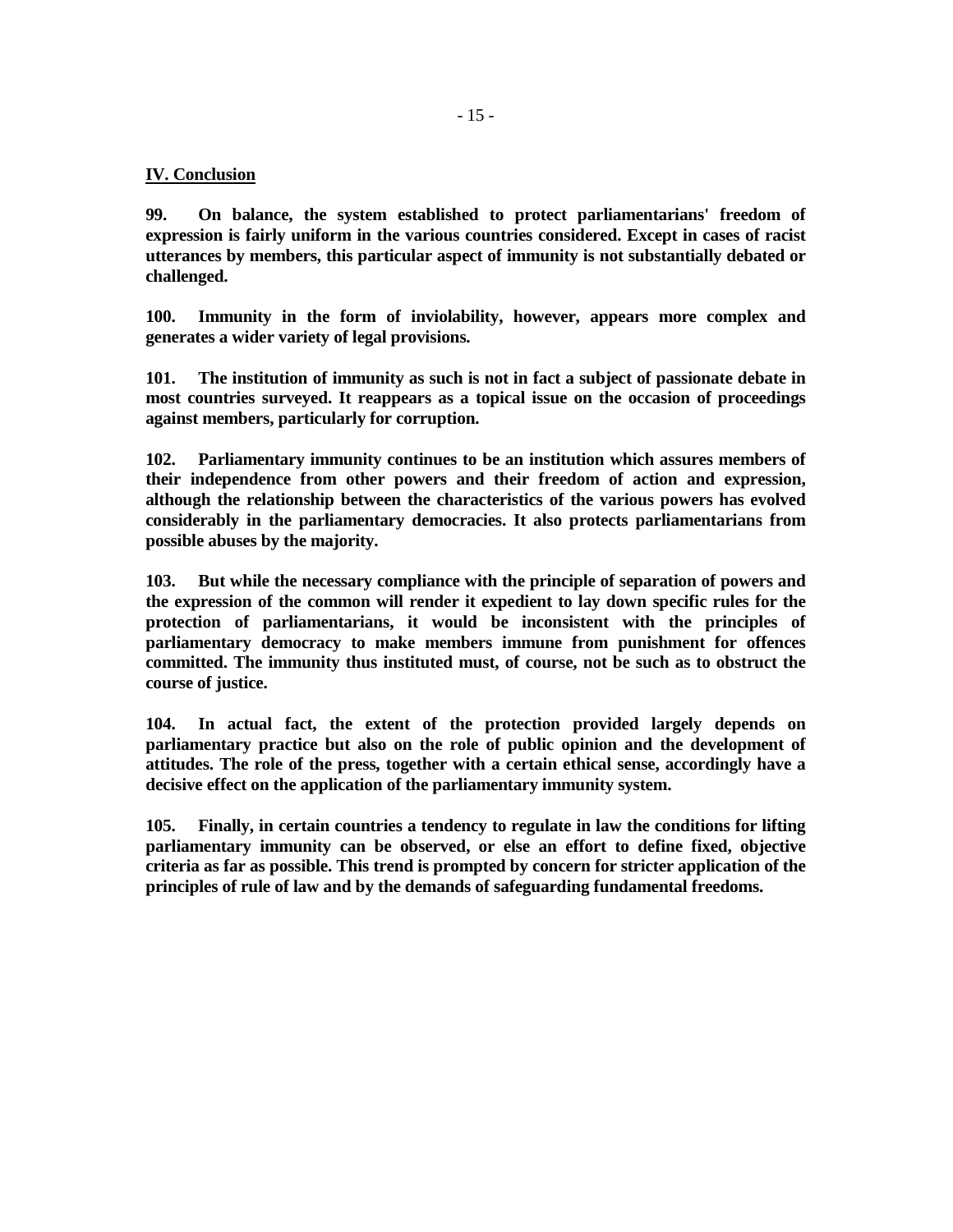## IV. Conclusion

**99. On balance, the system established to protect parliamentarians' freedom of expression is fairly uniform in the various countries considered. Except in cases of racist utterances by members, this particular aspect of immunity is not substantially debated or challenged.**

**100. Immunity in the form of inviolability, however, appears more complex and generates a wider variety of legal provisions.**

**101. The institution of immunity as such is not in fact a subject of passionate debate in most countries surveyed. It reappears as a topical issue on the occasion of proceedings against members, particularly for corruption.**

**102. Parliamentary immunity continues to be an institution which assures members of their independence from other powers and their freedom of action and expression, although the relationship between the characteristics of the various powers has evolved considerably in the parliamentary democracies. It also protects parliamentarians from possible abuses by the majority.**

**103. But while the necessary compliance with the principle of separation of powers and the expression of the common will render it expedient to lay down specific rules for the protection of parliamentarians, it would be inconsistent with the principles of parliamentary democracy to make members immune from punishment for offences committed. The immunity thus instituted must, of course, not be such as to obstruct the course of justice.**

**104. In actual fact, the extent of the protection provided largely depends on parliamentary practice but also on the role of public opinion and the development of attitudes. The role of the press, together with a certain ethical sense, accordingly have a decisive effect on the application of the parliamentary immunity system.**

**105. Finally, in certain countries a tendency to regulate in law the conditions for lifting parliamentary immunity can be observed, or else an effort to define fixed, objective criteria as far as possible. This trend is prompted by concern for stricter application of the principles of rule of law and by the demands of safeguarding fundamental freedoms.**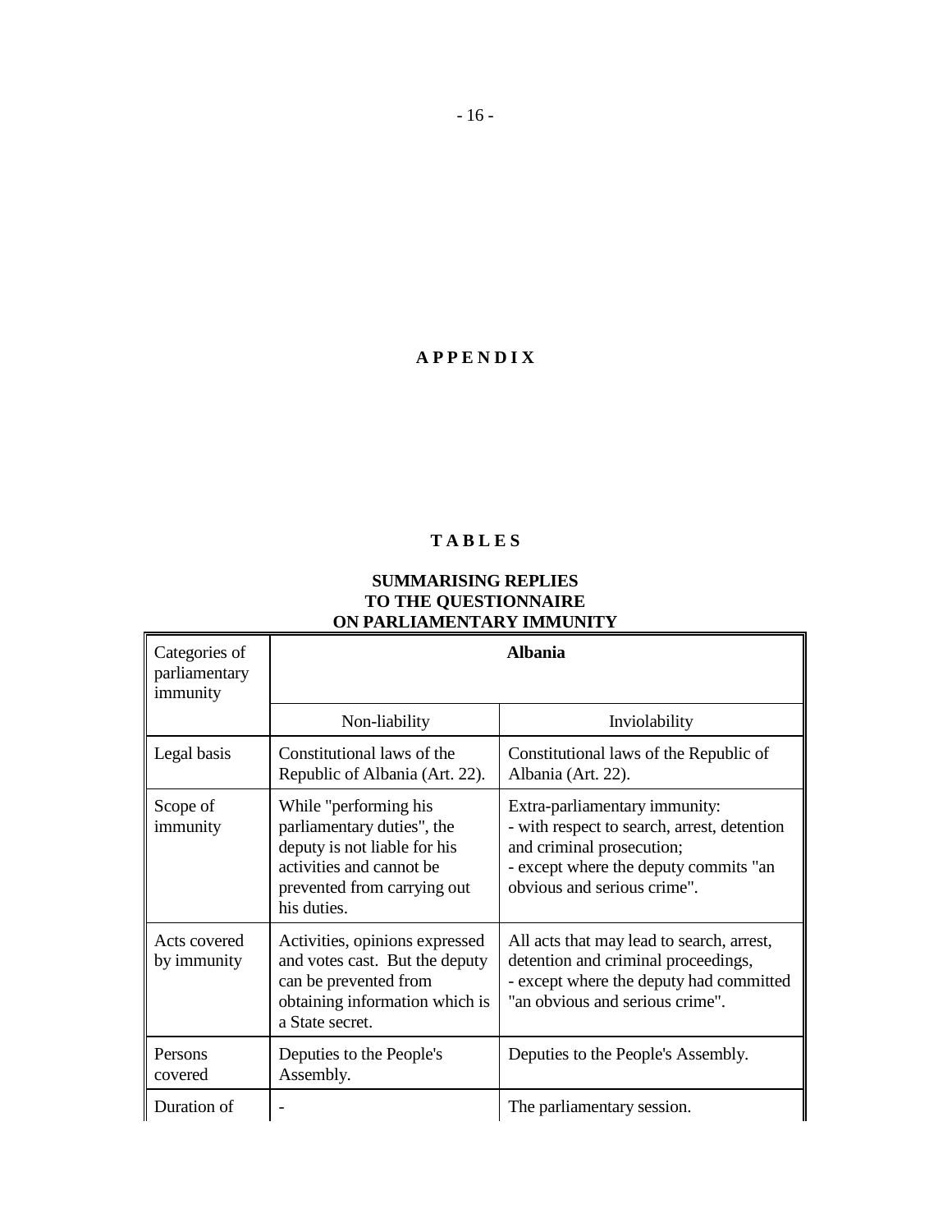# A P P E N D I X

## T A B L E S

### SUMMARISING REPLIES TO THE QUESTIONNAIRE ON PARLIAMENTARY IMMUNITY

| Categories of parliamentary immunity | **Albania** | |
|---|---|---|
| | Non-liability | Inviolability |
| Legal basis | Constitutional laws of the Republic of Albania (Art. 22). | Constitutional laws of the Republic of Albania (Art. 22). |
| Scope of immunity | While "performing his parliamentary duties", the deputy is not liable for his activities and cannot be prevented from carrying out his duties. | Extra-parliamentary immunity:<br>- with respect to search, arrest, detention and criminal prosecution;<br>- except where the deputy commits "an obvious and serious crime". |
| Acts covered by immunity | Activities, opinions expressed and votes cast. But the deputy can be prevented from obtaining information which is a State secret. | All acts that may lead to search, arrest, detention and criminal proceedings,<br>- except where the deputy had committed "an obvious and serious crime". |
| Persons covered | Deputies to the People's Assembly. | Deputies to the People's Assembly. |
| Duration of | - | The parliamentary session. |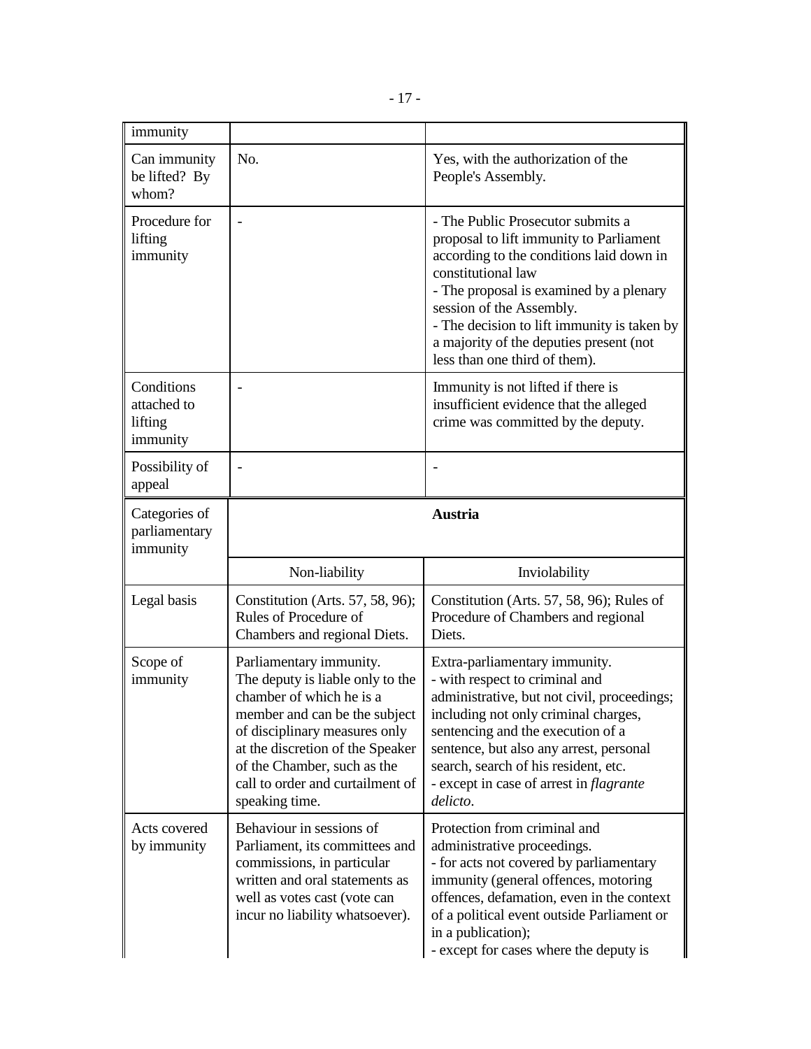| immunity | | |
|---|---|---|
| Can immunity be lifted? By whom? | No. | Yes, with the authorization of the People's Assembly. |
| Procedure for lifting immunity | - | - The Public Prosecutor submits a proposal to lift immunity to Parliament according to the conditions laid down in constitutional law<br>- The proposal is examined by a plenary session of the Assembly.<br>- The decision to lift immunity is taken by a majority of the deputies present (not less than one third of them). |
| Conditions attached to lifting immunity | - | Immunity is not lifted if there is insufficient evidence that the alleged crime was committed by the deputy. |
| Possibility of appeal | - | - |

| Categories of parliamentary immunity | **Austria** | |
|---|---|---|
| | Non-liability | Inviolability |
| Legal basis | Constitution (Arts. 57, 58, 96); Rules of Procedure of Chambers and regional Diets. | Constitution (Arts. 57, 58, 96); Rules of Procedure of Chambers and regional Diets. |
| Scope of immunity | Parliamentary immunity. The deputy is liable only to the chamber of which he is a member and can be the subject of disciplinary measures only at the discretion of the Speaker of the Chamber, such as the call to order and curtailment of speaking time. | Extra-parliamentary immunity.<br>- with respect to criminal and administrative, but not civil, proceedings; including not only criminal charges, sentencing and the execution of a sentence, but also any arrest, personal search, search of his resident, etc.<br>- except in case of arrest in *flagrante delicto*. |
| Acts covered by immunity | Behaviour in sessions of Parliament, its committees and commissions, in particular written and oral statements as well as votes cast (vote can incur no liability whatsoever). | Protection from criminal and administrative proceedings.<br>- for acts not covered by parliamentary immunity (general offences, motoring offences, defamation, even in the context of a political event outside Parliament or in a publication);<br>- except for cases where the deputy is |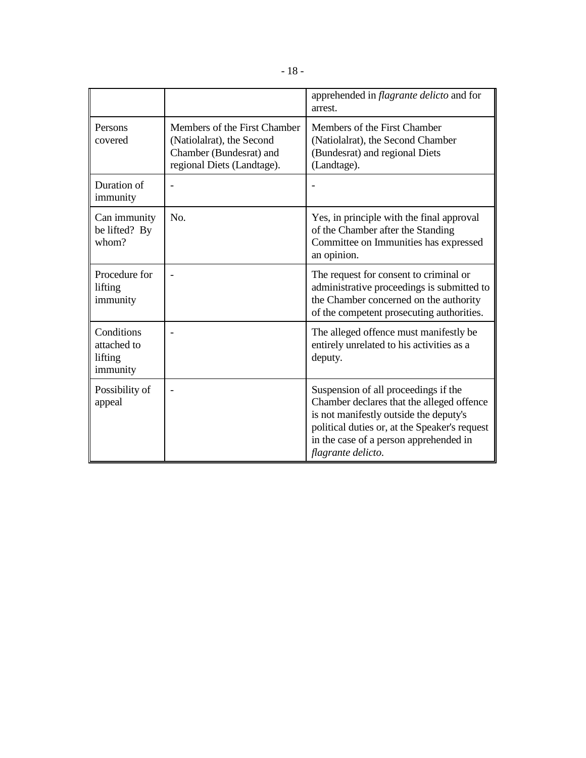| | | |
|---|---|---|
| | | apprehended in *flagrante delicto* and for arrest. |
| Persons covered | Members of the First Chamber (Natiolalrat), the Second Chamber (Bundesrat) and regional Diets (Landtage). | Members of the First Chamber (Natiolalrat), the Second Chamber (Bundesrat) and regional Diets (Landtage). |
| Duration of immunity | - | - |
| Can immunity be lifted? By whom? | No. | Yes, in principle with the final approval of the Chamber after the Standing Committee on Immunities has expressed an opinion. |
| Procedure for lifting immunity | - | The request for consent to criminal or administrative proceedings is submitted to the Chamber concerned on the authority of the competent prosecuting authorities. |
| Conditions attached to lifting immunity | - | The alleged offence must manifestly be entirely unrelated to his activities as a deputy. |
| Possibility of appeal | - | Suspension of all proceedings if the Chamber declares that the alleged offence is not manifestly outside the deputy's political duties or, at the Speaker's request in the case of a person apprehended in *flagrante delicto*. |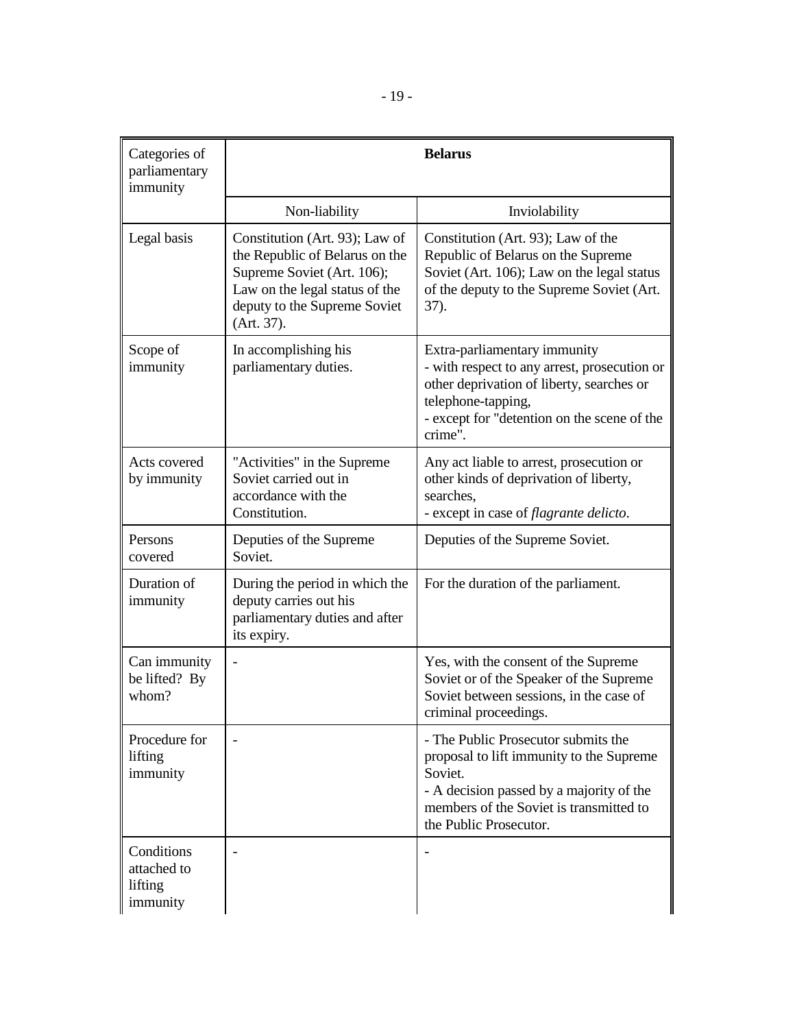| Categories of parliamentary immunity | Belarus | |
|---|---|---|
| | Non-liability | Inviolability |
| Legal basis | Constitution (Art. 93); Law of the Republic of Belarus on the Supreme Soviet (Art. 106); Law on the legal status of the deputy to the Supreme Soviet (Art. 37). | Constitution (Art. 93); Law of the Republic of Belarus on the Supreme Soviet (Art. 106); Law on the legal status of the deputy to the Supreme Soviet (Art. 37). |
| Scope of immunity | In accomplishing his parliamentary duties. | Extra-parliamentary immunity<br>- with respect to any arrest, prosecution or other deprivation of liberty, searches or telephone-tapping,<br>- except for "detention on the scene of the crime". |
| Acts covered by immunity | "Activities" in the Supreme Soviet carried out in accordance with the Constitution. | Any act liable to arrest, prosecution or other kinds of deprivation of liberty, searches,<br>- except in case of *flagrante delicto*. |
| Persons covered | Deputies of the Supreme Soviet. | Deputies of the Supreme Soviet. |
| Duration of immunity | During the period in which the deputy carries out his parliamentary duties and after its expiry. | For the duration of the parliament. |
| Can immunity be lifted? By whom? | - | Yes, with the consent of the Supreme Soviet or of the Speaker of the Supreme Soviet between sessions, in the case of criminal proceedings. |
| Procedure for lifting immunity | - | - The Public Prosecutor submits the proposal to lift immunity to the Supreme Soviet.<br>- A decision passed by a majority of the members of the Soviet is transmitted to the Public Prosecutor. |
| Conditions attached to lifting immunity | - | - |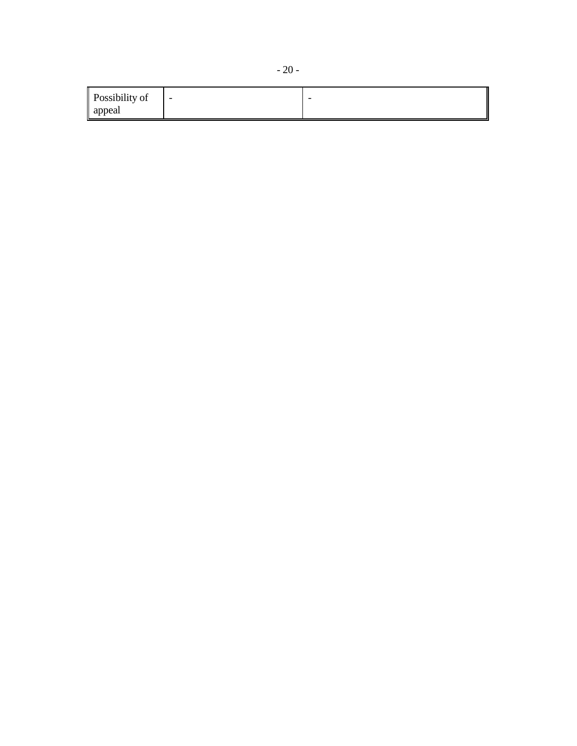| Possibility of appeal | - | - |
|---|---|---|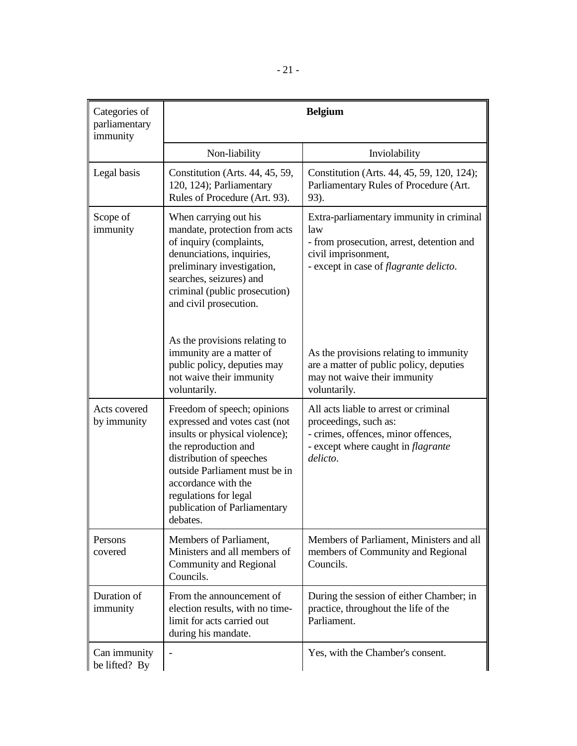| Categories of parliamentary immunity | Belgium | |
|---|---|---|
| | Non-liability | Inviolability |
| Legal basis | Constitution (Arts. 44, 45, 59, 120, 124); Parliamentary Rules of Procedure (Art. 93). | Constitution (Arts. 44, 45, 59, 120, 124); Parliamentary Rules of Procedure (Art. 93). |
| Scope of immunity | When carrying out his mandate, protection from acts of inquiry (complaints, denunciations, inquiries, preliminary investigation, searches, seizures) and criminal (public prosecution) and civil prosecution.<br><br>As the provisions relating to immunity are a matter of public policy, deputies may not waive their immunity voluntarily. | Extra-parliamentary immunity in criminal law<br>- from prosecution, arrest, detention and civil imprisonment,<br>- except in case of *flagrante delicto*.<br><br>As the provisions relating to immunity are a matter of public policy, deputies may not waive their immunity voluntarily. |
| Acts covered by immunity | Freedom of speech; opinions expressed and votes cast (not insults or physical violence); the reproduction and distribution of speeches outside Parliament must be in accordance with the regulations for legal publication of Parliamentary debates. | All acts liable to arrest or criminal proceedings, such as:<br>- crimes, offences, minor offences,<br>- except where caught in *flagrante delicto*. |
| Persons covered | Members of Parliament, Ministers and all members of Community and Regional Councils. | Members of Parliament, Ministers and all members of Community and Regional Councils. |
| Duration of immunity | From the announcement of election results, with no time-limit for acts carried out during his mandate. | During the session of either Chamber; in practice, throughout the life of the Parliament. |
| Can immunity be lifted? By | - | Yes, with the Chamber's consent. |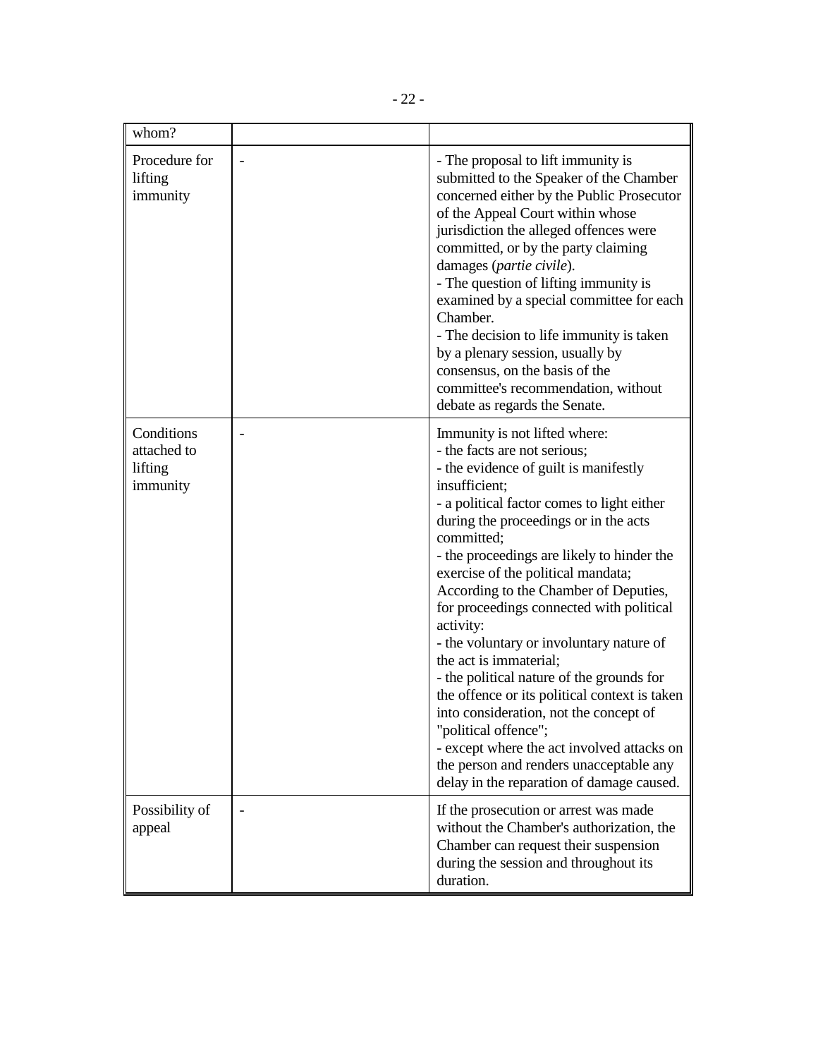| whom? | | |
|---|---|---|
| Procedure for lifting immunity | - | - The proposal to lift immunity is submitted to the Speaker of the Chamber concerned either by the Public Prosecutor of the Appeal Court within whose jurisdiction the alleged offences were committed, or by the party claiming damages (*partie civile*).<br>- The question of lifting immunity is examined by a special committee for each Chamber.<br>- The decision to life immunity is taken by a plenary session, usually by consensus, on the basis of the committee's recommendation, without debate as regards the Senate. |
| Conditions attached to lifting immunity | - | Immunity is not lifted where:<br>- the facts are not serious;<br>- the evidence of guilt is manifestly insufficient;<br>- a political factor comes to light either during the proceedings or in the acts committed;<br>- the proceedings are likely to hinder the exercise of the political mandata;<br>According to the Chamber of Deputies, for proceedings connected with political activity:<br>- the voluntary or involuntary nature of the act is immaterial;<br>- the political nature of the grounds for the offence or its political context is taken into consideration, not the concept of "political offence";<br>- except where the act involved attacks on the person and renders unacceptable any delay in the reparation of damage caused. |
| Possibility of appeal | - | If the prosecution or arrest was made without the Chamber's authorization, the Chamber can request their suspension during the session and throughout its duration. |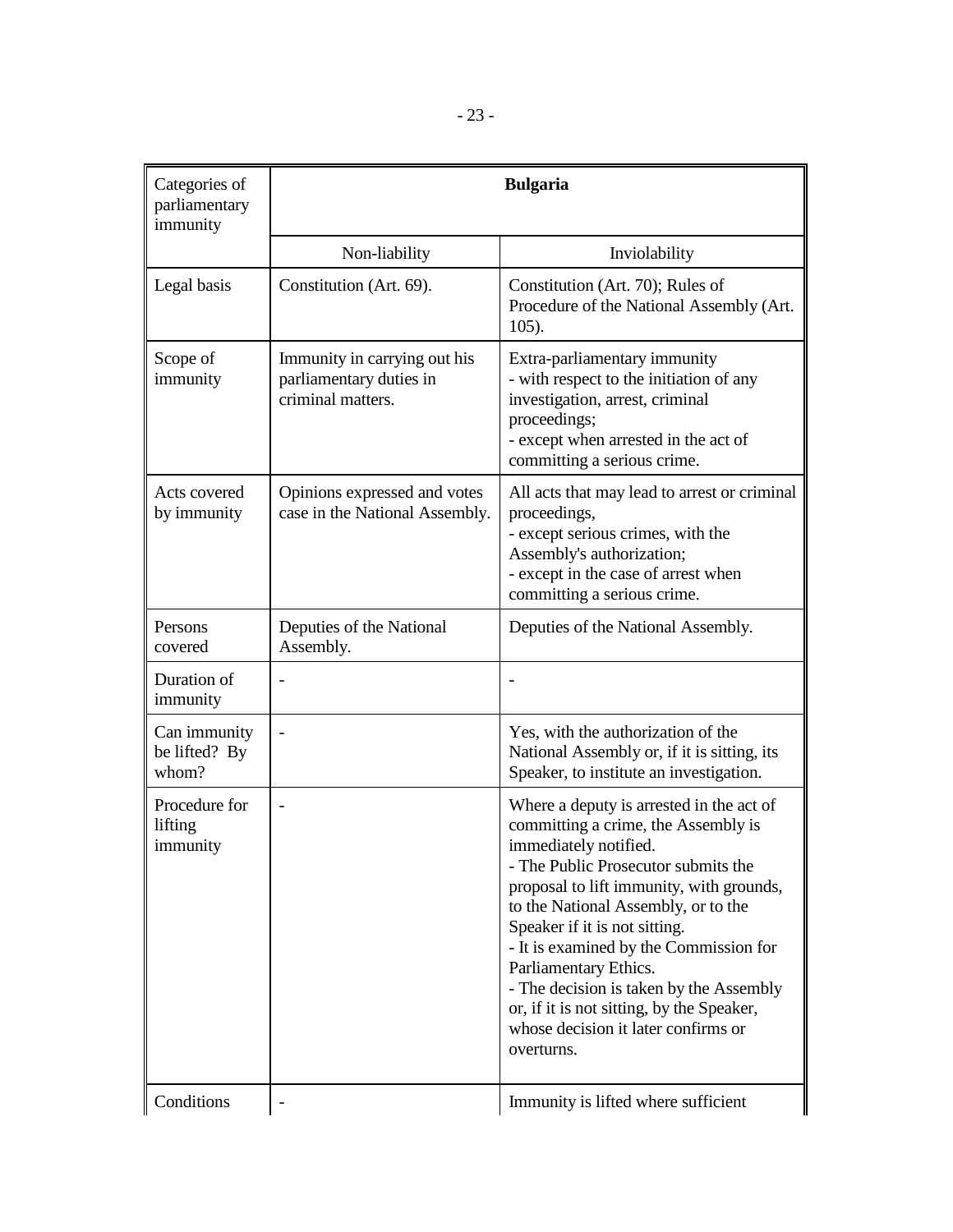| Categories of parliamentary immunity | Bulgaria | |
|---|---|---|
| | Non-liability | Inviolability |
| Legal basis | Constitution (Art. 69). | Constitution (Art. 70); Rules of Procedure of the National Assembly (Art. 105). |
| Scope of immunity | Immunity in carrying out his parliamentary duties in criminal matters. | Extra-parliamentary immunity<br>- with respect to the initiation of any investigation, arrest, criminal proceedings;<br>- except when arrested in the act of committing a serious crime. |
| Acts covered by immunity | Opinions expressed and votes case in the National Assembly. | All acts that may lead to arrest or criminal proceedings,<br>- except serious crimes, with the Assembly's authorization;<br>- except in the case of arrest when committing a serious crime. |
| Persons covered | Deputies of the National Assembly. | Deputies of the National Assembly. |
| Duration of immunity | - | - |
| Can immunity be lifted? By whom? | - | Yes, with the authorization of the National Assembly or, if it is sitting, its Speaker, to institute an investigation. |
| Procedure for lifting immunity | - | Where a deputy is arrested in the act of committing a crime, the Assembly is immediately notified.<br>- The Public Prosecutor submits the proposal to lift immunity, with grounds, to the National Assembly, or to the Speaker if it is not sitting.<br>- It is examined by the Commission for Parliamentary Ethics.<br>- The decision is taken by the Assembly or, if it is not sitting, by the Speaker, whose decision it later confirms or overturns. |
| Conditions | - | Immunity is lifted where sufficient |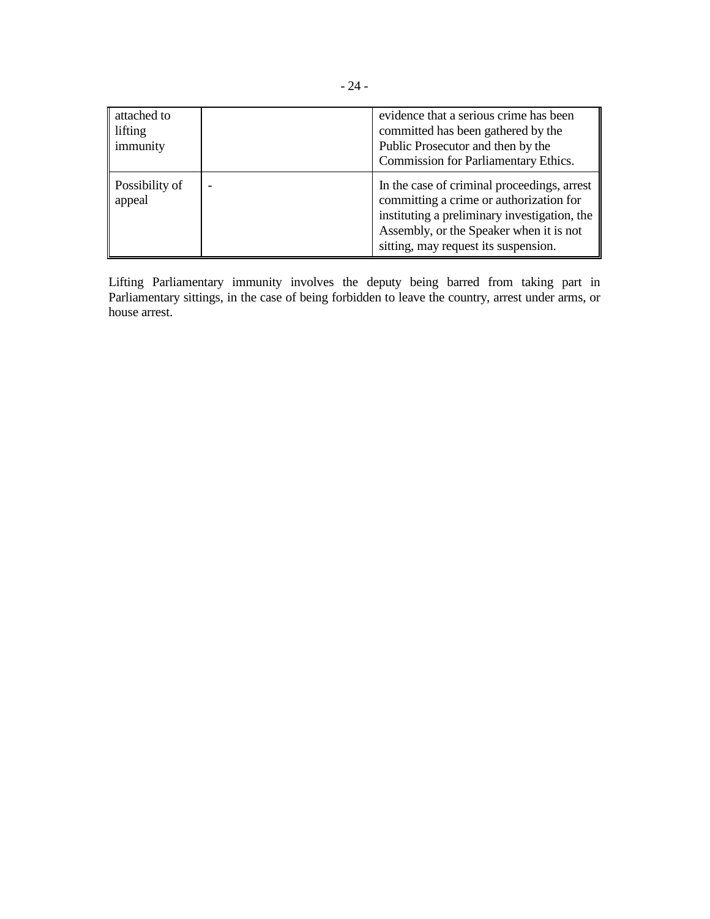| attached to lifting immunity | | evidence that a serious crime has been committed has been gathered by the Public Prosecutor and then by the Commission for Parliamentary Ethics. |
|---|---|---|
| Possibility of appeal | - | In the case of criminal proceedings, arrest committing a crime or authorization for instituting a preliminary investigation, the Assembly, or the Speaker when it is not sitting, may request its suspension. |

Lifting Parliamentary immunity involves the deputy being barred from taking part in Parliamentary sittings, in the case of being forbidden to leave the country, arrest under arms, or house arrest.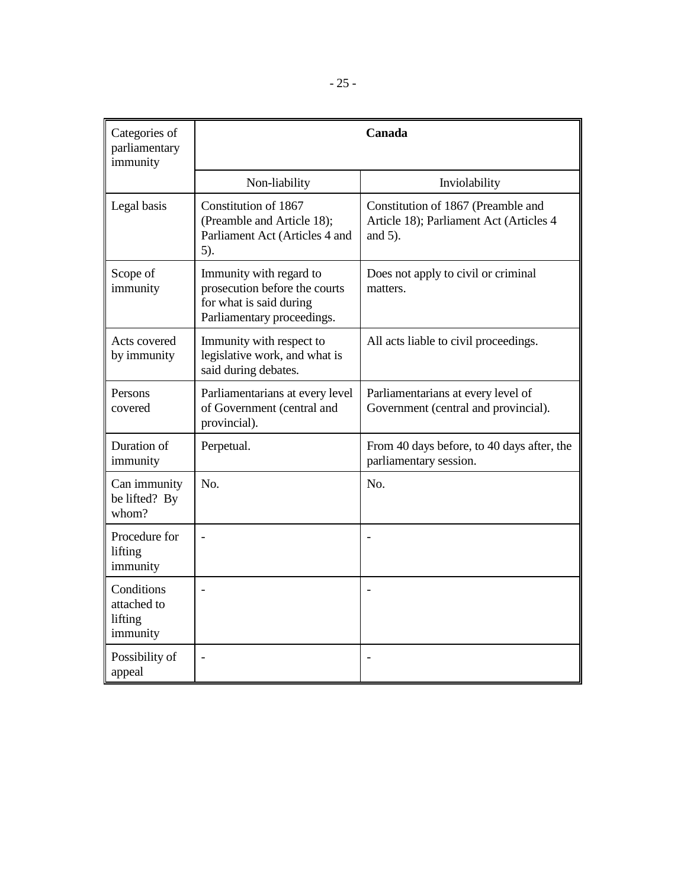| Categories of parliamentary immunity | Canada | |
|---|---|---|
| | Non-liability | Inviolability |
| Legal basis | Constitution of 1867 (Preamble and Article 18); Parliament Act (Articles 4 and 5). | Constitution of 1867 (Preamble and Article 18); Parliament Act (Articles 4 and 5). |
| Scope of immunity | Immunity with regard to prosecution before the courts for what is said during Parliamentary proceedings. | Does not apply to civil or criminal matters. |
| Acts covered by immunity | Immunity with respect to legislative work, and what is said during debates. | All acts liable to civil proceedings. |
| Persons covered | Parliamentarians at every level of Government (central and provincial). | Parliamentarians at every level of Government (central and provincial). |
| Duration of immunity | Perpetual. | From 40 days before, to 40 days after, the parliamentary session. |
| Can immunity be lifted? By whom? | No. | No. |
| Procedure for lifting immunity | - | - |
| Conditions attached to lifting immunity | - | - |
| Possibility of appeal | - | - |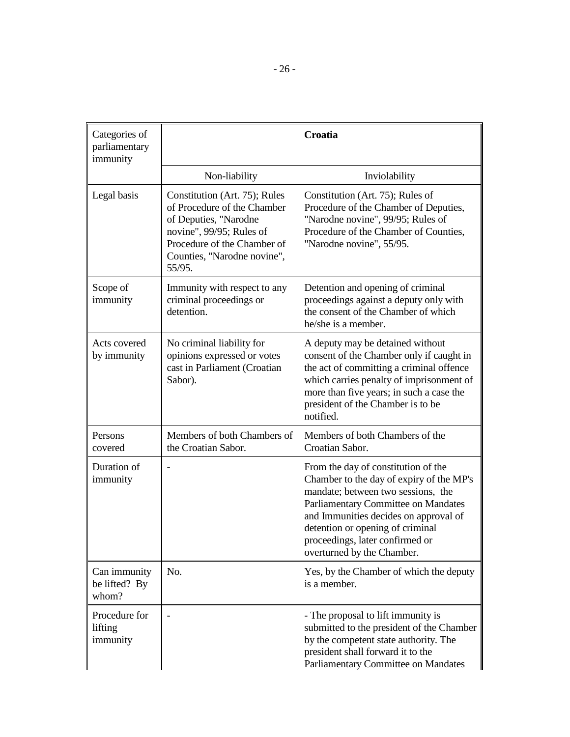| Categories of parliamentary immunity | Croatia | |
|---|---|---|
| | Non-liability | Inviolability |
| Legal basis | Constitution (Art. 75); Rules of Procedure of the Chamber of Deputies, "Narodne novine", 99/95; Rules of Procedure of the Chamber of Counties, "Narodne novine", 55/95. | Constitution (Art. 75); Rules of Procedure of the Chamber of Deputies, "Narodne novine", 99/95; Rules of Procedure of the Chamber of Counties, "Narodne novine", 55/95. |
| Scope of immunity | Immunity with respect to any criminal proceedings or detention. | Detention and opening of criminal proceedings against a deputy only with the consent of the Chamber of which he/she is a member. |
| Acts covered by immunity | No criminal liability for opinions expressed or votes cast in Parliament (Croatian Sabor). | A deputy may be detained without consent of the Chamber only if caught in the act of committing a criminal offence which carries penalty of imprisonment of more than five years; in such a case the president of the Chamber is to be notified. |
| Persons covered | Members of both Chambers of the Croatian Sabor. | Members of both Chambers of the Croatian Sabor. |
| Duration of immunity | - | From the day of constitution of the Chamber to the day of expiry of the MP's mandate; between two sessions, the Parliamentary Committee on Mandates and Immunities decides on approval of detention or opening of criminal proceedings, later confirmed or overturned by the Chamber. |
| Can immunity be lifted? By whom? | No. | Yes, by the Chamber of which the deputy is a member. |
| Procedure for lifting immunity | - | - The proposal to lift immunity is submitted to the president of the Chamber by the competent state authority. The president shall forward it to the Parliamentary Committee on Mandates |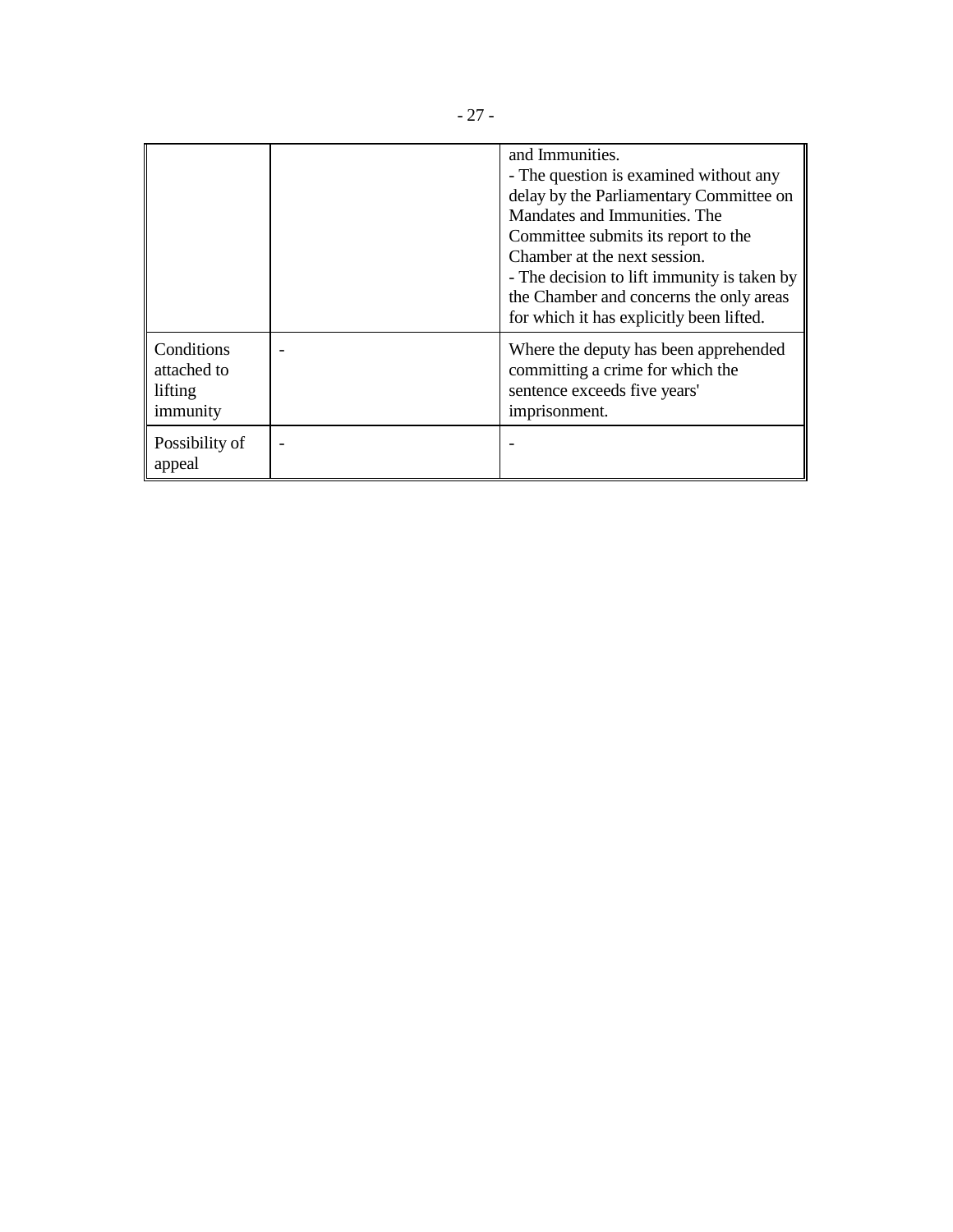| | | |
|---|---|---|
| | | and Immunities.<br>- The question is examined without any delay by the Parliamentary Committee on Mandates and Immunities. The Committee submits its report to the Chamber at the next session.<br>- The decision to lift immunity is taken by the Chamber and concerns the only areas for which it has explicitly been lifted. |
| Conditions attached to lifting immunity | - | Where the deputy has been apprehended committing a crime for which the sentence exceeds five years' imprisonment. |
| Possibility of appeal | - | - |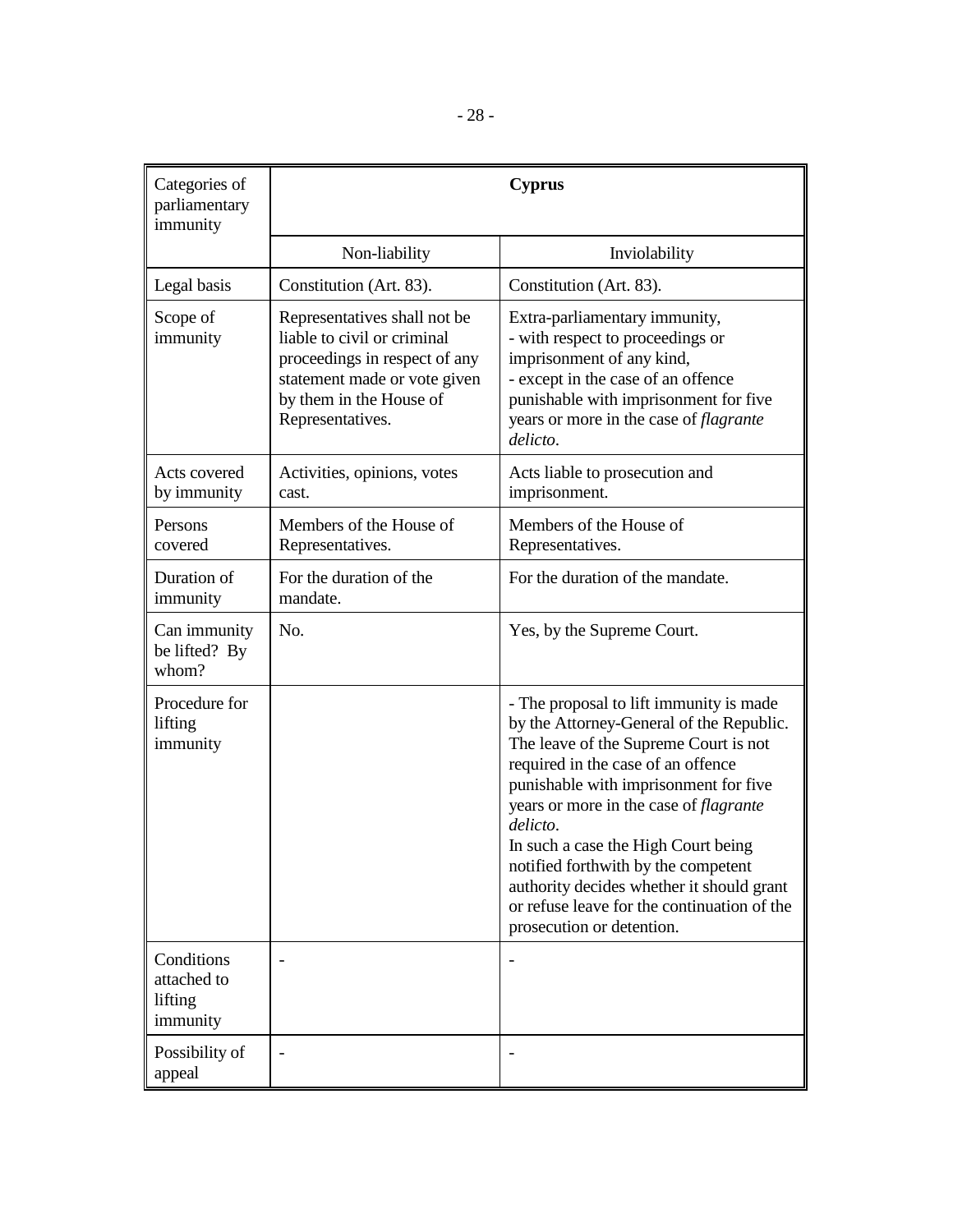| Categories of parliamentary immunity | Cyprus | |
|---|---|---|
| | Non-liability | Inviolability |
| Legal basis | Constitution (Art. 83). | Constitution (Art. 83). |
| Scope of immunity | Representatives shall not be liable to civil or criminal proceedings in respect of any statement made or vote given by them in the House of Representatives. | Extra-parliamentary immunity,<br>- with respect to proceedings or imprisonment of any kind,<br>- except in the case of an offence punishable with imprisonment for five years or more in the case of *flagrante delicto*. |
| Acts covered by immunity | Activities, opinions, votes cast. | Acts liable to prosecution and imprisonment. |
| Persons covered | Members of the House of Representatives. | Members of the House of Representatives. |
| Duration of immunity | For the duration of the mandate. | For the duration of the mandate. |
| Can immunity be lifted? By whom? | No. | Yes, by the Supreme Court. |
| Procedure for lifting immunity | | - The proposal to lift immunity is made by the Attorney-General of the Republic. The leave of the Supreme Court is not required in the case of an offence punishable with imprisonment for five years or more in the case of *flagrante delicto*.<br>In such a case the High Court being notified forthwith by the competent authority decides whether it should grant or refuse leave for the continuation of the prosecution or detention. |
| Conditions attached to lifting immunity | - | - |
| Possibility of appeal | - | - |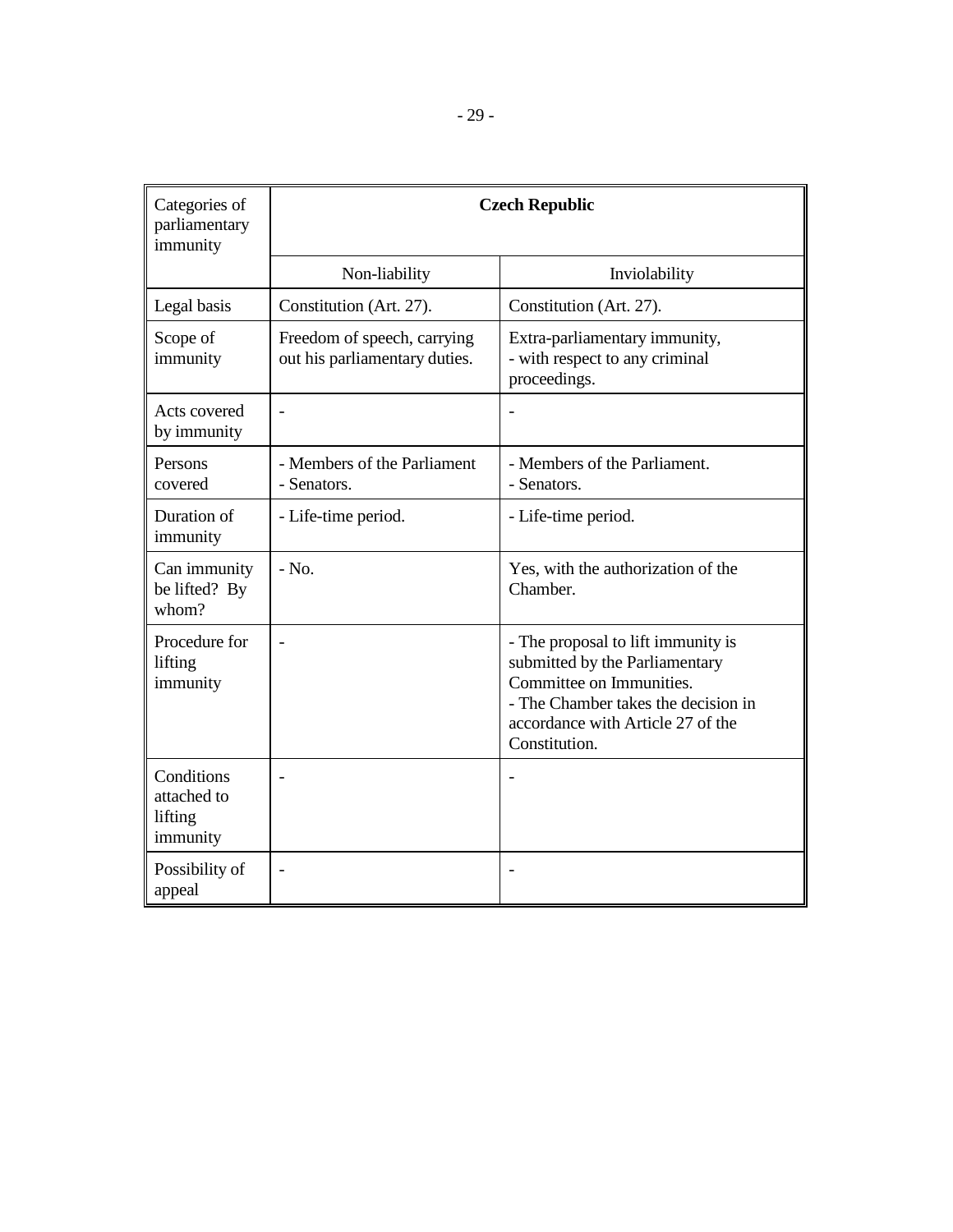| Categories of parliamentary immunity | Czech Republic | |
|---|---|---|
| | Non-liability | Inviolability |
| Legal basis | Constitution (Art. 27). | Constitution (Art. 27). |
| Scope of immunity | Freedom of speech, carrying out his parliamentary duties. | Extra-parliamentary immunity,<br>- with respect to any criminal proceedings. |
| Acts covered by immunity | - | - |
| Persons covered | - Members of the Parliament<br>- Senators. | - Members of the Parliament.<br>- Senators. |
| Duration of immunity | - Life-time period. | - Life-time period. |
| Can immunity be lifted? By whom? | - No. | Yes, with the authorization of the Chamber. |
| Procedure for lifting immunity | - | - The proposal to lift immunity is submitted by the Parliamentary Committee on Immunities.<br>- The Chamber takes the decision in accordance with Article 27 of the Constitution. |
| Conditions attached to lifting immunity | - | - |
| Possibility of appeal | - | - |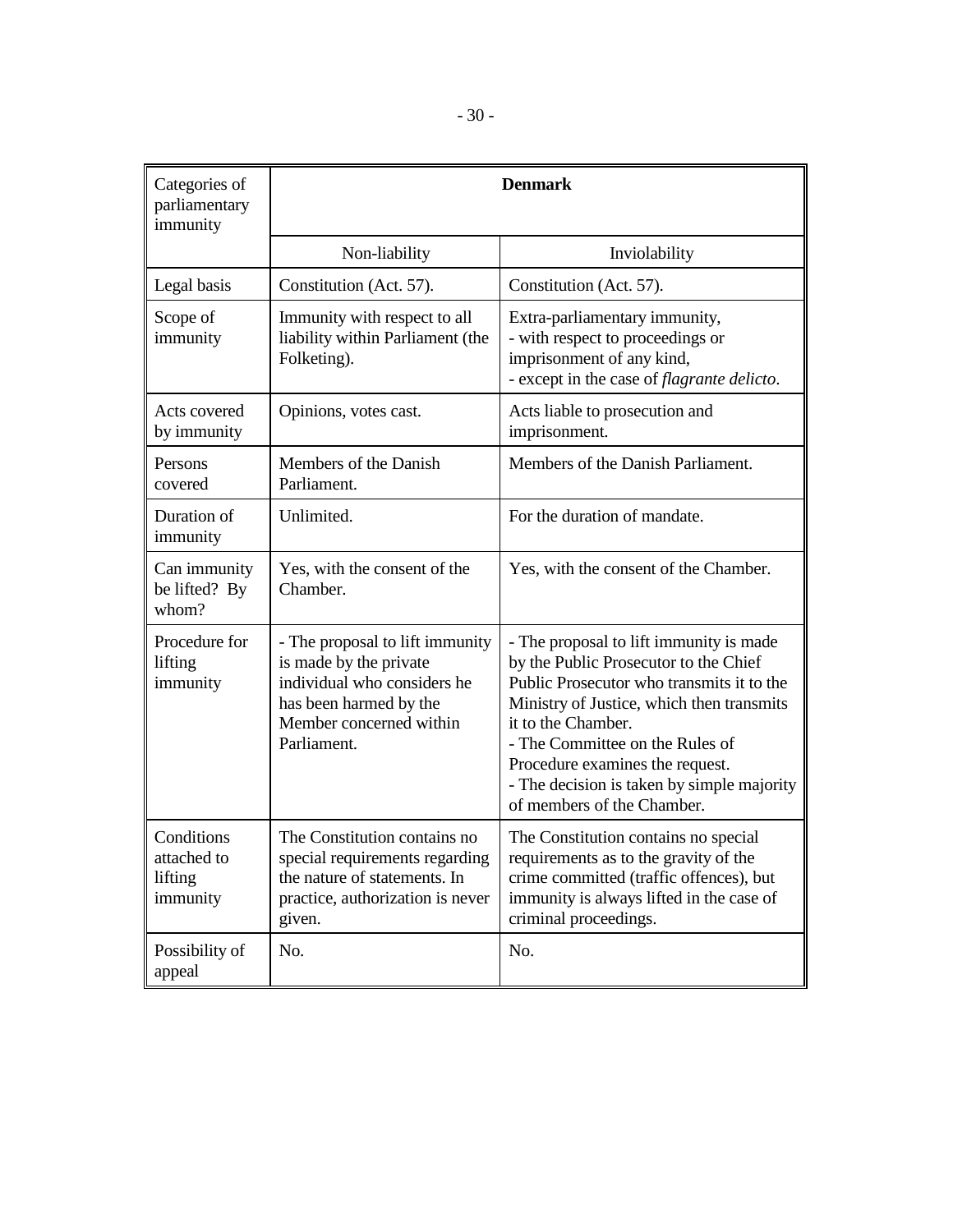| Categories of parliamentary immunity | **Denmark** | |
|---|---|---|
| | Non-liability | Inviolability |
| Legal basis | Constitution (Act. 57). | Constitution (Act. 57). |
| Scope of immunity | Immunity with respect to all liability within Parliament (the Folketing). | Extra-parliamentary immunity,<br>- with respect to proceedings or imprisonment of any kind,<br>- except in the case of *flagrante delicto*. |
| Acts covered by immunity | Opinions, votes cast. | Acts liable to prosecution and imprisonment. |
| Persons covered | Members of the Danish Parliament. | Members of the Danish Parliament. |
| Duration of immunity | Unlimited. | For the duration of mandate. |
| Can immunity be lifted? By whom? | Yes, with the consent of the Chamber. | Yes, with the consent of the Chamber. |
| Procedure for lifting immunity | - The proposal to lift immunity is made by the private individual who considers he has been harmed by the Member concerned within Parliament. | - The proposal to lift immunity is made by the Public Prosecutor to the Chief Public Prosecutor who transmits it to the Ministry of Justice, which then transmits it to the Chamber.<br>- The Committee on the Rules of Procedure examines the request.<br>- The decision is taken by simple majority of members of the Chamber. |
| Conditions attached to lifting immunity | The Constitution contains no special requirements regarding the nature of statements. In practice, authorization is never given. | The Constitution contains no special requirements as to the gravity of the crime committed (traffic offences), but immunity is always lifted in the case of criminal proceedings. |
| Possibility of appeal | No. | No. |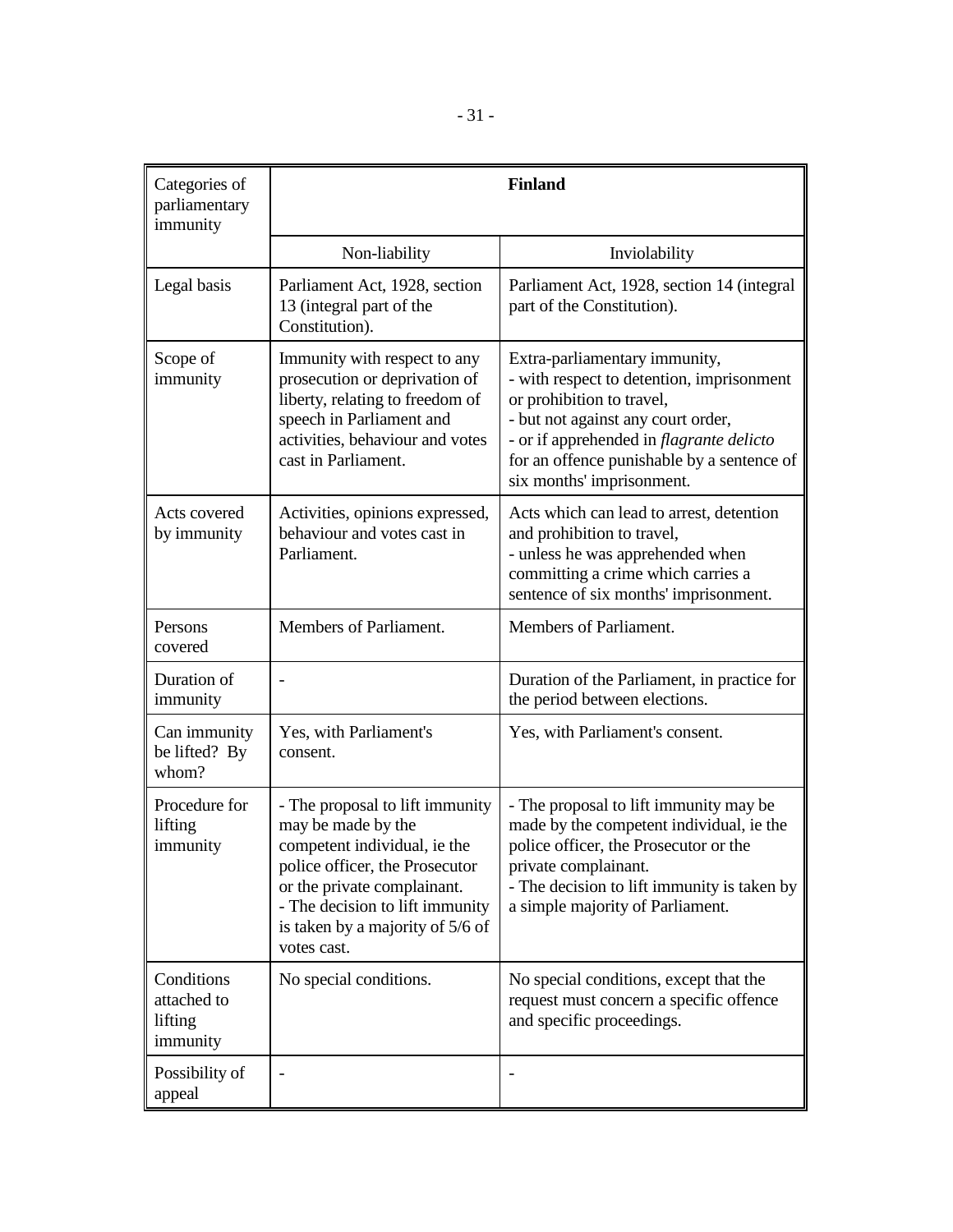| Categories of parliamentary immunity | Finland | |
|---|---|---|
| | Non-liability | Inviolability |
| Legal basis | Parliament Act, 1928, section 13 (integral part of the Constitution). | Parliament Act, 1928, section 14 (integral part of the Constitution). |
| Scope of immunity | Immunity with respect to any prosecution or deprivation of liberty, relating to freedom of speech in Parliament and activities, behaviour and votes cast in Parliament. | Extra-parliamentary immunity,<br>- with respect to detention, imprisonment or prohibition to travel,<br>- but not against any court order,<br>- or if apprehended in *flagrante delicto* for an offence punishable by a sentence of six months' imprisonment. |
| Acts covered by immunity | Activities, opinions expressed, behaviour and votes cast in Parliament. | Acts which can lead to arrest, detention and prohibition to travel,<br>- unless he was apprehended when committing a crime which carries a sentence of six months' imprisonment. |
| Persons covered | Members of Parliament. | Members of Parliament. |
| Duration of immunity | - | Duration of the Parliament, in practice for the period between elections. |
| Can immunity be lifted? By whom? | Yes, with Parliament's consent. | Yes, with Parliament's consent. |
| Procedure for lifting immunity | - The proposal to lift immunity may be made by the competent individual, ie the police officer, the Prosecutor or the private complainant.<br>- The decision to lift immunity is taken by a majority of 5/6 of votes cast. | - The proposal to lift immunity may be made by the competent individual, ie the police officer, the Prosecutor or the private complainant.<br>- The decision to lift immunity is taken by a simple majority of Parliament. |
| Conditions attached to lifting immunity | No special conditions. | No special conditions, except that the request must concern a specific offence and specific proceedings. |
| Possibility of appeal | - | - |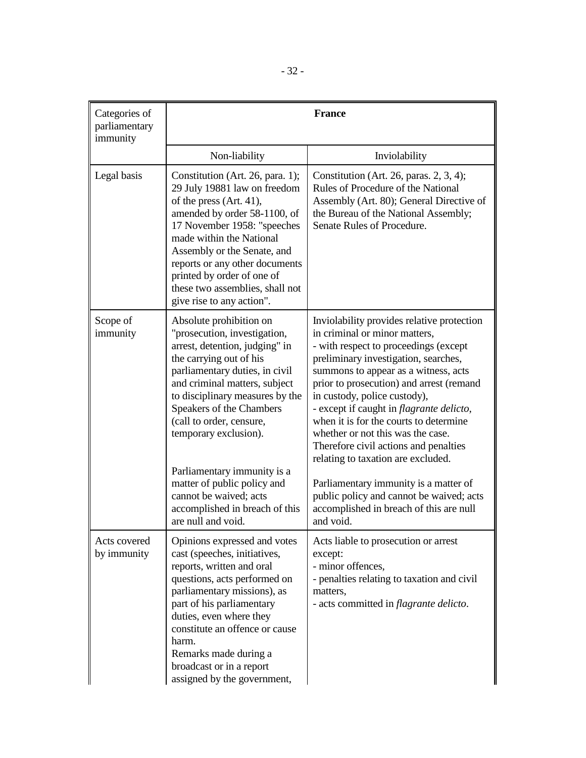| Categories of parliamentary immunity | France | |
|---|---|---|
| | Non-liability | Inviolability |
| Legal basis | Constitution (Art. 26, para. 1); 29 July 19881 law on freedom of the press (Art. 41), amended by order 58-1100, of 17 November 1958: "speeches made within the National Assembly or the Senate, and reports or any other documents printed by order of one of these two assemblies, shall not give rise to any action". | Constitution (Art. 26, paras. 2, 3, 4); Rules of Procedure of the National Assembly (Art. 80); General Directive of the Bureau of the National Assembly; Senate Rules of Procedure. |
| Scope of immunity | Absolute prohibition on "prosecution, investigation, arrest, detention, judging" in the carrying out of his parliamentary duties, in civil and criminal matters, subject to disciplinary measures by the Speakers of the Chambers (call to order, censure, temporary exclusion).<br><br>Parliamentary immunity is a matter of public policy and cannot be waived; acts accomplished in breach of this are null and void. | Inviolability provides relative protection in criminal or minor matters,<br>- with respect to proceedings (except preliminary investigation, searches, summons to appear as a witness, acts prior to prosecution) and arrest (remand in custody, police custody),<br>- except if caught in *flagrante delicto*, when it is for the courts to determine whether or not this was the case.<br>Therefore civil actions and penalties relating to taxation are excluded.<br><br>Parliamentary immunity is a matter of public policy and cannot be waived; acts accomplished in breach of this are null and void. |
| Acts covered by immunity | Opinions expressed and votes cast (speeches, initiatives, reports, written and oral questions, acts performed on parliamentary missions), as part of his parliamentary duties, even where they constitute an offence or cause harm.<br>Remarks made during a broadcast or in a report assigned by the government, | Acts liable to prosecution or arrest except:<br>- minor offences,<br>- penalties relating to taxation and civil matters,<br>- acts committed in *flagrante delicto*. |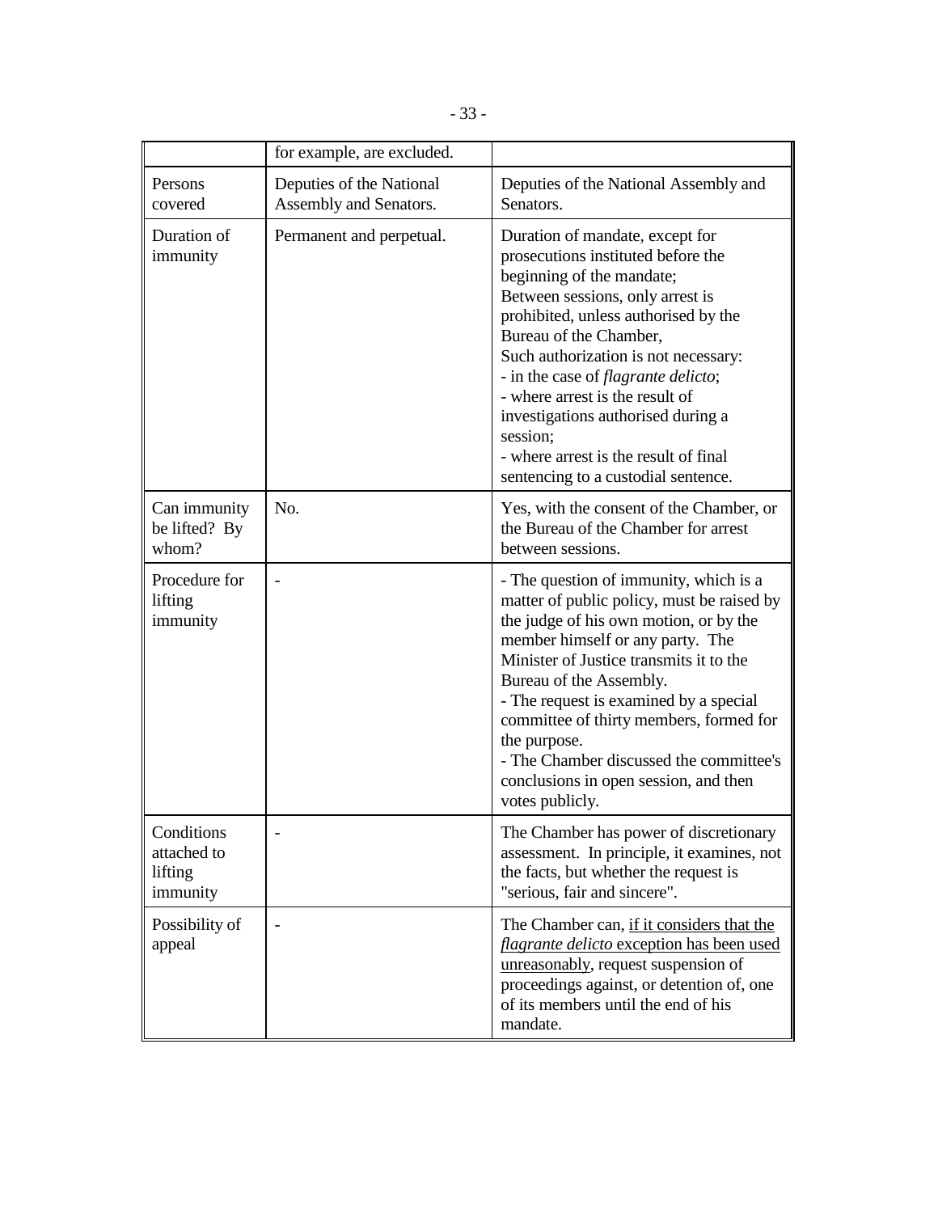| | | |
|---|---|---|
| | for example, are excluded. | |
| Persons covered | Deputies of the National Assembly and Senators. | Deputies of the National Assembly and Senators. |
| Duration of immunity | Permanent and perpetual. | Duration of mandate, except for prosecutions instituted before the beginning of the mandate;<br>Between sessions, only arrest is prohibited, unless authorised by the Bureau of the Chamber,<br>Such authorization is not necessary:<br>- in the case of *flagrante delicto*;<br>- where arrest is the result of investigations authorised during a session;<br>- where arrest is the result of final sentencing to a custodial sentence. |
| Can immunity be lifted? By whom? | No. | Yes, with the consent of the Chamber, or the Bureau of the Chamber for arrest between sessions. |
| Procedure for lifting immunity | - | - The question of immunity, which is a matter of public policy, must be raised by the judge of his own motion, or by the member himself or any party. The Minister of Justice transmits it to the Bureau of the Assembly.<br>- The request is examined by a special committee of thirty members, formed for the purpose.<br>- The Chamber discussed the committee's conclusions in open session, and then votes publicly. |
| Conditions attached to lifting immunity | - | The Chamber has power of discretionary assessment. In principle, it examines, not the facts, but whether the request is "serious, fair and sincere". |
| Possibility of appeal | - | The Chamber can, <u>if it considers that the *flagrante delicto* exception has been used unreasonably</u>, request suspension of proceedings against, or detention of, one of its members until the end of his mandate. |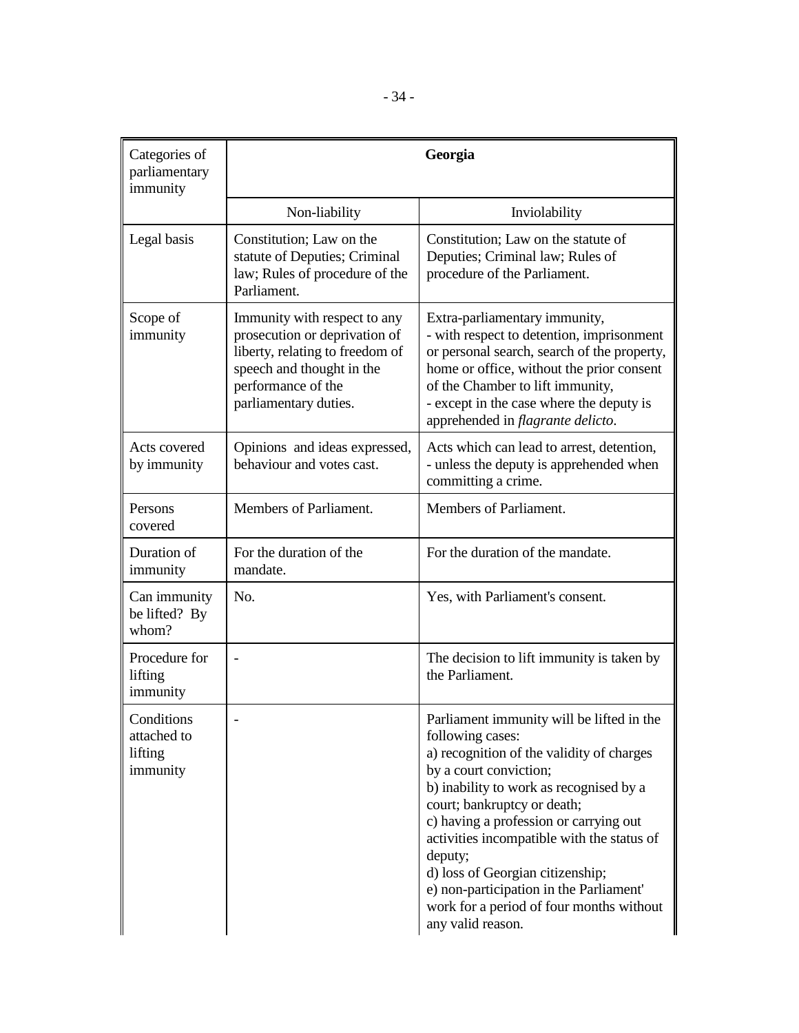| Categories of parliamentary immunity | Georgia | |
|---|---|---|
| | Non-liability | Inviolability |
| Legal basis | Constitution; Law on the statute of Deputies; Criminal law; Rules of procedure of the Parliament. | Constitution; Law on the statute of Deputies; Criminal law; Rules of procedure of the Parliament. |
| Scope of immunity | Immunity with respect to any prosecution or deprivation of liberty, relating to freedom of speech and thought in the performance of the parliamentary duties. | Extra-parliamentary immunity,<br>- with respect to detention, imprisonment or personal search, search of the property, home or office, without the prior consent of the Chamber to lift immunity,<br>- except in the case where the deputy is apprehended in *flagrante delicto*. |
| Acts covered by immunity | Opinions and ideas expressed, behaviour and votes cast. | Acts which can lead to arrest, detention,<br>- unless the deputy is apprehended when committing a crime. |
| Persons covered | Members of Parliament. | Members of Parliament. |
| Duration of immunity | For the duration of the mandate. | For the duration of the mandate. |
| Can immunity be lifted? By whom? | No. | Yes, with Parliament's consent. |
| Procedure for lifting immunity | - | The decision to lift immunity is taken by the Parliament. |
| Conditions attached to lifting immunity | - | Parliament immunity will be lifted in the following cases:<br>a) recognition of the validity of charges by a court conviction;<br>b) inability to work as recognised by a court; bankruptcy or death;<br>c) having a profession or carrying out activities incompatible with the status of deputy;<br>d) loss of Georgian citizenship;<br>e) non-participation in the Parliament' work for a period of four months without any valid reason. |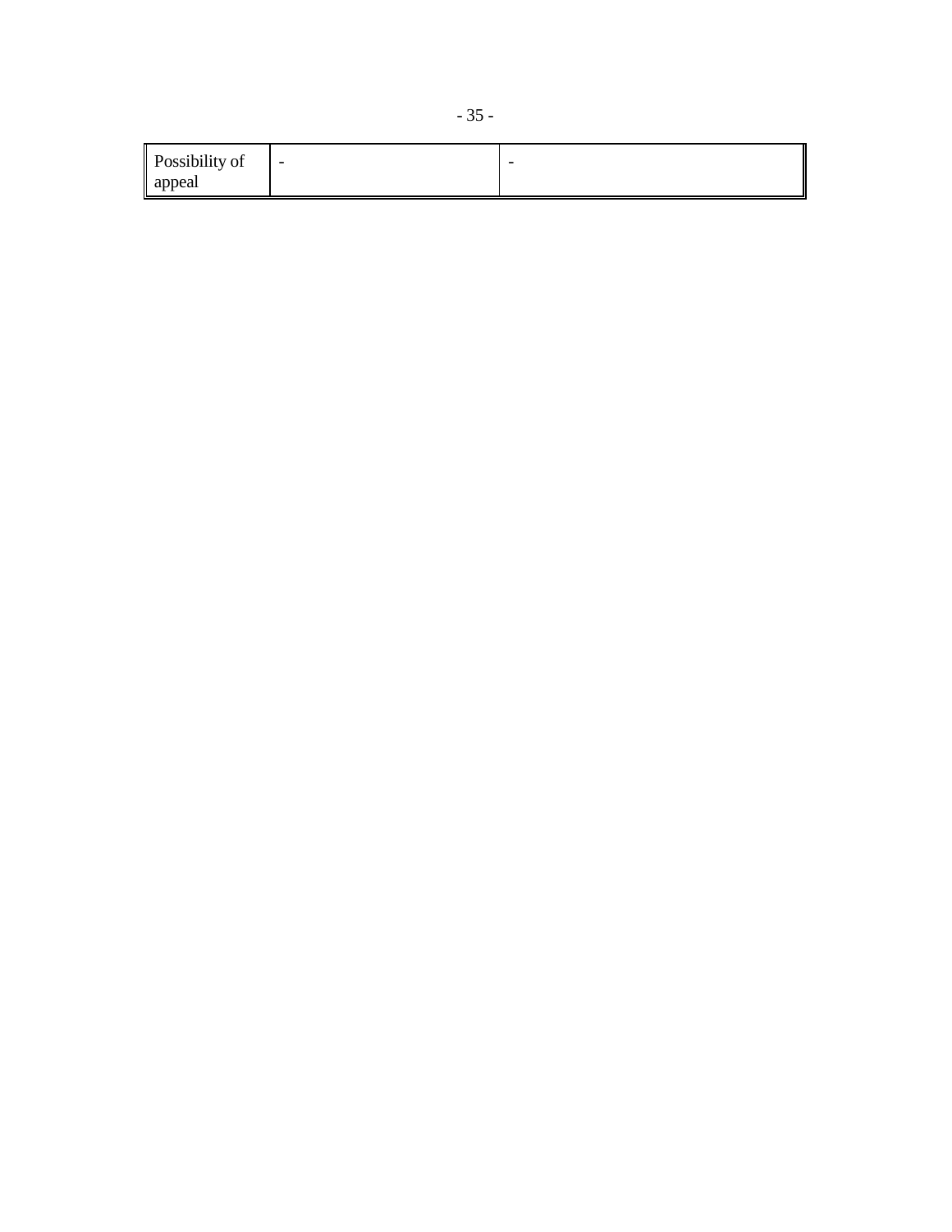| Possibility of appeal | - | - |
|---|---|---|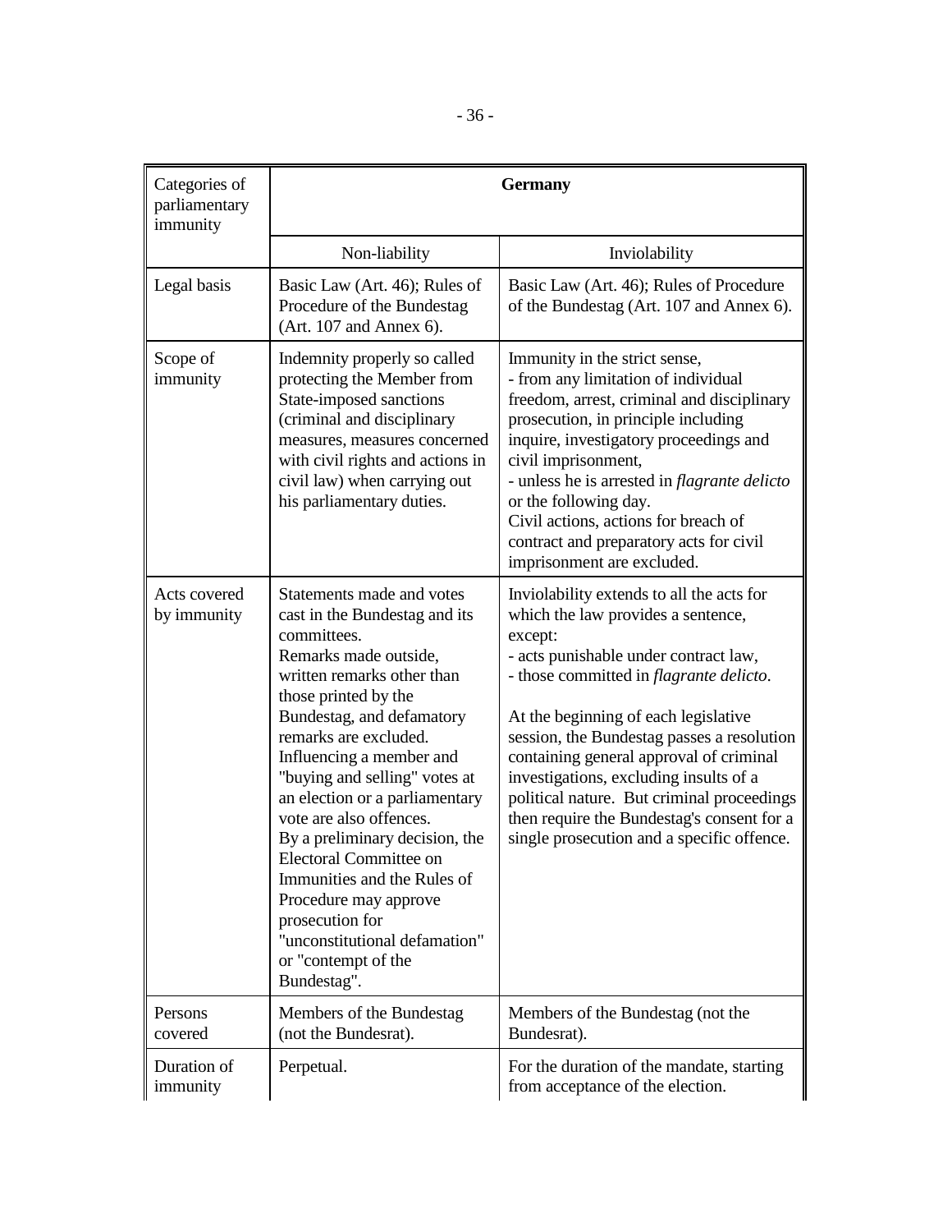| Categories of parliamentary immunity | Germany | |
|---|---|---|
| | Non-liability | Inviolability |
| Legal basis | Basic Law (Art. 46); Rules of Procedure of the Bundestag (Art. 107 and Annex 6). | Basic Law (Art. 46); Rules of Procedure of the Bundestag (Art. 107 and Annex 6). |
| Scope of immunity | Indemnity properly so called protecting the Member from State-imposed sanctions (criminal and disciplinary measures, measures concerned with civil rights and actions in civil law) when carrying out his parliamentary duties. | Immunity in the strict sense,<br>- from any limitation of individual freedom, arrest, criminal and disciplinary prosecution, in principle including inquire, investigatory proceedings and civil imprisonment,<br>- unless he is arrested in *flagrante delicto* or the following day.<br>Civil actions, actions for breach of contract and preparatory acts for civil imprisonment are excluded. |
| Acts covered by immunity | Statements made and votes cast in the Bundestag and its committees.<br>Remarks made outside, written remarks other than those printed by the Bundestag, and defamatory remarks are excluded.<br>Influencing a member and "buying and selling" votes at an election or a parliamentary vote are also offences.<br>By a preliminary decision, the Electoral Committee on Immunities and the Rules of Procedure may approve prosecution for "unconstitutional defamation" or "contempt of the Bundestag". | Inviolability extends to all the acts for which the law provides a sentence, except:<br>- acts punishable under contract law,<br>- those committed in *flagrante delicto*.<br><br>At the beginning of each legislative session, the Bundestag passes a resolution containing general approval of criminal investigations, excluding insults of a political nature. But criminal proceedings then require the Bundestag's consent for a single prosecution and a specific offence. |
| Persons covered | Members of the Bundestag (not the Bundesrat). | Members of the Bundestag (not the Bundesrat). |
| Duration of immunity | Perpetual. | For the duration of the mandate, starting from acceptance of the election. |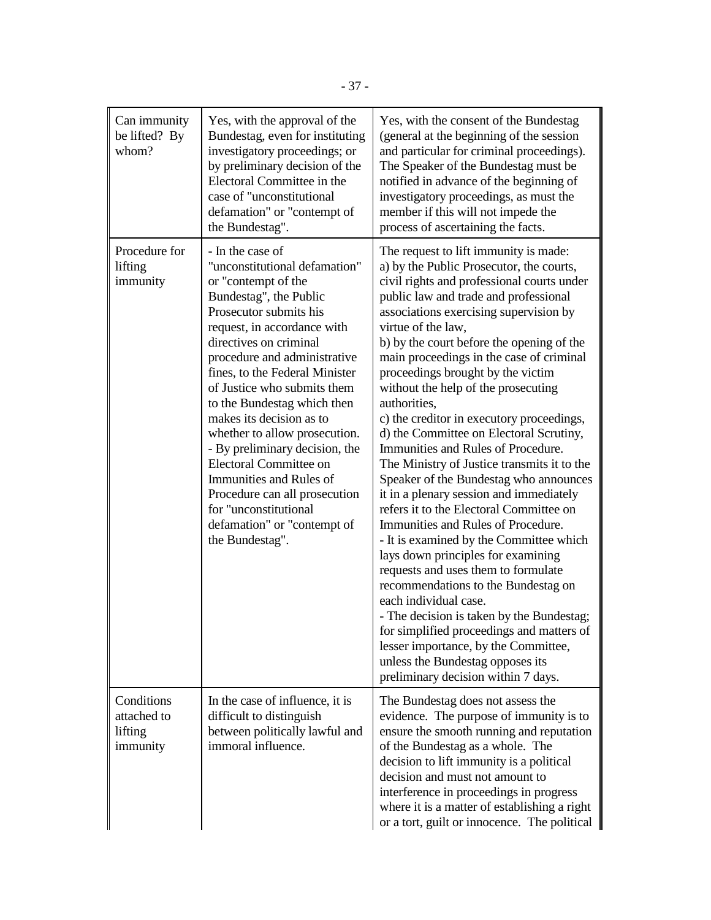| Can immunity be lifted? By whom? | Yes, with the approval of the Bundestag, even for instituting investigatory proceedings; or by preliminary decision of the Electoral Committee in the case of "unconstitutional defamation" or "contempt of the Bundestag". | Yes, with the consent of the Bundestag (general at the beginning of the session and particular for criminal proceedings). The Speaker of the Bundestag must be notified in advance of the beginning of investigatory proceedings, as must the member if this will not impede the process of ascertaining the facts. |
|---|---|---|
| Procedure for lifting immunity | - In the case of "unconstitutional defamation" or "contempt of the Bundestag", the Public Prosecutor submits his request, in accordance with directives on criminal procedure and administrative fines, to the Federal Minister of Justice who submits them to the Bundestag which then makes its decision as to whether to allow prosecution.<br>- By preliminary decision, the Electoral Committee on Immunities and Rules of Procedure can all prosecution for "unconstitutional defamation" or "contempt of the Bundestag". | The request to lift immunity is made:<br>a) by the Public Prosecutor, the courts, civil rights and professional courts under public law and trade and professional associations exercising supervision by virtue of the law,<br>b) by the court before the opening of the main proceedings in the case of criminal proceedings brought by the victim without the help of the prosecuting authorities,<br>c) the creditor in executory proceedings,<br>d) the Committee on Electoral Scrutiny, Immunities and Rules of Procedure.<br>The Ministry of Justice transmits it to the Speaker of the Bundestag who announces it in a plenary session and immediately refers it to the Electoral Committee on Immunities and Rules of Procedure.<br>- It is examined by the Committee which lays down principles for examining requests and uses them to formulate recommendations to the Bundestag on each individual case.<br>- The decision is taken by the Bundestag; for simplified proceedings and matters of lesser importance, by the Committee, unless the Bundestag opposes its preliminary decision within 7 days. |
| Conditions attached to lifting immunity | In the case of influence, it is difficult to distinguish between politically lawful and immoral influence. | The Bundestag does not assess the evidence. The purpose of immunity is to ensure the smooth running and reputation of the Bundestag as a whole. The decision to lift immunity is a political decision and must not amount to interference in proceedings in progress where it is a matter of establishing a right or a tort, guilt or innocence. The political |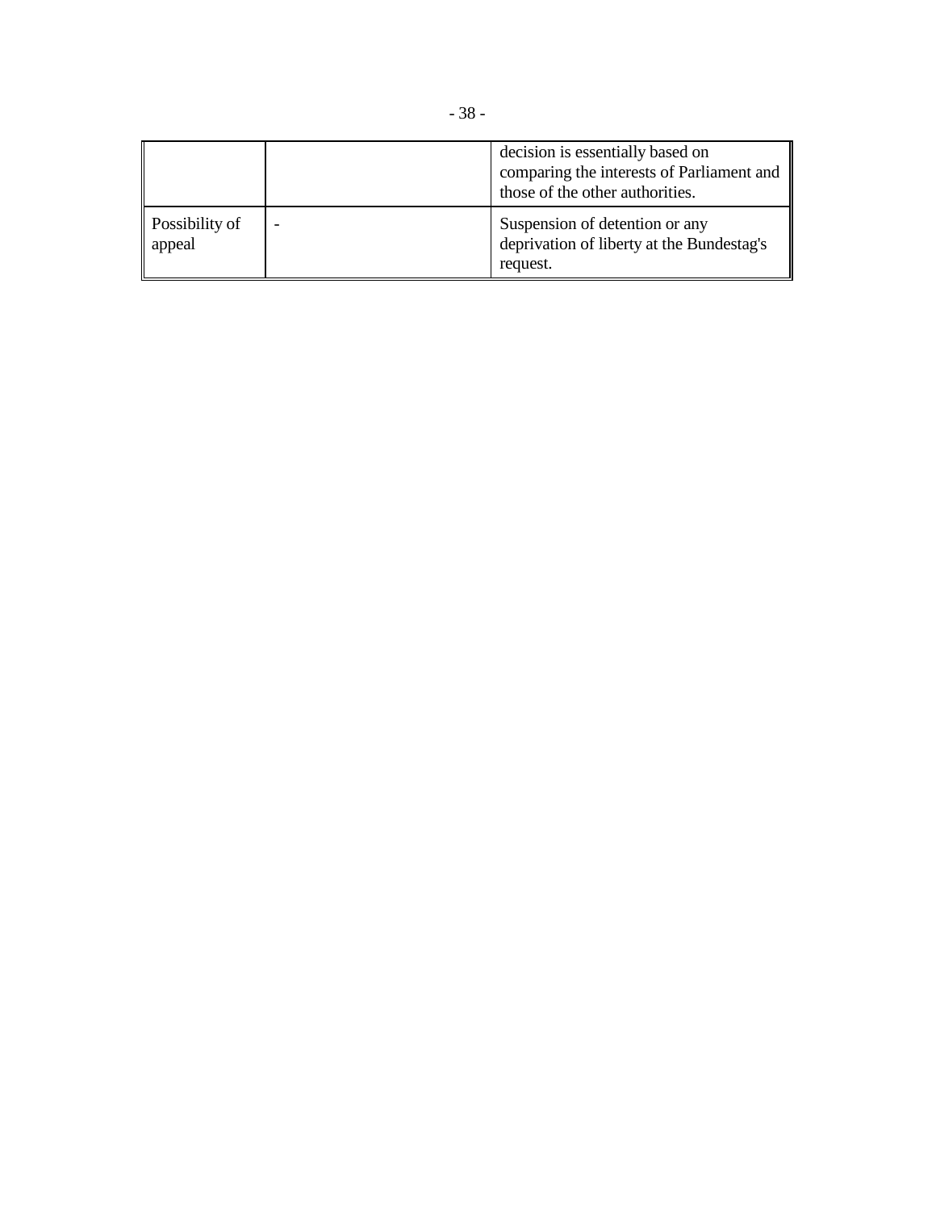| | | |
|---|---|---|
| | | decision is essentially based on comparing the interests of Parliament and those of the other authorities. |
| Possibility of appeal | - | Suspension of detention or any deprivation of liberty at the Bundestag's request. |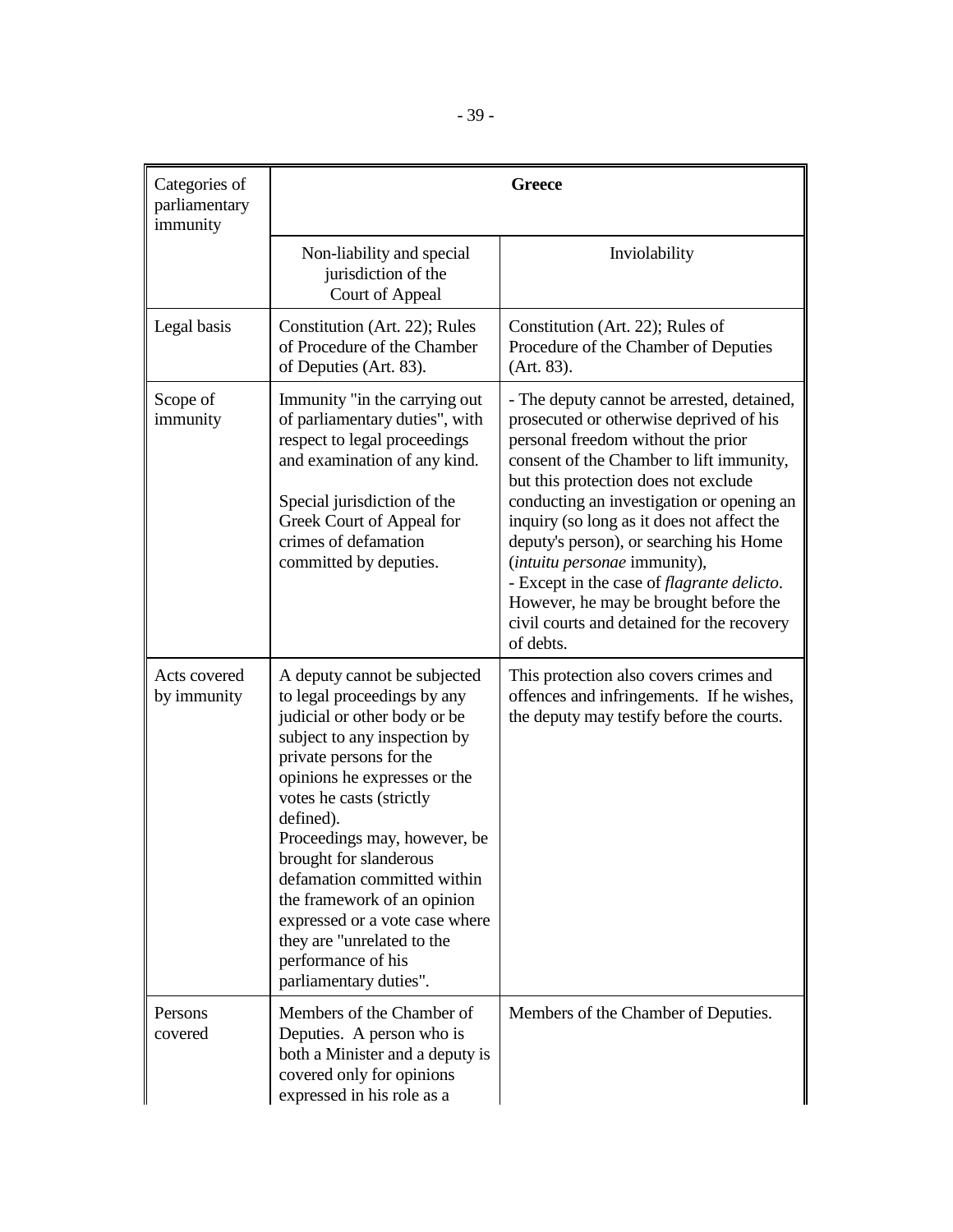| Categories of parliamentary immunity | Greece | |
|---|---|---|
| | Non-liability and special jurisdiction of the Court of Appeal | Inviolability |
| Legal basis | Constitution (Art. 22); Rules of Procedure of the Chamber of Deputies (Art. 83). | Constitution (Art. 22); Rules of Procedure of the Chamber of Deputies (Art. 83). |
| Scope of immunity | Immunity "in the carrying out of parliamentary duties", with respect to legal proceedings and examination of any kind.<br><br>Special jurisdiction of the Greek Court of Appeal for crimes of defamation committed by deputies. | - The deputy cannot be arrested, detained, prosecuted or otherwise deprived of his personal freedom without the prior consent of the Chamber to lift immunity, but this protection does not exclude conducting an investigation or opening an inquiry (so long as it does not affect the deputy's person), or searching his Home (*intuitu personae* immunity),<br>- Except in the case of *flagrante delicto*. However, he may be brought before the civil courts and detained for the recovery of debts. |
| Acts covered by immunity | A deputy cannot be subjected to legal proceedings by any judicial or other body or be subject to any inspection by private persons for the opinions he expresses or the votes he casts (strictly defined).<br>Proceedings may, however, be brought for slanderous defamation committed within the framework of an opinion expressed or a vote case where they are "unrelated to the performance of his parliamentary duties". | This protection also covers crimes and offences and infringements. If he wishes, the deputy may testify before the courts. |
| Persons covered | Members of the Chamber of Deputies. A person who is both a Minister and a deputy is covered only for opinions expressed in his role as a | Members of the Chamber of Deputies. |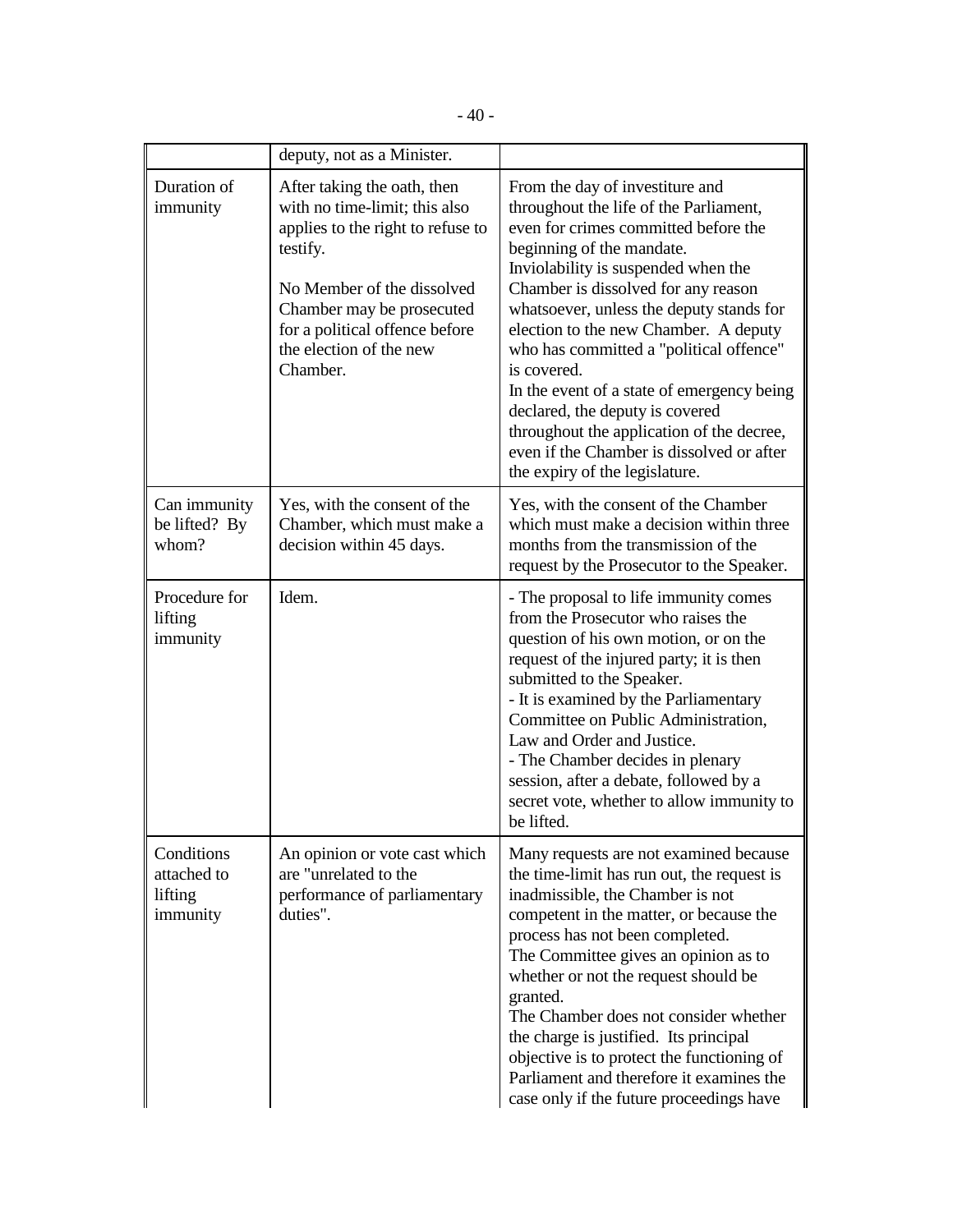| | | |
|---|---|---|
| | deputy, not as a Minister. | |
| Duration of immunity | After taking the oath, then with no time-limit; this also applies to the right to refuse to testify.<br><br>No Member of the dissolved Chamber may be prosecuted for a political offence before the election of the new Chamber. | From the day of investiture and throughout the life of the Parliament, even for crimes committed before the beginning of the mandate.<br>Inviolability is suspended when the Chamber is dissolved for any reason whatsoever, unless the deputy stands for election to the new Chamber. A deputy who has committed a "political offence" is covered.<br>In the event of a state of emergency being declared, the deputy is covered throughout the application of the decree, even if the Chamber is dissolved or after the expiry of the legislature. |
| Can immunity be lifted? By whom? | Yes, with the consent of the Chamber, which must make a decision within 45 days. | Yes, with the consent of the Chamber which must make a decision within three months from the transmission of the request by the Prosecutor to the Speaker. |
| Procedure for lifting immunity | Idem. | - The proposal to life immunity comes from the Prosecutor who raises the question of his own motion, or on the request of the injured party; it is then submitted to the Speaker.<br>- It is examined by the Parliamentary Committee on Public Administration, Law and Order and Justice.<br>- The Chamber decides in plenary session, after a debate, followed by a secret vote, whether to allow immunity to be lifted. |
| Conditions attached to lifting immunity | An opinion or vote cast which are "unrelated to the performance of parliamentary duties". | Many requests are not examined because the time-limit has run out, the request is inadmissible, the Chamber is not competent in the matter, or because the process has not been completed.<br>The Committee gives an opinion as to whether or not the request should be granted.<br>The Chamber does not consider whether the charge is justified. Its principal objective is to protect the functioning of Parliament and therefore it examines the case only if the future proceedings have |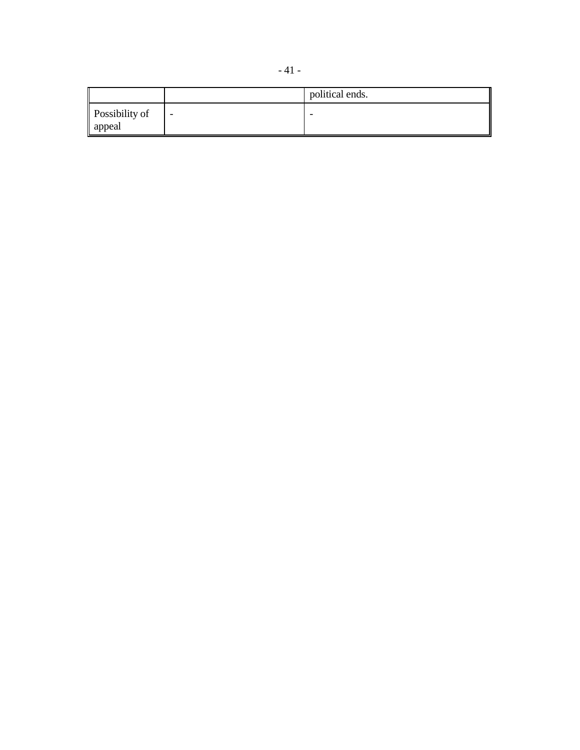| | | political ends. |
|---|---|---|
| Possibility of appeal | - | - |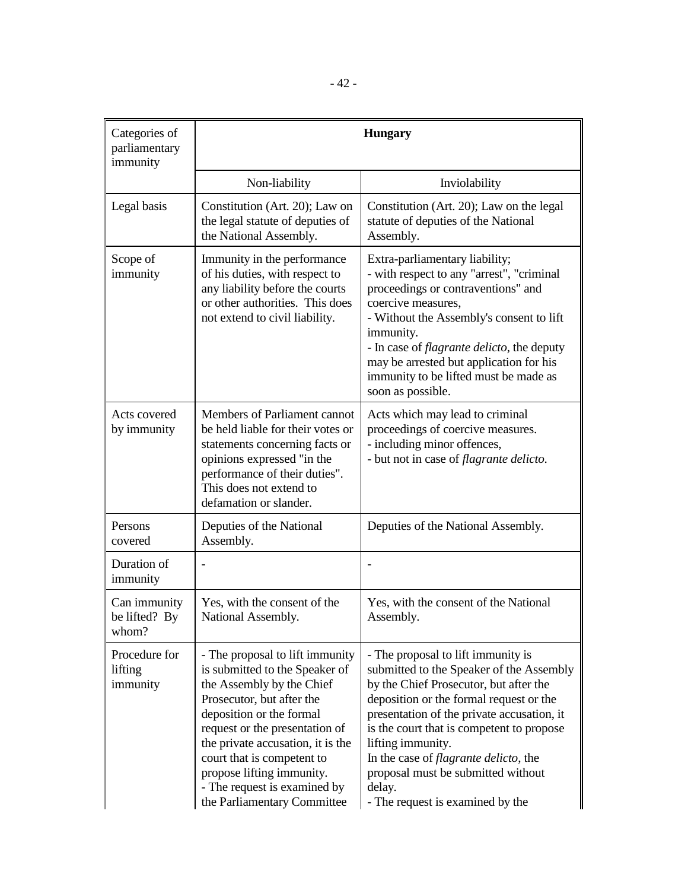| Categories of parliamentary immunity | Hungary | |
|---|---|---|
| | Non-liability | Inviolability |
| Legal basis | Constitution (Art. 20); Law on the legal statute of deputies of the National Assembly. | Constitution (Art. 20); Law on the legal statute of deputies of the National Assembly. |
| Scope of immunity | Immunity in the performance of his duties, with respect to any liability before the courts or other authorities. This does not extend to civil liability. | Extra-parliamentary liability;<br>- with respect to any "arrest", "criminal proceedings or contraventions" and coercive measures,<br>- Without the Assembly's consent to lift immunity.<br>- In case of *flagrante delicto*, the deputy may be arrested but application for his immunity to be lifted must be made as soon as possible. |
| Acts covered by immunity | Members of Parliament cannot be held liable for their votes or statements concerning facts or opinions expressed "in the performance of their duties". This does not extend to defamation or slander. | Acts which may lead to criminal proceedings of coercive measures.<br>- including minor offences,<br>- but not in case of *flagrante delicto.* |
| Persons covered | Deputies of the National Assembly. | Deputies of the National Assembly. |
| Duration of immunity | - | - |
| Can immunity be lifted? By whom? | Yes, with the consent of the National Assembly. | Yes, with the consent of the National Assembly. |
| Procedure for lifting immunity | - The proposal to lift immunity is submitted to the Speaker of the Assembly by the Chief Prosecutor, but after the deposition or the formal request or the presentation of the private accusation, it is the court that is competent to propose lifting immunity.<br>- The request is examined by the Parliamentary Committee | - The proposal to lift immunity is submitted to the Speaker of the Assembly by the Chief Prosecutor, but after the deposition or the formal request or the presentation of the private accusation, it is the court that is competent to propose lifting immunity.<br>In the case of *flagrante delicto*, the proposal must be submitted without delay.<br>- The request is examined by the |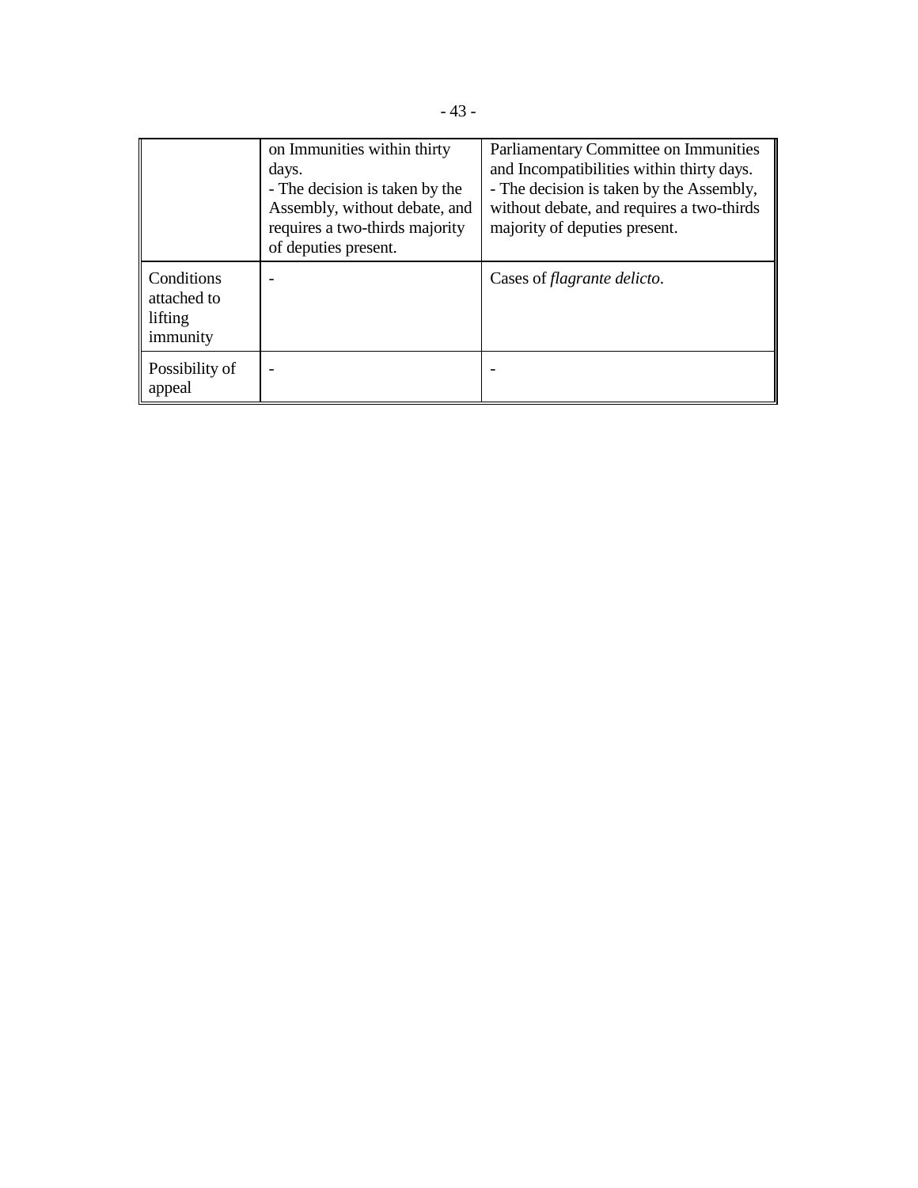| | | |
|---|---|---|
| | on Immunities within thirty days.<br>- The decision is taken by the Assembly, without debate, and requires a two-thirds majority of deputies present. | Parliamentary Committee on Immunities and Incompatibilities within thirty days.<br>- The decision is taken by the Assembly, without debate, and requires a two-thirds majority of deputies present. |
| Conditions attached to lifting immunity | - | Cases of *flagrante delicto*. |
| Possibility of appeal | - | - |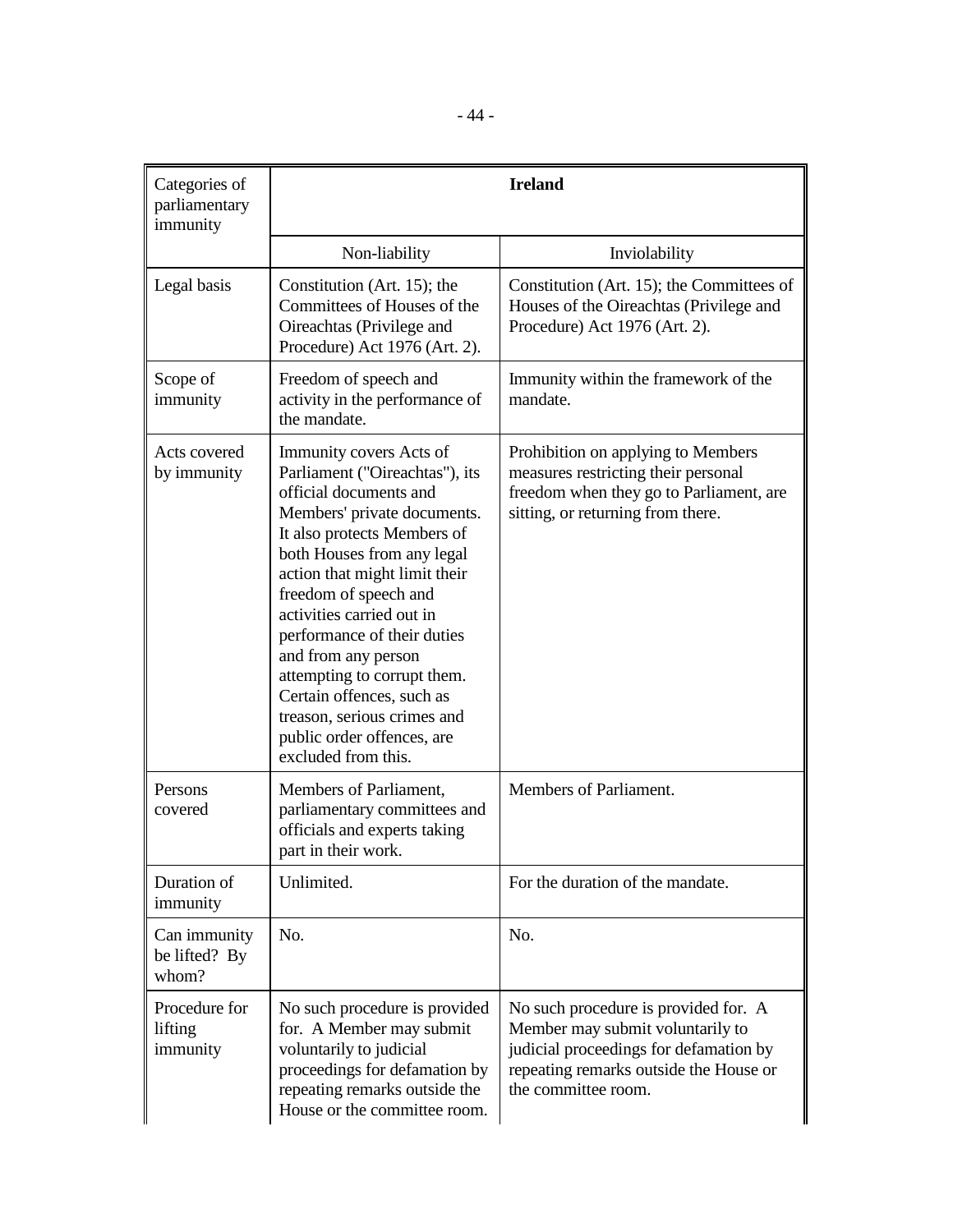| Categories of parliamentary immunity | Ireland | |
|---|---|---|
| | Non-liability | Inviolability |
| Legal basis | Constitution (Art. 15); the Committees of Houses of the Oireachtas (Privilege and Procedure) Act 1976 (Art. 2). | Constitution (Art. 15); the Committees of Houses of the Oireachtas (Privilege and Procedure) Act 1976 (Art. 2). |
| Scope of immunity | Freedom of speech and activity in the performance of the mandate. | Immunity within the framework of the mandate. |
| Acts covered by immunity | Immunity covers Acts of Parliament ("Oireachtas"), its official documents and Members' private documents. It also protects Members of both Houses from any legal action that might limit their freedom of speech and activities carried out in performance of their duties and from any person attempting to corrupt them. Certain offences, such as treason, serious crimes and public order offences, are excluded from this. | Prohibition on applying to Members measures restricting their personal freedom when they go to Parliament, are sitting, or returning from there. |
| Persons covered | Members of Parliament, parliamentary committees and officials and experts taking part in their work. | Members of Parliament. |
| Duration of immunity | Unlimited. | For the duration of the mandate. |
| Can immunity be lifted? By whom? | No. | No. |
| Procedure for lifting immunity | No such procedure is provided for. A Member may submit voluntarily to judicial proceedings for defamation by repeating remarks outside the House or the committee room. | No such procedure is provided for. A Member may submit voluntarily to judicial proceedings for defamation by repeating remarks outside the House or the committee room. |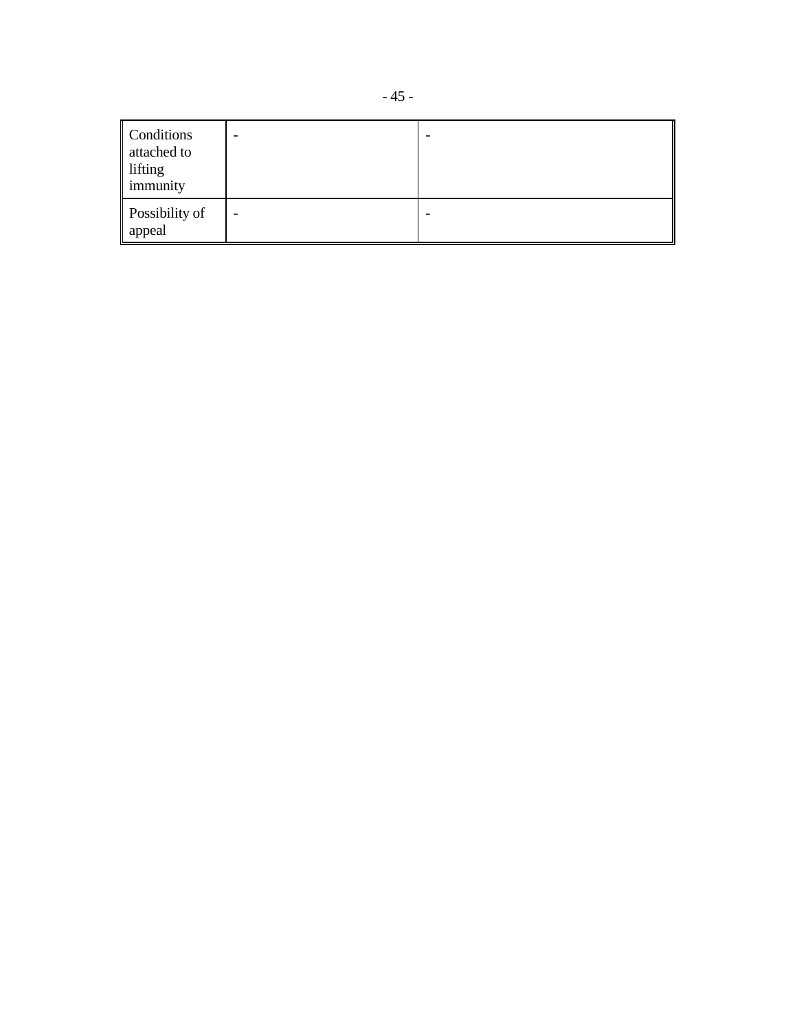| | | |
|---|---|---|
| Conditions attached to lifting immunity | - | - |
| Possibility of appeal | - | - |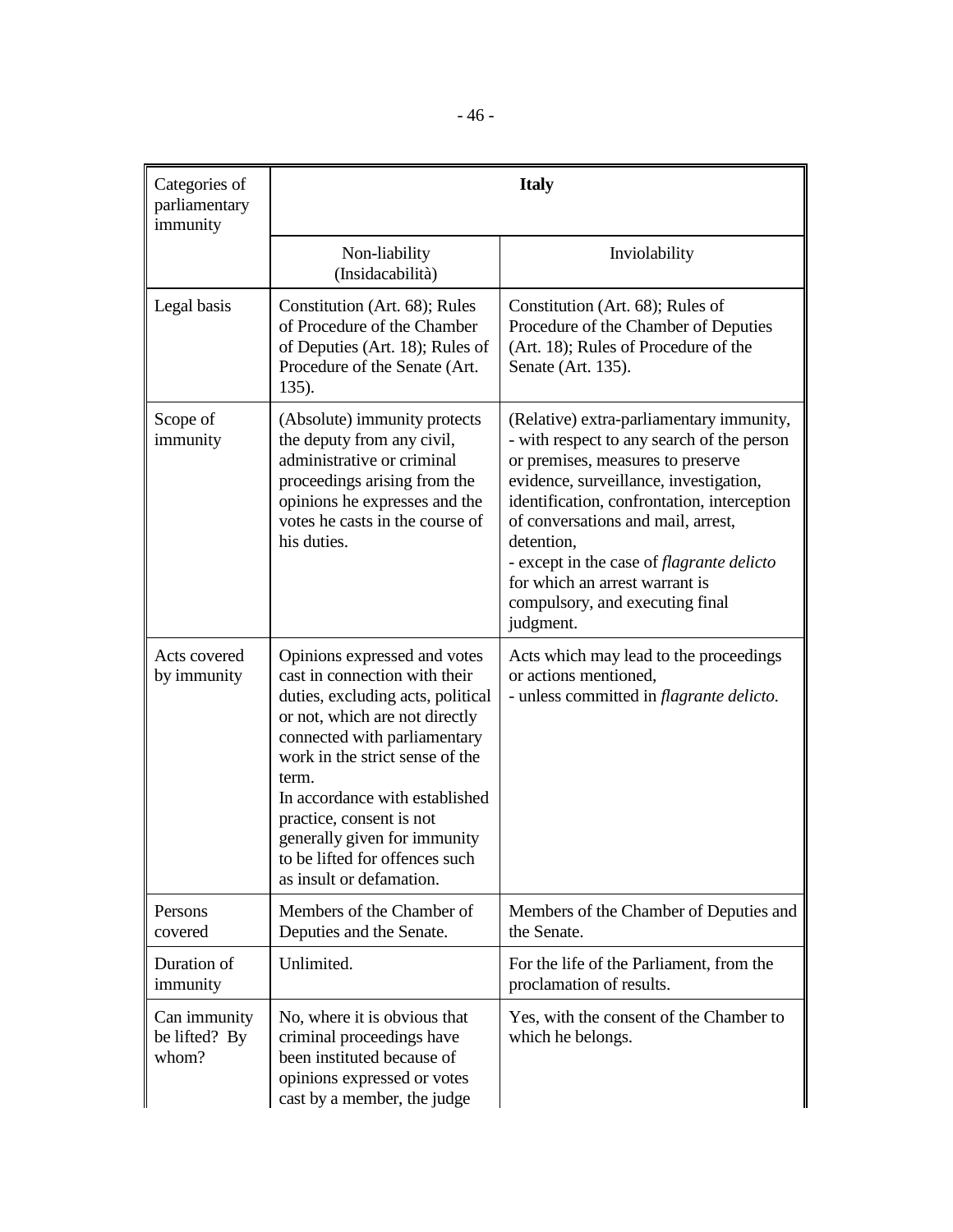| Categories of parliamentary immunity | Italy | |
|---|---|---|
| | Non-liability (Insidacabilità) | Inviolability |
| Legal basis | Constitution (Art. 68); Rules of Procedure of the Chamber of Deputies (Art. 18); Rules of Procedure of the Senate (Art. 135). | Constitution (Art. 68); Rules of Procedure of the Chamber of Deputies (Art. 18); Rules of Procedure of the Senate (Art. 135). |
| Scope of immunity | (Absolute) immunity protects the deputy from any civil, administrative or criminal proceedings arising from the opinions he expresses and the votes he casts in the course of his duties. | (Relative) extra-parliamentary immunity, - with respect to any search of the person or premises, measures to preserve evidence, surveillance, investigation, identification, confrontation, interception of conversations and mail, arrest, detention, - except in the case of *flagrante delicto* for which an arrest warrant is compulsory, and executing final judgment. |
| Acts covered by immunity | Opinions expressed and votes cast in connection with their duties, excluding acts, political or not, which are not directly connected with parliamentary work in the strict sense of the term. In accordance with established practice, consent is not generally given for immunity to be lifted for offences such as insult or defamation. | Acts which may lead to the proceedings or actions mentioned, - unless committed in *flagrante delicto.* |
| Persons covered | Members of the Chamber of Deputies and the Senate. | Members of the Chamber of Deputies and the Senate. |
| Duration of immunity | Unlimited. | For the life of the Parliament, from the proclamation of results. |
| Can immunity be lifted? By whom? | No, where it is obvious that criminal proceedings have been instituted because of opinions expressed or votes cast by a member, the judge | Yes, with the consent of the Chamber to which he belongs. |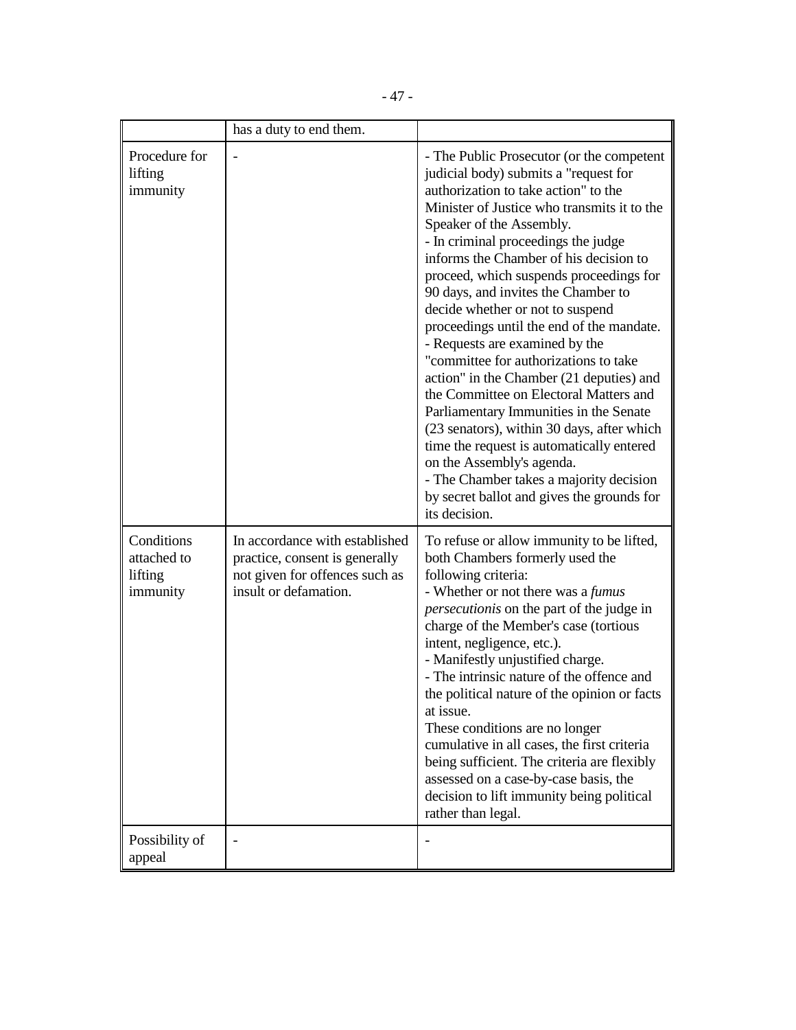| | | |
|---|---|---|
| | has a duty to end them. | |
| Procedure for lifting immunity | - | - The Public Prosecutor (or the competent judicial body) submits a "request for authorization to take action" to the Minister of Justice who transmits it to the Speaker of the Assembly.<br>- In criminal proceedings the judge informs the Chamber of his decision to proceed, which suspends proceedings for 90 days, and invites the Chamber to decide whether or not to suspend proceedings until the end of the mandate.<br>- Requests are examined by the "committee for authorizations to take action" in the Chamber (21 deputies) and the Committee on Electoral Matters and Parliamentary Immunities in the Senate (23 senators), within 30 days, after which time the request is automatically entered on the Assembly's agenda.<br>- The Chamber takes a majority decision by secret ballot and gives the grounds for its decision. |
| Conditions attached to lifting immunity | In accordance with established practice, consent is generally not given for offences such as insult or defamation. | To refuse or allow immunity to be lifted, both Chambers formerly used the following criteria:<br>- Whether or not there was a *fumus persecutionis* on the part of the judge in charge of the Member's case (tortious intent, negligence, etc.).<br>- Manifestly unjustified charge.<br>- The intrinsic nature of the offence and the political nature of the opinion or facts at issue.<br>These conditions are no longer cumulative in all cases, the first criteria being sufficient. The criteria are flexibly assessed on a case-by-case basis, the decision to lift immunity being political rather than legal. |
| Possibility of appeal | - | - |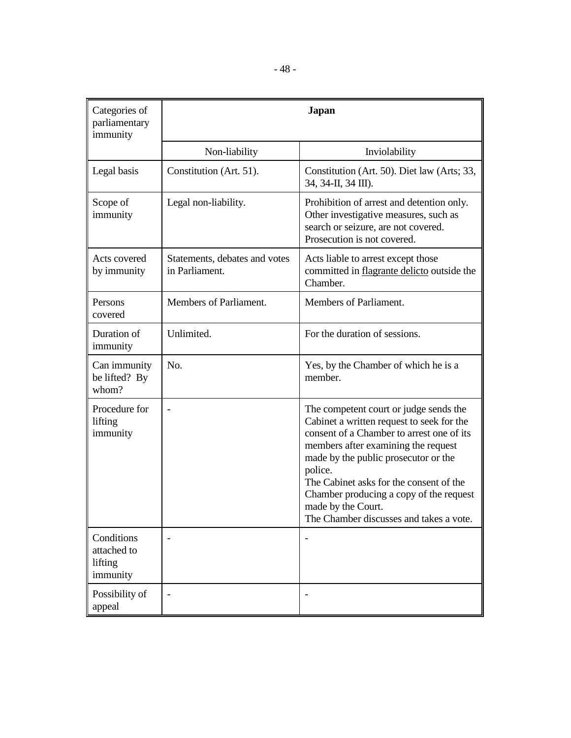| Categories of parliamentary immunity | Japan | |
|---|---|---|
| | Non-liability | Inviolability |
| Legal basis | Constitution (Art. 51). | Constitution (Art. 50). Diet law (Arts; 33, 34, 34-II, 34 III). |
| Scope of immunity | Legal non-liability. | Prohibition of arrest and detention only. Other investigative measures, such as search or seizure, are not covered. Prosecution is not covered. |
| Acts covered by immunity | Statements, debates and votes in Parliament. | Acts liable to arrest except those committed in flagrante delicto outside the Chamber. |
| Persons covered | Members of Parliament. | Members of Parliament. |
| Duration of immunity | Unlimited. | For the duration of sessions. |
| Can immunity be lifted? By whom? | No. | Yes, by the Chamber of which he is a member. |
| Procedure for lifting immunity | - | The competent court or judge sends the Cabinet a written request to seek for the consent of a Chamber to arrest one of its members after examining the request made by the public prosecutor or the police.<br>The Cabinet asks for the consent of the Chamber producing a copy of the request made by the Court.<br>The Chamber discusses and takes a vote. |
| Conditions attached to lifting immunity | - | - |
| Possibility of appeal | - | - |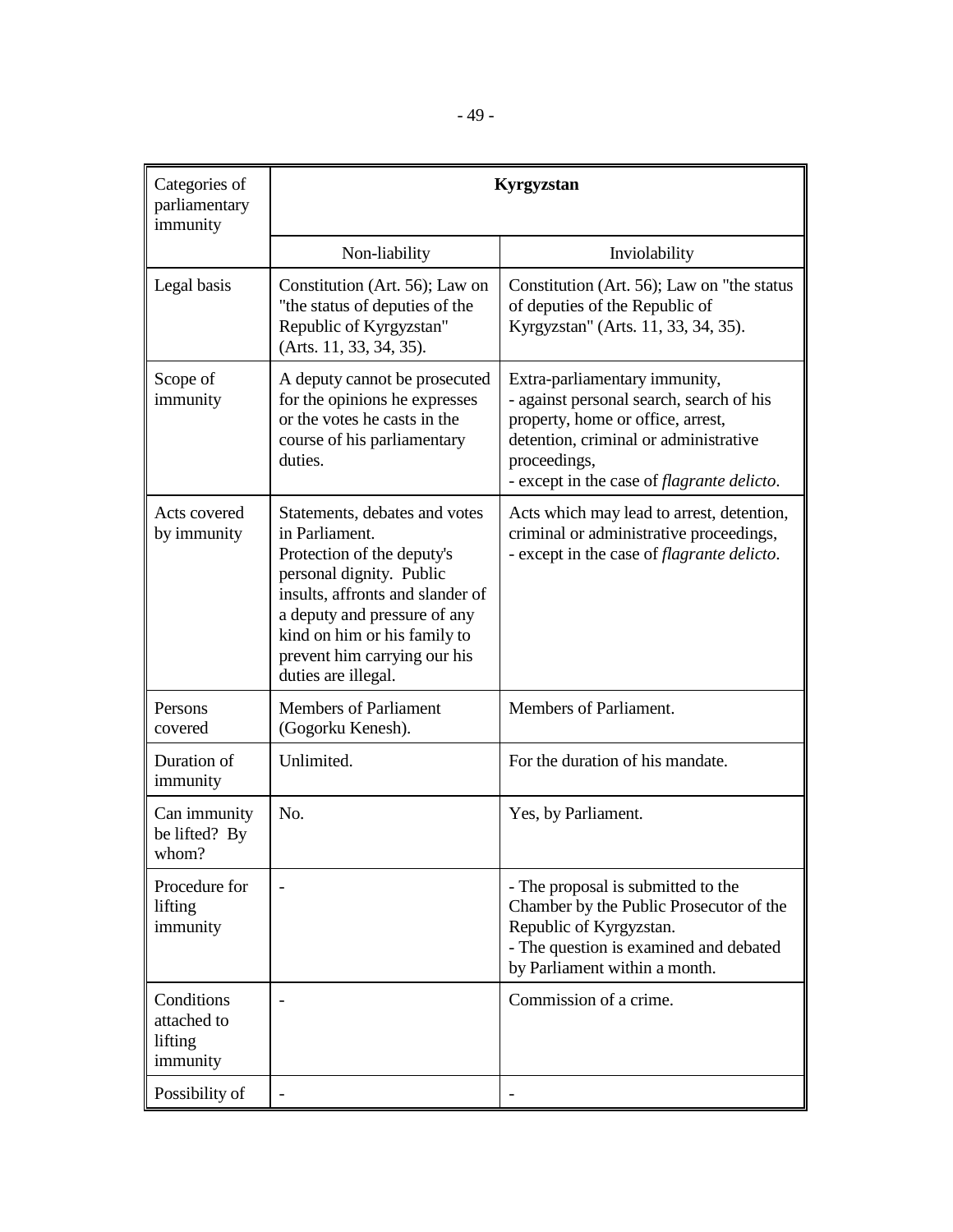| Categories of parliamentary immunity | Kyrgyzstan | |
|---|---|---|
| | Non-liability | Inviolability |
| Legal basis | Constitution (Art. 56); Law on "the status of deputies of the Republic of Kyrgyzstan" (Arts. 11, 33, 34, 35). | Constitution (Art. 56); Law on "the status of deputies of the Republic of Kyrgyzstan" (Arts. 11, 33, 34, 35). |
| Scope of immunity | A deputy cannot be prosecuted for the opinions he expresses or the votes he casts in the course of his parliamentary duties. | Extra-parliamentary immunity,<br>- against personal search, search of his property, home or office, arrest, detention, criminal or administrative proceedings,<br>- except in the case of *flagrante delicto*. |
| Acts covered by immunity | Statements, debates and votes in Parliament.<br>Protection of the deputy's personal dignity. Public insults, affronts and slander of a deputy and pressure of any kind on him or his family to prevent him carrying our his duties are illegal. | Acts which may lead to arrest, detention, criminal or administrative proceedings,<br>- except in the case of *flagrante delicto*. |
| Persons covered | Members of Parliament (Gogorku Kenesh). | Members of Parliament. |
| Duration of immunity | Unlimited. | For the duration of his mandate. |
| Can immunity be lifted? By whom? | No. | Yes, by Parliament. |
| Procedure for lifting immunity | - | - The proposal is submitted to the Chamber by the Public Prosecutor of the Republic of Kyrgyzstan.<br>- The question is examined and debated by Parliament within a month. |
| Conditions attached to lifting immunity | - | Commission of a crime. |
| Possibility of | - | - |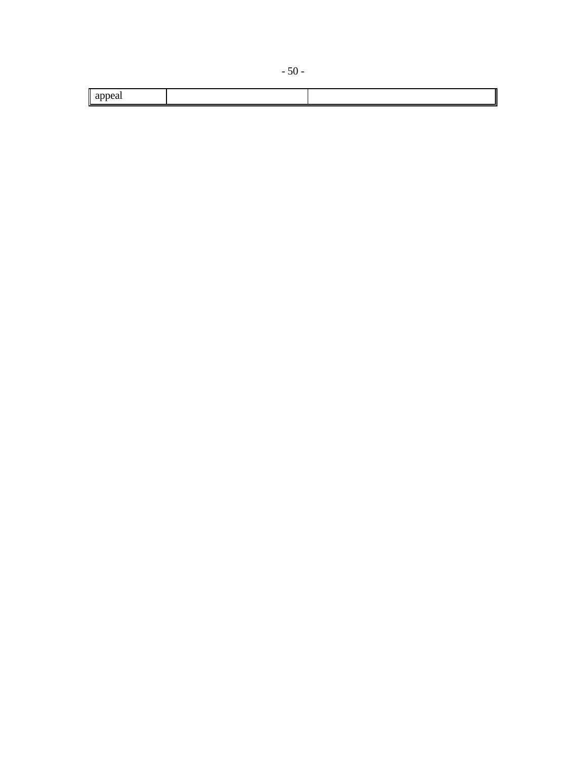| | | |
|---|---|---|
| appeal | | |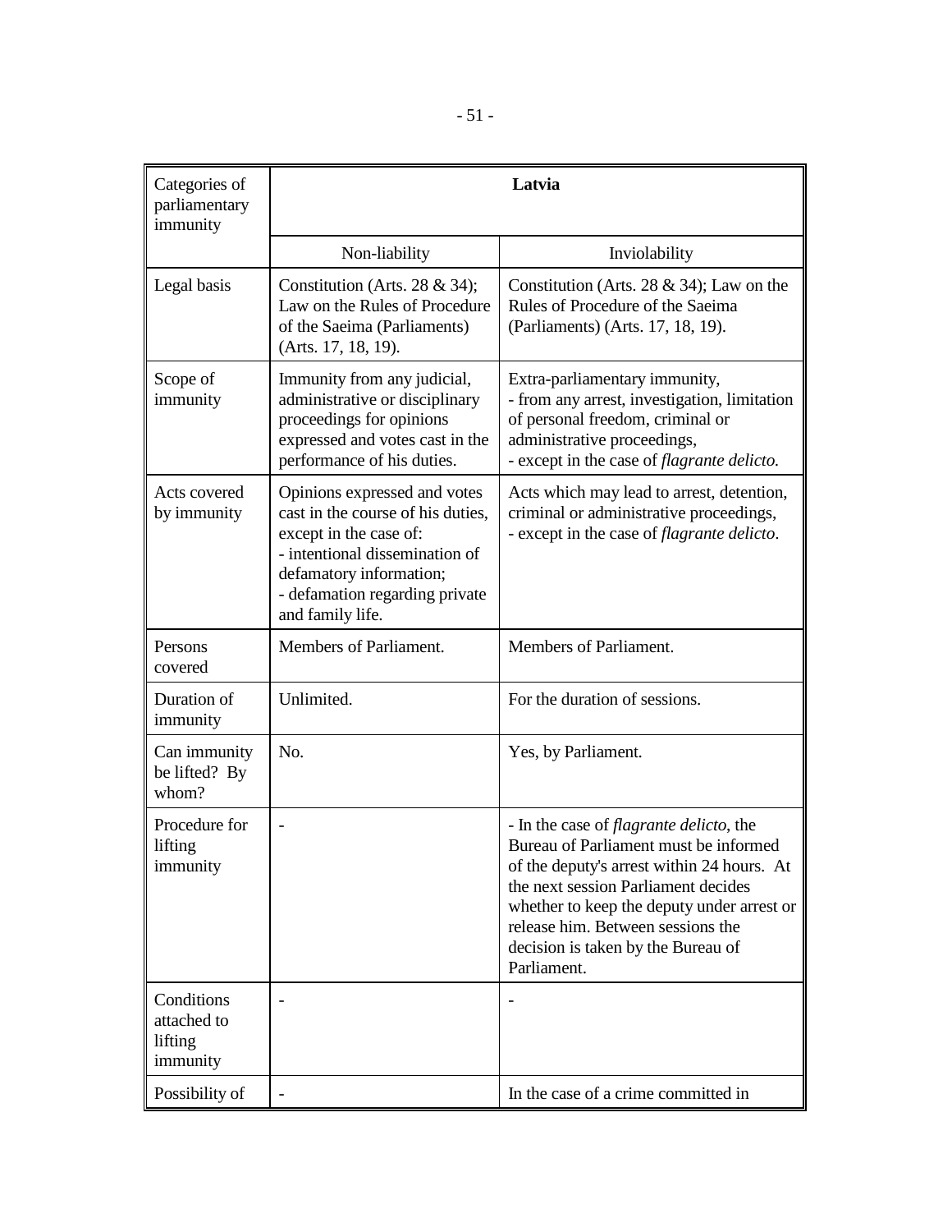| Categories of parliamentary immunity | Latvia | |
|---|---|---|
| | Non-liability | Inviolability |
| Legal basis | Constitution (Arts. 28 & 34); Law on the Rules of Procedure of the Saeima (Parliaments) (Arts. 17, 18, 19). | Constitution (Arts. 28 & 34); Law on the Rules of Procedure of the Saeima (Parliaments) (Arts. 17, 18, 19). |
| Scope of immunity | Immunity from any judicial, administrative or disciplinary proceedings for opinions expressed and votes cast in the performance of his duties. | Extra-parliamentary immunity,<br>- from any arrest, investigation, limitation of personal freedom, criminal or administrative proceedings,<br>- except in the case of *flagrante delicto.* |
| Acts covered by immunity | Opinions expressed and votes cast in the course of his duties, except in the case of:<br>- intentional dissemination of defamatory information;<br>- defamation regarding private and family life. | Acts which may lead to arrest, detention, criminal or administrative proceedings,<br>- except in the case of *flagrante delicto*. |
| Persons covered | Members of Parliament. | Members of Parliament. |
| Duration of immunity | Unlimited. | For the duration of sessions. |
| Can immunity be lifted? By whom? | No. | Yes, by Parliament. |
| Procedure for lifting immunity | - | - In the case of *flagrante delicto*, the Bureau of Parliament must be informed of the deputy's arrest within 24 hours. At the next session Parliament decides whether to keep the deputy under arrest or release him. Between sessions the decision is taken by the Bureau of Parliament. |
| Conditions attached to lifting immunity | - | - |
| Possibility of | - | In the case of a crime committed in |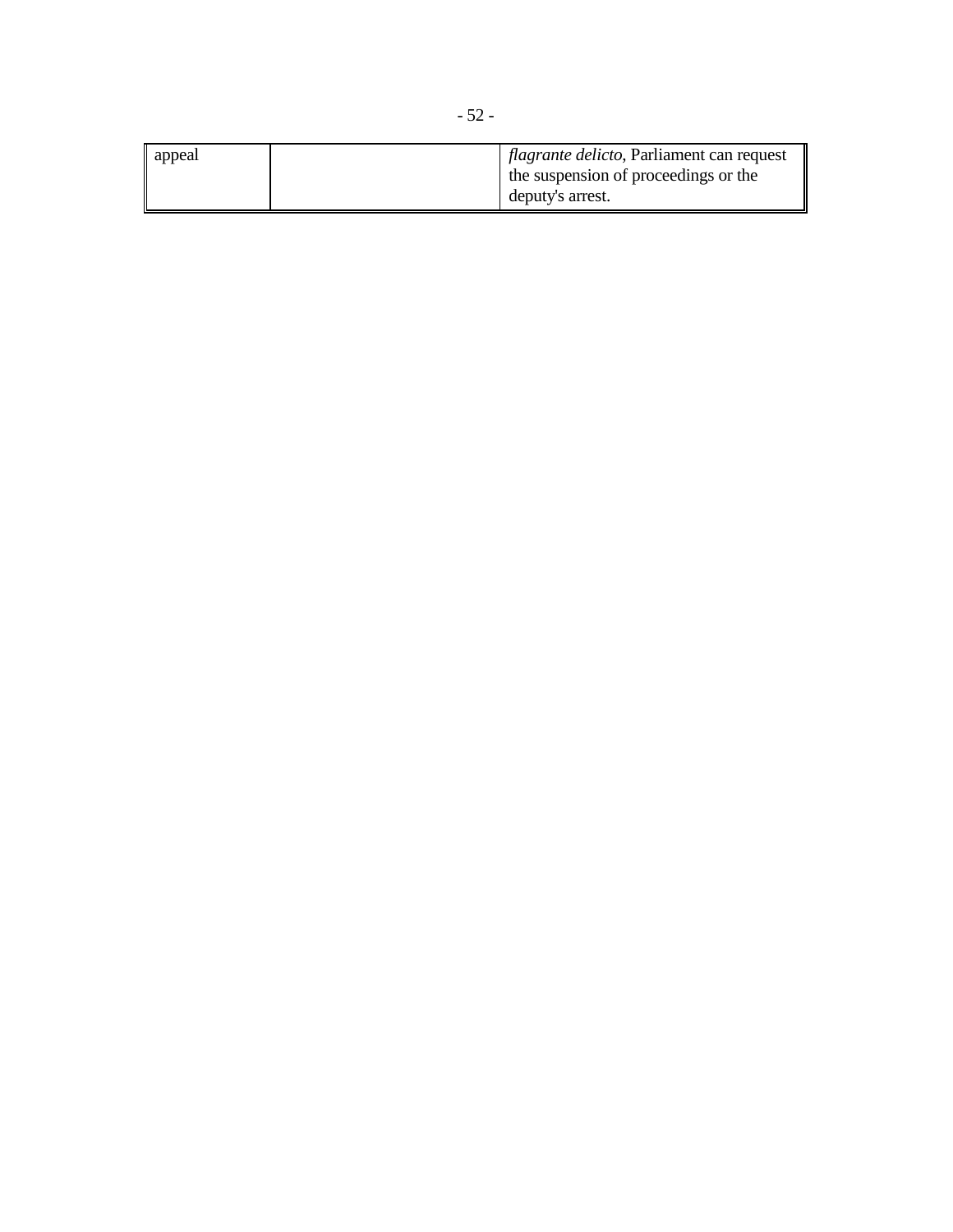| | | |
|---|---|---|
| appeal | | *flagrante delicto*, Parliament can request the suspension of proceedings or the deputy's arrest. |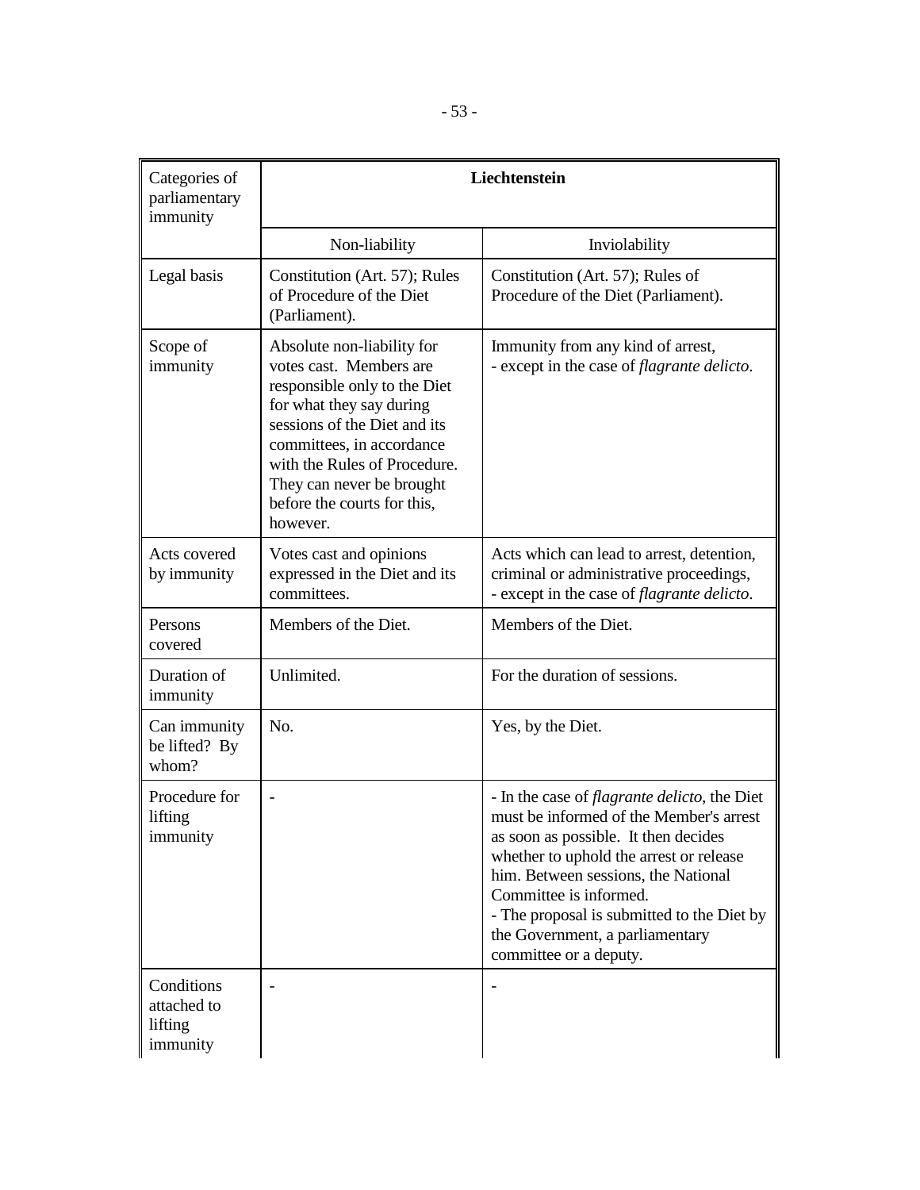| Categories of parliamentary immunity | Liechtenstein | |
|---|---|---|
| | Non-liability | Inviolability |
| Legal basis | Constitution (Art. 57); Rules of Procedure of the Diet (Parliament). | Constitution (Art. 57); Rules of Procedure of the Diet (Parliament). |
| Scope of immunity | Absolute non-liability for votes cast. Members are responsible only to the Diet for what they say during sessions of the Diet and its committees, in accordance with the Rules of Procedure. They can never be brought before the courts for this, however. | Immunity from any kind of arrest,<br>- except in the case of *flagrante delicto*. |
| Acts covered by immunity | Votes cast and opinions expressed in the Diet and its committees. | Acts which can lead to arrest, detention, criminal or administrative proceedings,<br>- except in the case of *flagrante delicto*. |
| Persons covered | Members of the Diet. | Members of the Diet. |
| Duration of immunity | Unlimited. | For the duration of sessions. |
| Can immunity be lifted? By whom? | No. | Yes, by the Diet. |
| Procedure for lifting immunity | - | - In the case of *flagrante delicto*, the Diet must be informed of the Member's arrest as soon as possible. It then decides whether to uphold the arrest or release him. Between sessions, the National Committee is informed.<br>- The proposal is submitted to the Diet by the Government, a parliamentary committee or a deputy. |
| Conditions attached to lifting immunity | - | - |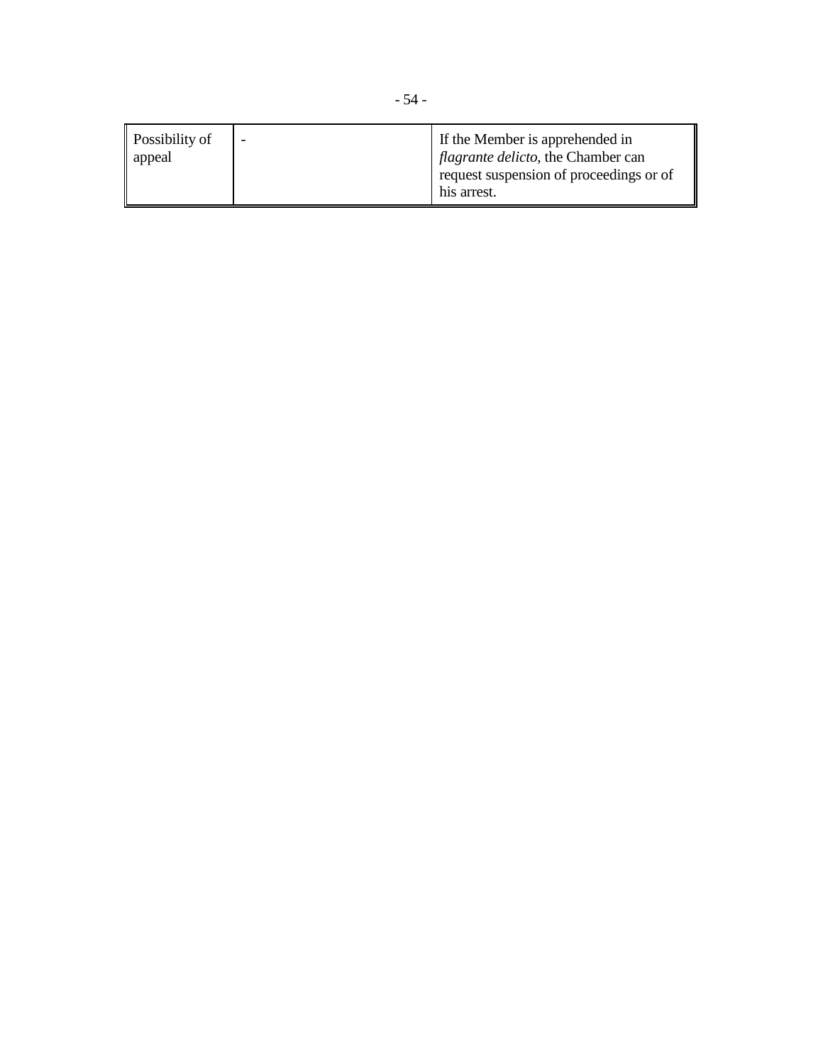| Possibility of appeal | - | If the Member is apprehended in *flagrante delicto*, the Chamber can request suspension of proceedings or of his arrest. |
|---|---|---|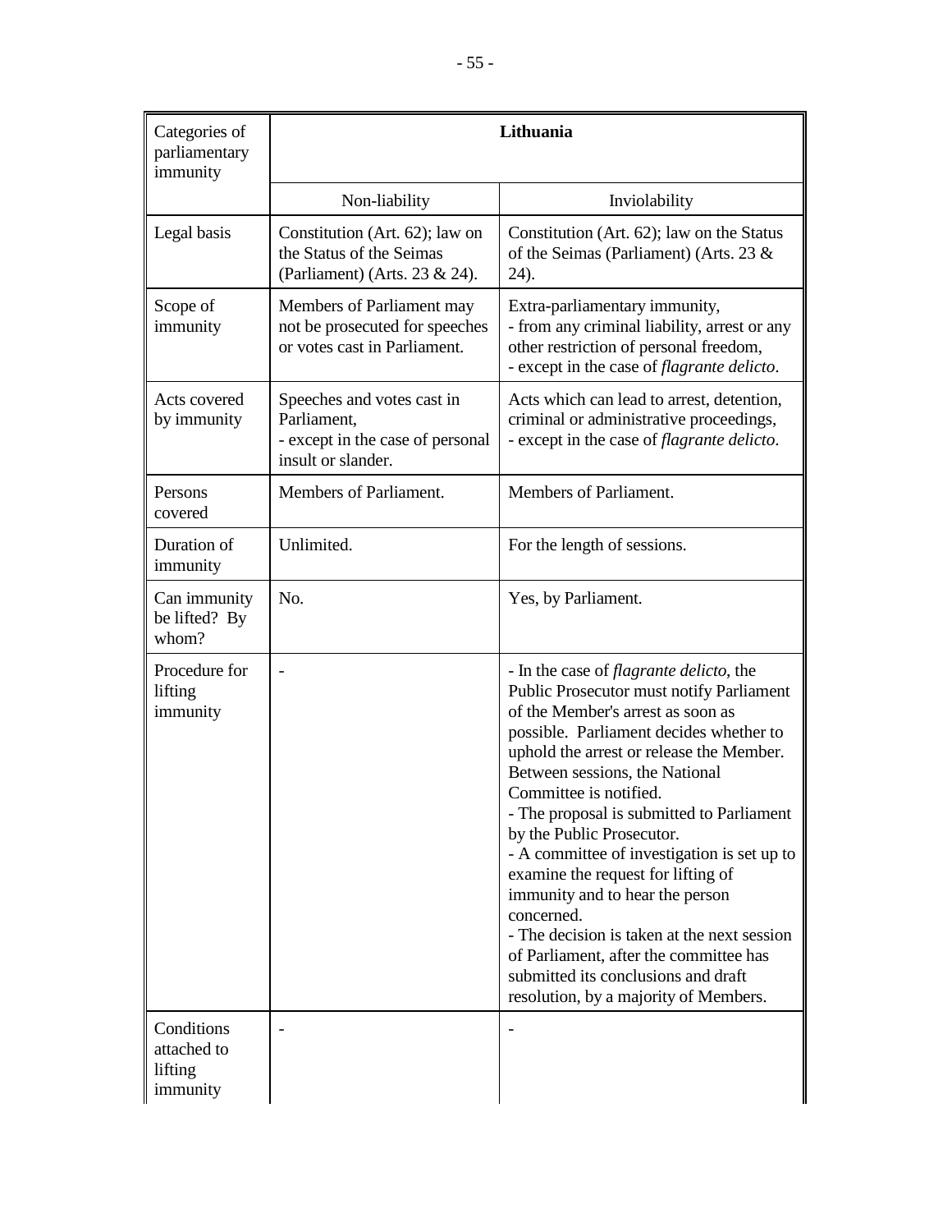| Categories of parliamentary immunity | Lithuania | |
|---|---|---|
| | Non-liability | Inviolability |
| Legal basis | Constitution (Art. 62); law on the Status of the Seimas (Parliament) (Arts. 23 & 24). | Constitution (Art. 62); law on the Status of the Seimas (Parliament) (Arts. 23 & 24). |
| Scope of immunity | Members of Parliament may not be prosecuted for speeches or votes cast in Parliament. | Extra-parliamentary immunity,<br>- from any criminal liability, arrest or any other restriction of personal freedom,<br>- except in the case of *flagrante delicto*. |
| Acts covered by immunity | Speeches and votes cast in Parliament,<br>- except in the case of personal insult or slander. | Acts which can lead to arrest, detention, criminal or administrative proceedings,<br>- except in the case of *flagrante delicto*. |
| Persons covered | Members of Parliament. | Members of Parliament. |
| Duration of immunity | Unlimited. | For the length of sessions. |
| Can immunity be lifted? By whom? | No. | Yes, by Parliament. |
| Procedure for lifting immunity | - | - In the case of *flagrante delicto*, the Public Prosecutor must notify Parliament of the Member's arrest as soon as possible. Parliament decides whether to uphold the arrest or release the Member. Between sessions, the National Committee is notified.<br>- The proposal is submitted to Parliament by the Public Prosecutor.<br>- A committee of investigation is set up to examine the request for lifting of immunity and to hear the person concerned.<br>- The decision is taken at the next session of Parliament, after the committee has submitted its conclusions and draft resolution, by a majority of Members. |
| Conditions attached to lifting immunity | - | - |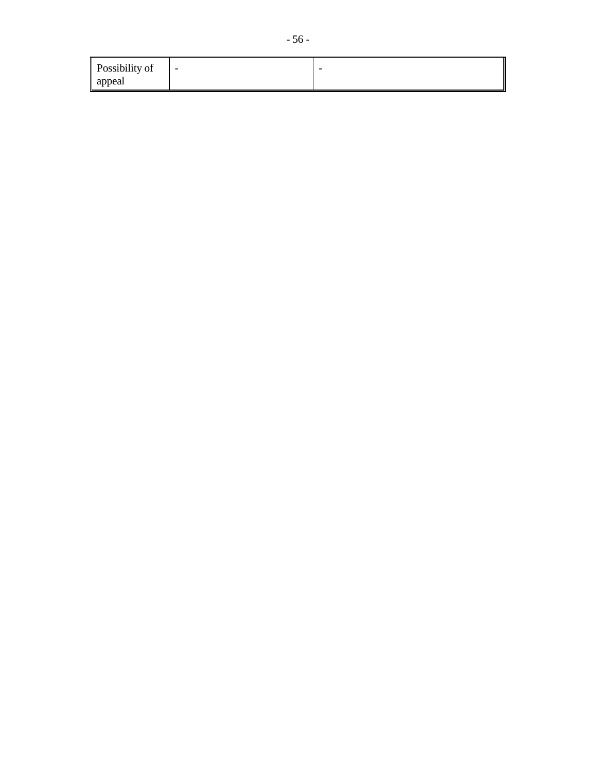| Possibility of appeal | - | - |
|---|---|---|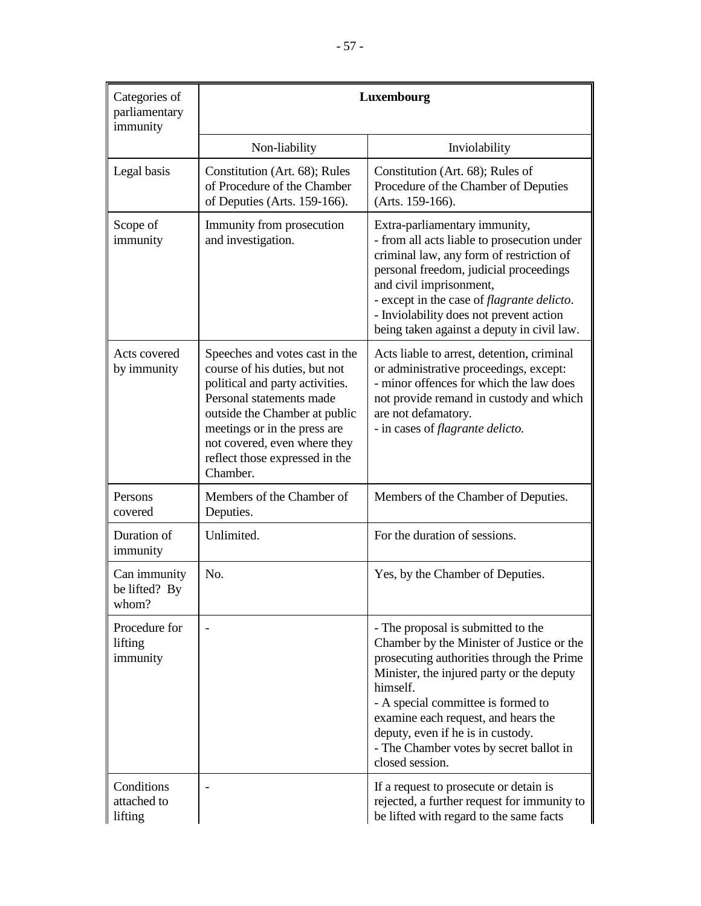| Categories of parliamentary immunity | Luxembourg | |
|---|---|---|
| | Non-liability | Inviolability |
| Legal basis | Constitution (Art. 68); Rules of Procedure of the Chamber of Deputies (Arts. 159-166). | Constitution (Art. 68); Rules of Procedure of the Chamber of Deputies (Arts. 159-166). |
| Scope of immunity | Immunity from prosecution and investigation. | Extra-parliamentary immunity,<br>- from all acts liable to prosecution under criminal law, any form of restriction of personal freedom, judicial proceedings and civil imprisonment,<br>- except in the case of *flagrante delicto*.<br>- Inviolability does not prevent action being taken against a deputy in civil law. |
| Acts covered by immunity | Speeches and votes cast in the course of his duties, but not political and party activities. Personal statements made outside the Chamber at public meetings or in the press are not covered, even where they reflect those expressed in the Chamber. | Acts liable to arrest, detention, criminal or administrative proceedings, except:<br>- minor offences for which the law does not provide remand in custody and which are not defamatory.<br>- in cases of *flagrante delicto.* |
| Persons covered | Members of the Chamber of Deputies. | Members of the Chamber of Deputies. |
| Duration of immunity | Unlimited. | For the duration of sessions. |
| Can immunity be lifted? By whom? | No. | Yes, by the Chamber of Deputies. |
| Procedure for lifting immunity | - | - The proposal is submitted to the Chamber by the Minister of Justice or the prosecuting authorities through the Prime Minister, the injured party or the deputy himself.<br>- A special committee is formed to examine each request, and hears the deputy, even if he is in custody.<br>- The Chamber votes by secret ballot in closed session. |
| Conditions attached to lifting | - | If a request to prosecute or detain is rejected, a further request for immunity to be lifted with regard to the same facts |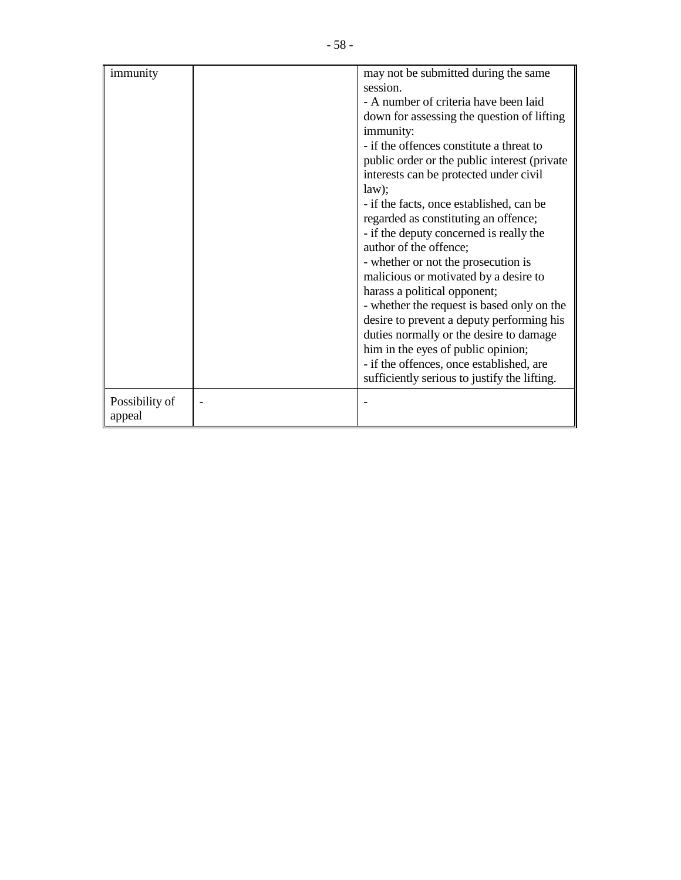| | | |
|---|---|---|
| immunity | | may not be submitted during the same session.<br>- A number of criteria have been laid down for assessing the question of lifting immunity:<br>- if the offences constitute a threat to public order or the public interest (private interests can be protected under civil law);<br>- if the facts, once established, can be regarded as constituting an offence;<br>- if the deputy concerned is really the author of the offence;<br>- whether or not the prosecution is malicious or motivated by a desire to harass a political opponent;<br>- whether the request is based only on the desire to prevent a deputy performing his duties normally or the desire to damage him in the eyes of public opinion;<br>- if the offences, once established, are sufficiently serious to justify the lifting. |
| Possibility of appeal | - | - |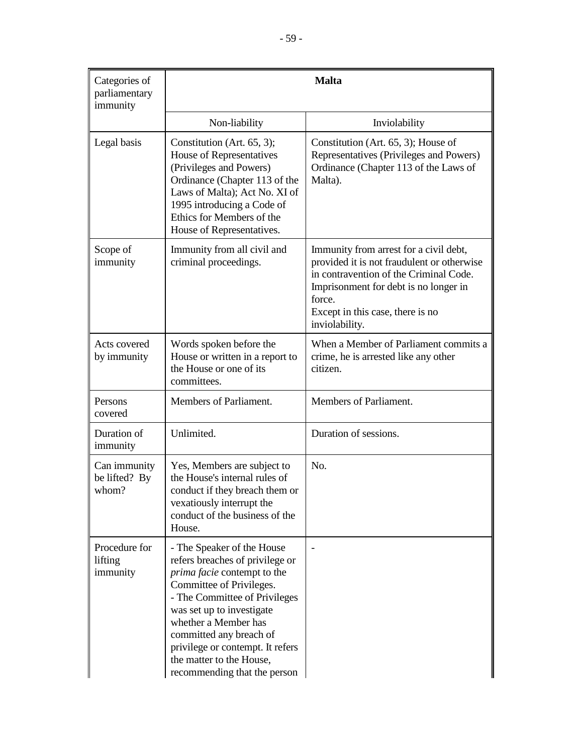| Categories of parliamentary immunity | Malta | |
|---|---|---|
| | Non-liability | Inviolability |
| Legal basis | Constitution (Art. 65, 3); House of Representatives (Privileges and Powers) Ordinance (Chapter 113 of the Laws of Malta); Act No. XI of 1995 introducing a Code of Ethics for Members of the House of Representatives. | Constitution (Art. 65, 3); House of Representatives (Privileges and Powers) Ordinance (Chapter 113 of the Laws of Malta). |
| Scope of immunity | Immunity from all civil and criminal proceedings. | Immunity from arrest for a civil debt, provided it is not fraudulent or otherwise in contravention of the Criminal Code. Imprisonment for debt is no longer in force.<br>Except in this case, there is no inviolability. |
| Acts covered by immunity | Words spoken before the House or written in a report to the House or one of its committees. | When a Member of Parliament commits a crime, he is arrested like any other citizen. |
| Persons covered | Members of Parliament. | Members of Parliament. |
| Duration of immunity | Unlimited. | Duration of sessions. |
| Can immunity be lifted? By whom? | Yes, Members are subject to the House's internal rules of conduct if they breach them or vexatiously interrupt the conduct of the business of the House. | No. |
| Procedure for lifting immunity | - The Speaker of the House refers breaches of privilege or *prima facie* contempt to the Committee of Privileges.<br>- The Committee of Privileges was set up to investigate whether a Member has committed any breach of privilege or contempt. It refers the matter to the House, recommending that the person | - |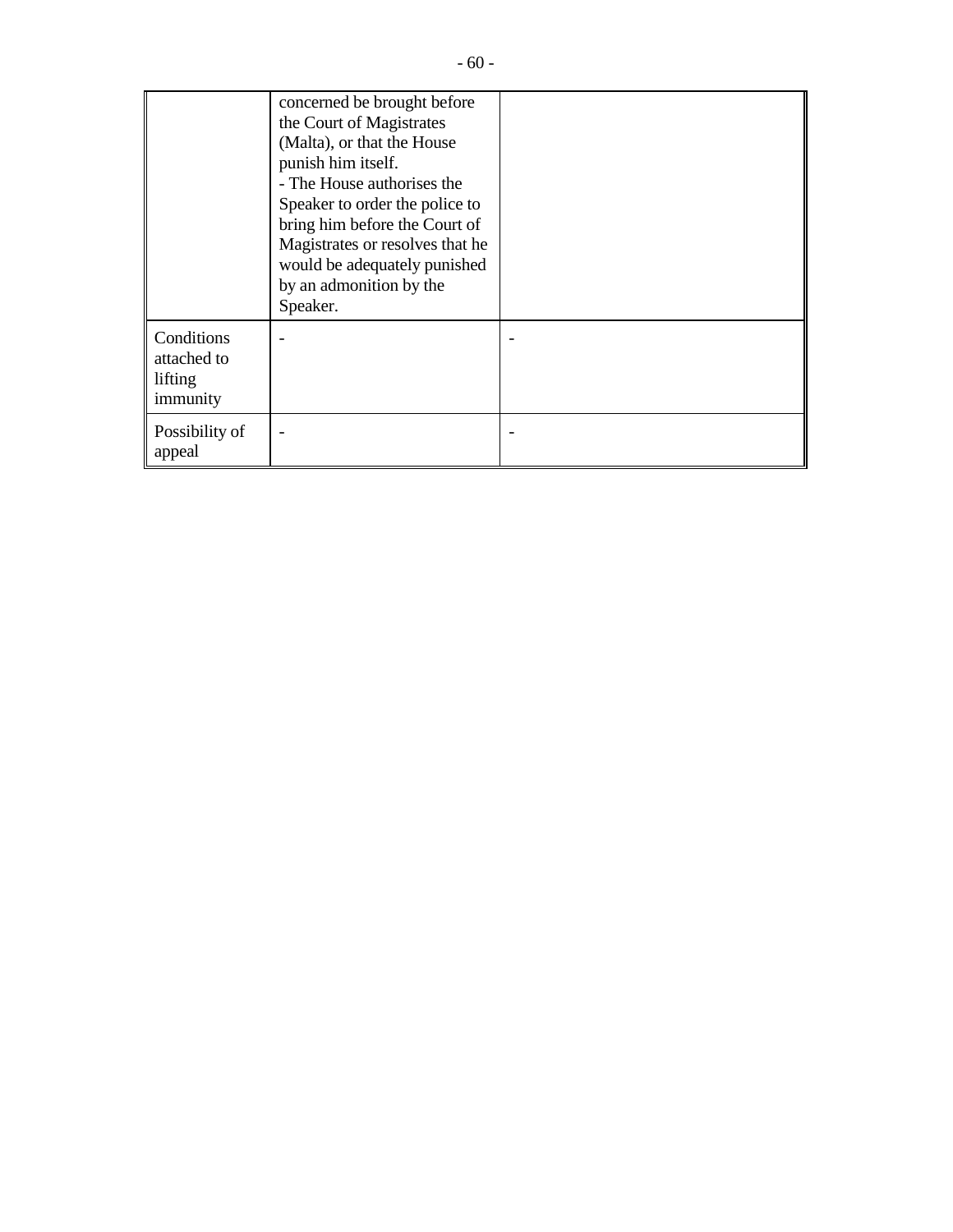| | | |
|---|---|---|
| | concerned be brought before the Court of Magistrates (Malta), or that the House punish him itself. - The House authorises the Speaker to order the police to bring him before the Court of Magistrates or resolves that he would be adequately punished by an admonition by the Speaker. | |
| Conditions attached to lifting immunity | - | - |
| Possibility of appeal | - | - |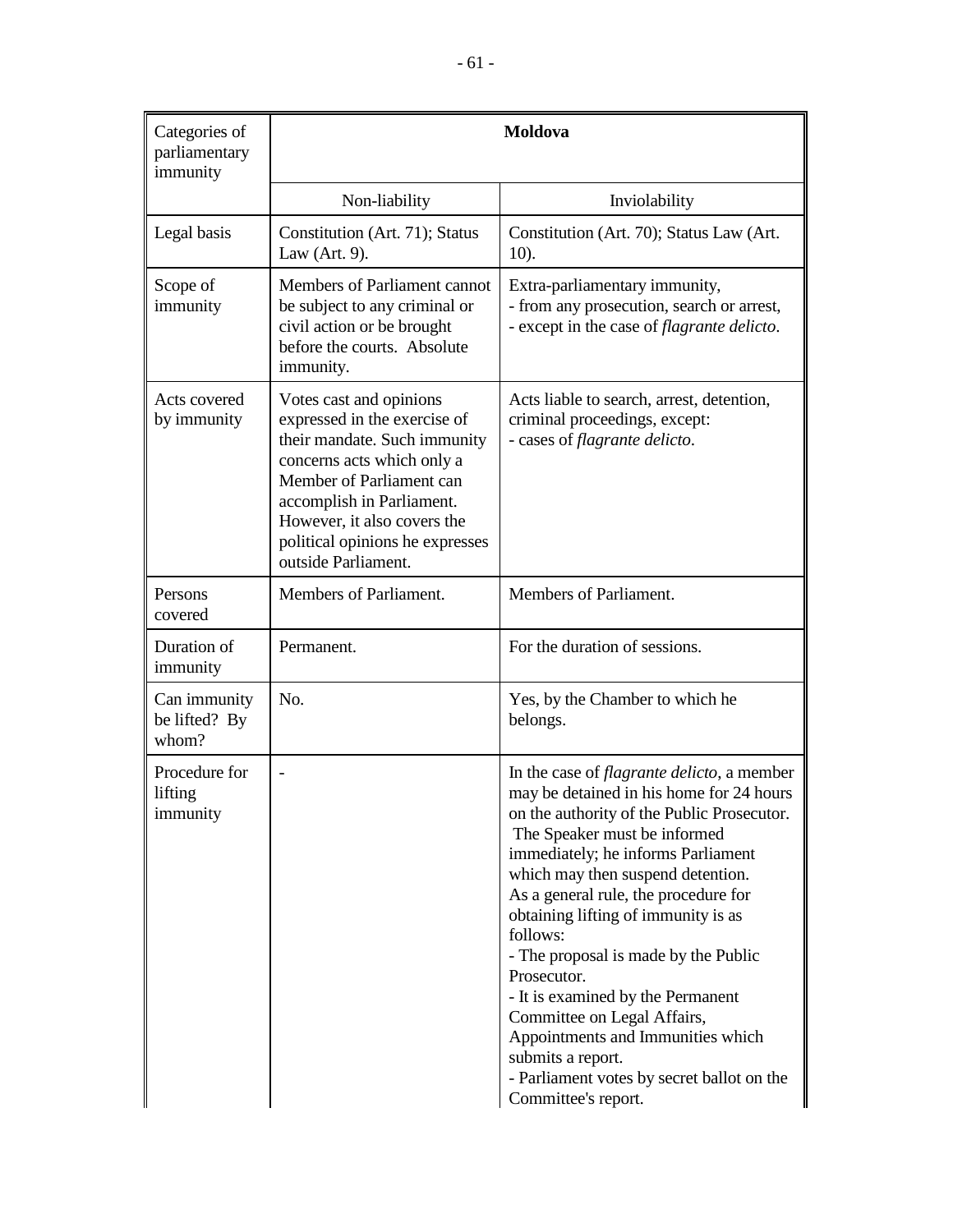| Categories of parliamentary immunity | Moldova | |
|---|---|---|
| | Non-liability | Inviolability |
| Legal basis | Constitution (Art. 71); Status Law (Art. 9). | Constitution (Art. 70); Status Law (Art. 10). |
| Scope of immunity | Members of Parliament cannot be subject to any criminal or civil action or be brought before the courts. Absolute immunity. | Extra-parliamentary immunity,<br>- from any prosecution, search or arrest,<br>- except in the case of *flagrante delicto*. |
| Acts covered by immunity | Votes cast and opinions expressed in the exercise of their mandate. Such immunity concerns acts which only a Member of Parliament can accomplish in Parliament. However, it also covers the political opinions he expresses outside Parliament. | Acts liable to search, arrest, detention, criminal proceedings, except:<br>- cases of *flagrante delicto*. |
| Persons covered | Members of Parliament. | Members of Parliament. |
| Duration of immunity | Permanent. | For the duration of sessions. |
| Can immunity be lifted? By whom? | No. | Yes, by the Chamber to which he belongs. |
| Procedure for lifting immunity | - | In the case of *flagrante delicto*, a member may be detained in his home for 24 hours on the authority of the Public Prosecutor. The Speaker must be informed immediately; he informs Parliament which may then suspend detention.<br>As a general rule, the procedure for obtaining lifting of immunity is as follows:<br>- The proposal is made by the Public Prosecutor.<br>- It is examined by the Permanent Committee on Legal Affairs, Appointments and Immunities which submits a report.<br>- Parliament votes by secret ballot on the Committee's report. |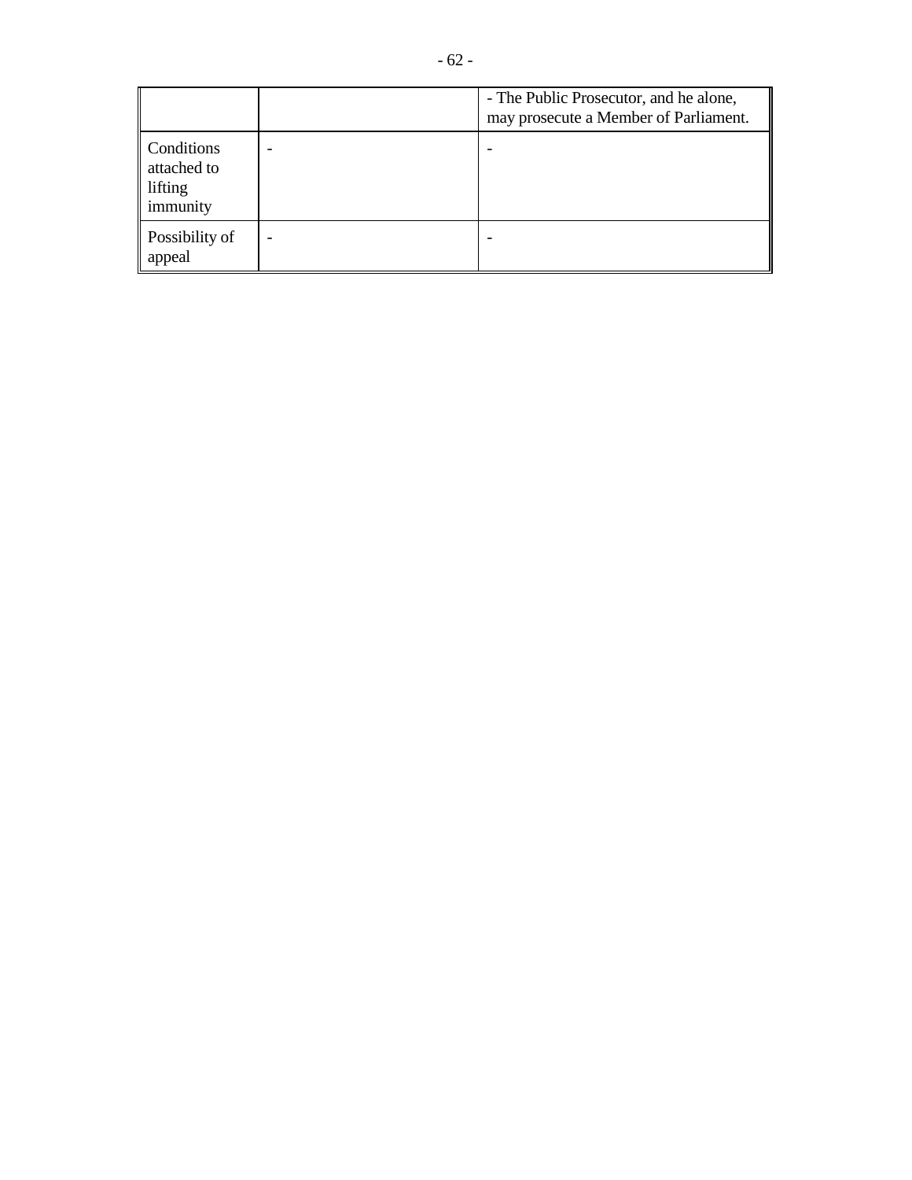| | | |
|---|---|---|
| | | - The Public Prosecutor, and he alone, may prosecute a Member of Parliament. |
| Conditions attached to lifting immunity | - | - |
| Possibility of appeal | - | - |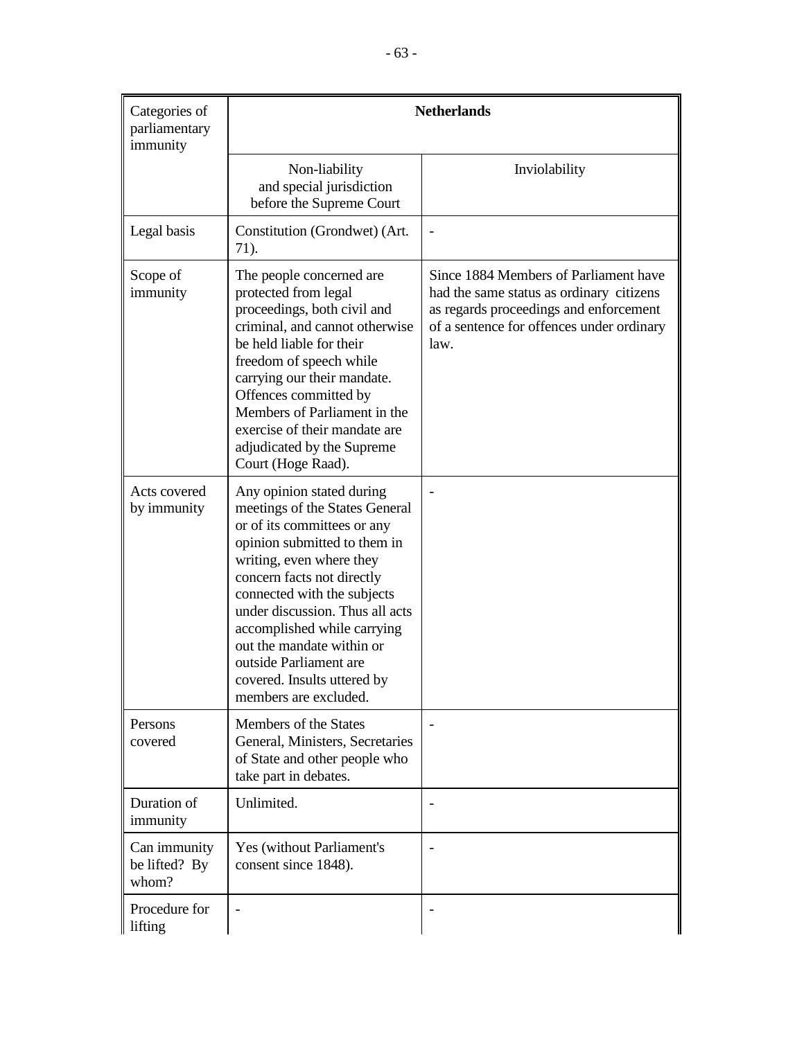| Categories of parliamentary immunity | Netherlands | |
|---|---|---|
| | Non-liability and special jurisdiction before the Supreme Court | Inviolability |
| Legal basis | Constitution (Grondwet) (Art. 71). | - |
| Scope of immunity | The people concerned are protected from legal proceedings, both civil and criminal, and cannot otherwise be held liable for their freedom of speech while carrying our their mandate. Offences committed by Members of Parliament in the exercise of their mandate are adjudicated by the Supreme Court (Hoge Raad). | Since 1884 Members of Parliament have had the same status as ordinary citizens as regards proceedings and enforcement of a sentence for offences under ordinary law. |
| Acts covered by immunity | Any opinion stated during meetings of the States General or of its committees or any opinion submitted to them in writing, even where they concern facts not directly connected with the subjects under discussion. Thus all acts accomplished while carrying out the mandate within or outside Parliament are covered. Insults uttered by members are excluded. | - |
| Persons covered | Members of the States General, Ministers, Secretaries of State and other people who take part in debates. | - |
| Duration of immunity | Unlimited. | - |
| Can immunity be lifted? By whom? | Yes (without Parliament's consent since 1848). | - |
| Procedure for lifting | - | - |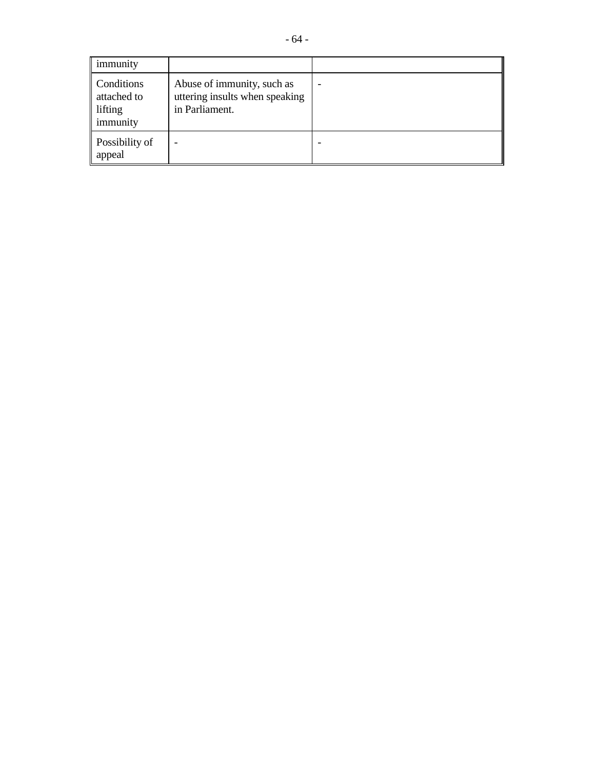| | | |
|---|---|---|
| immunity | | |
| Conditions attached to lifting immunity | Abuse of immunity, such as uttering insults when speaking in Parliament. | - |
| Possibility of appeal | - | - |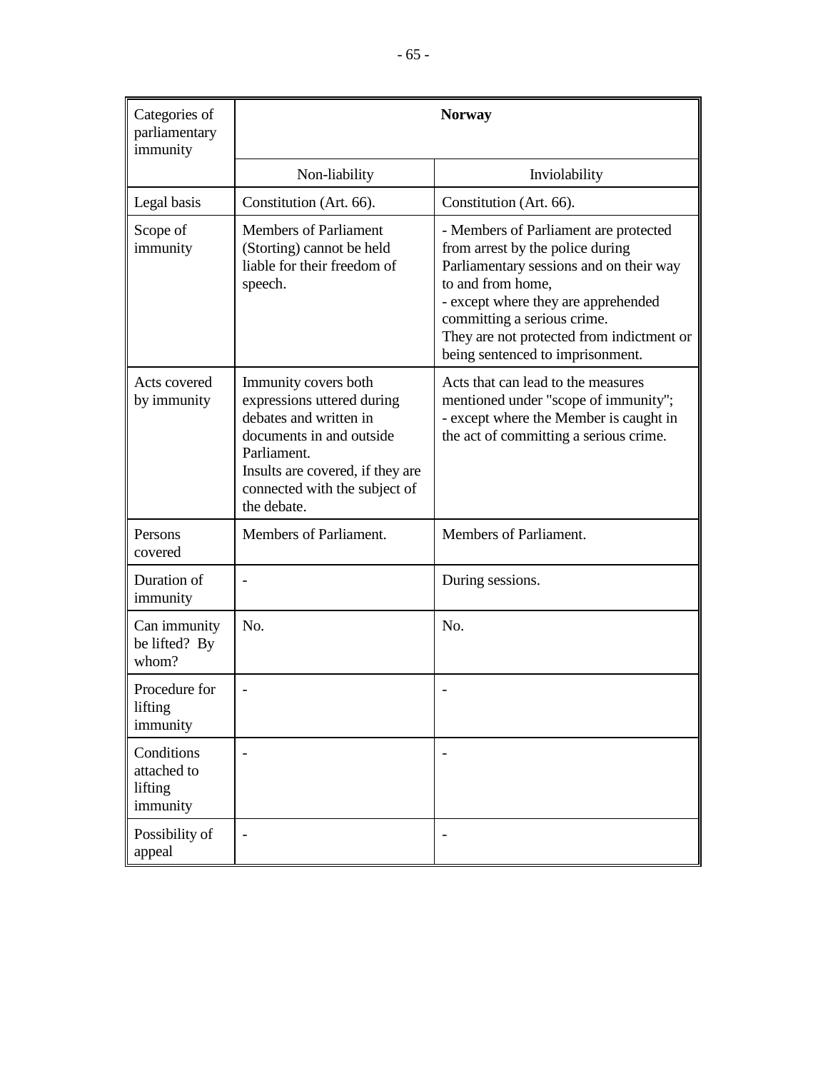| Categories of parliamentary immunity | Norway | |
|---|---|---|
| | Non-liability | Inviolability |
| Legal basis | Constitution (Art. 66). | Constitution (Art. 66). |
| Scope of immunity | Members of Parliament (Storting) cannot be held liable for their freedom of speech. | - Members of Parliament are protected from arrest by the police during Parliamentary sessions and on their way to and from home,<br>- except where they are apprehended committing a serious crime.<br>They are not protected from indictment or being sentenced to imprisonment. |
| Acts covered by immunity | Immunity covers both expressions uttered during debates and written in documents in and outside Parliament.<br>Insults are covered, if they are connected with the subject of the debate. | Acts that can lead to the measures mentioned under "scope of immunity";<br>- except where the Member is caught in the act of committing a serious crime. |
| Persons covered | Members of Parliament. | Members of Parliament. |
| Duration of immunity | - | During sessions. |
| Can immunity be lifted? By whom? | No. | No. |
| Procedure for lifting immunity | - | - |
| Conditions attached to lifting immunity | - | - |
| Possibility of appeal | - | - |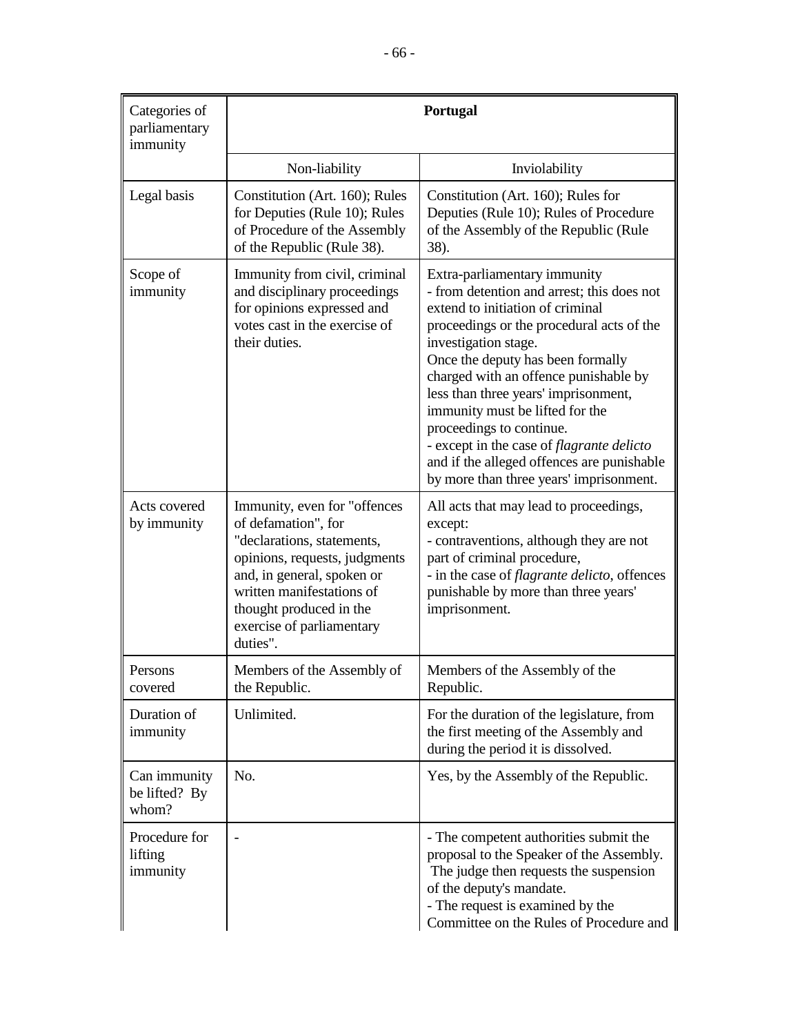| Categories of parliamentary immunity | Portugal | |
|---|---|---|
| | Non-liability | Inviolability |
| Legal basis | Constitution (Art. 160); Rules for Deputies (Rule 10); Rules of Procedure of the Assembly of the Republic (Rule 38). | Constitution (Art. 160); Rules for Deputies (Rule 10); Rules of Procedure of the Assembly of the Republic (Rule 38). |
| Scope of immunity | Immunity from civil, criminal and disciplinary proceedings for opinions expressed and votes cast in the exercise of their duties. | Extra-parliamentary immunity<br>- from detention and arrest; this does not extend to initiation of criminal proceedings or the procedural acts of the investigation stage.<br>Once the deputy has been formally charged with an offence punishable by less than three years' imprisonment, immunity must be lifted for the proceedings to continue.<br>- except in the case of *flagrante delicto* and if the alleged offences are punishable by more than three years' imprisonment. |
| Acts covered by immunity | Immunity, even for "offences of defamation", for "declarations, statements, opinions, requests, judgments and, in general, spoken or written manifestations of thought produced in the exercise of parliamentary duties". | All acts that may lead to proceedings, except:<br>- contraventions, although they are not part of criminal procedure,<br>- in the case of *flagrante delicto*, offences punishable by more than three years' imprisonment. |
| Persons covered | Members of the Assembly of the Republic. | Members of the Assembly of the Republic. |
| Duration of immunity | Unlimited. | For the duration of the legislature, from the first meeting of the Assembly and during the period it is dissolved. |
| Can immunity be lifted? By whom? | No. | Yes, by the Assembly of the Republic. |
| Procedure for lifting immunity | - | - The competent authorities submit the proposal to the Speaker of the Assembly. The judge then requests the suspension of the deputy's mandate.<br>- The request is examined by the Committee on the Rules of Procedure and |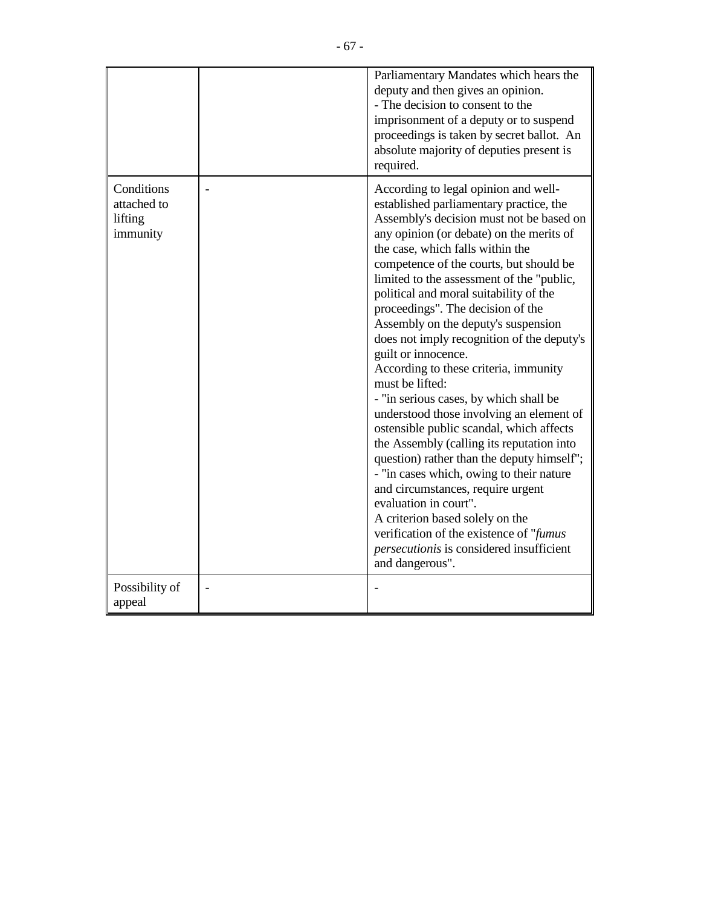| | | |
|---|---|---|
| | | Parliamentary Mandates which hears the deputy and then gives an opinion.<br>- The decision to consent to the imprisonment of a deputy or to suspend proceedings is taken by secret ballot. An absolute majority of deputies present is required. |
| Conditions attached to lifting immunity | - | According to legal opinion and well-established parliamentary practice, the Assembly's decision must not be based on any opinion (or debate) on the merits of the case, which falls within the competence of the courts, but should be limited to the assessment of the "public, political and moral suitability of the proceedings". The decision of the Assembly on the deputy's suspension does not imply recognition of the deputy's guilt or innocence.<br>According to these criteria, immunity must be lifted:<br>- "in serious cases, by which shall be understood those involving an element of ostensible public scandal, which affects the Assembly (calling its reputation into question) rather than the deputy himself";<br>- "in cases which, owing to their nature and circumstances, require urgent evaluation in court".<br>A criterion based solely on the verification of the existence of "*fumus persecutionis* is considered insufficient and dangerous". |
| Possibility of appeal | - | - |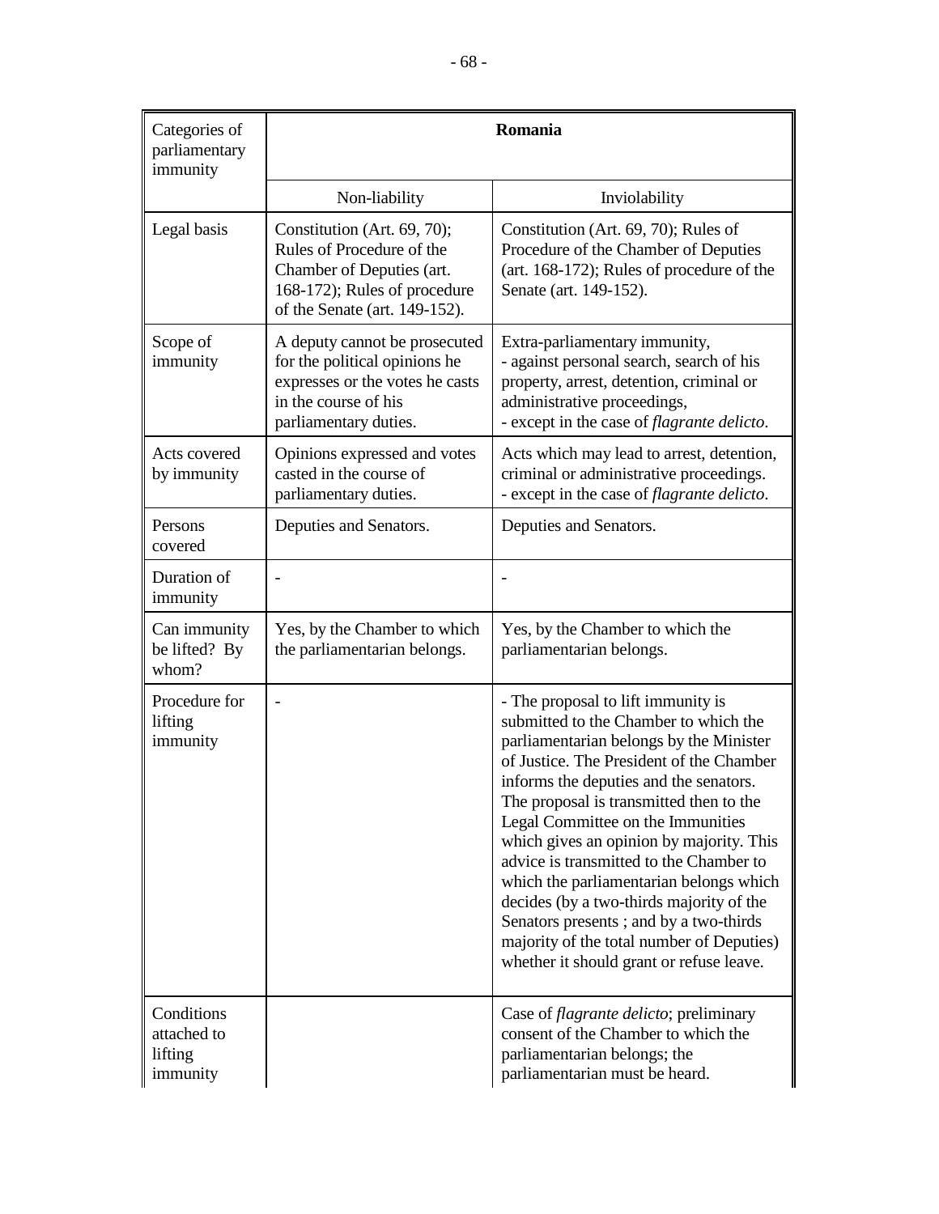| Categories of parliamentary immunity | **Romania** | |
|---|---|---|
| | Non-liability | Inviolability |
| Legal basis | Constitution (Art. 69, 70); Rules of Procedure of the Chamber of Deputies (art. 168-172); Rules of procedure of the Senate (art. 149-152). | Constitution (Art. 69, 70); Rules of Procedure of the Chamber of Deputies (art. 168-172); Rules of procedure of the Senate (art. 149-152). |
| Scope of immunity | A deputy cannot be prosecuted for the political opinions he expresses or the votes he casts in the course of his parliamentary duties. | Extra-parliamentary immunity,<br>- against personal search, search of his property, arrest, detention, criminal or administrative proceedings,<br>- except in the case of *flagrante delicto*. |
| Acts covered by immunity | Opinions expressed and votes casted in the course of parliamentary duties. | Acts which may lead to arrest, detention, criminal or administrative proceedings.<br>- except in the case of *flagrante delicto*. |
| Persons covered | Deputies and Senators. | Deputies and Senators. |
| Duration of immunity | - | - |
| Can immunity be lifted? By whom? | Yes, by the Chamber to which the parliamentarian belongs. | Yes, by the Chamber to which the parliamentarian belongs. |
| Procedure for lifting immunity | - | - The proposal to lift immunity is submitted to the Chamber to which the parliamentarian belongs by the Minister of Justice. The President of the Chamber informs the deputies and the senators. The proposal is transmitted then to the Legal Committee on the Immunities which gives an opinion by majority. This advice is transmitted to the Chamber to which the parliamentarian belongs which decides (by a two-thirds majority of the Senators presents ; and by a two-thirds majority of the total number of Deputies) whether it should grant or refuse leave. |
| Conditions attached to lifting immunity | | Case of *flagrante delicto*; preliminary consent of the Chamber to which the parliamentarian belongs; the parliamentarian must be heard. |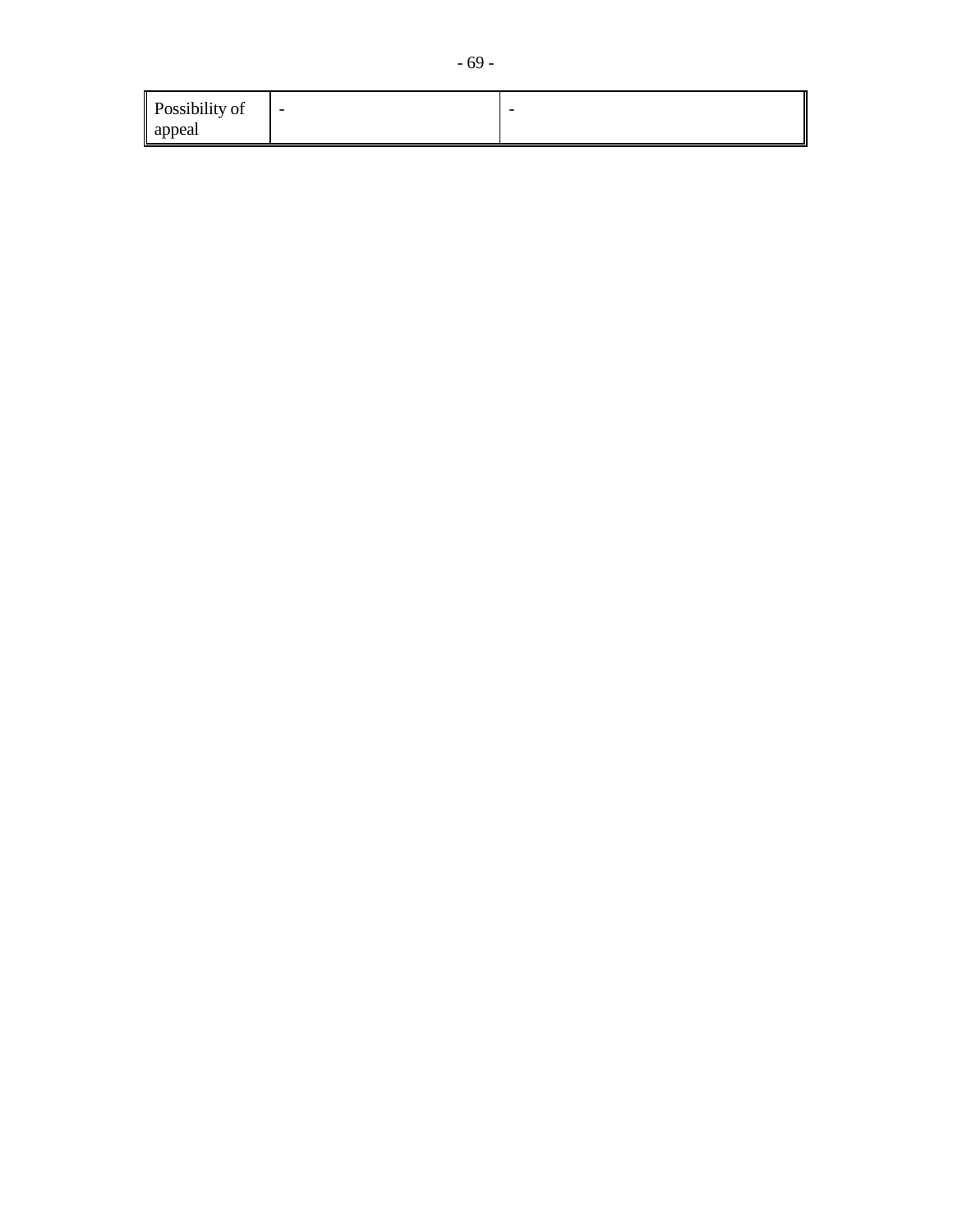| | | |
|---|---|---|
| Possibility of appeal | - | - |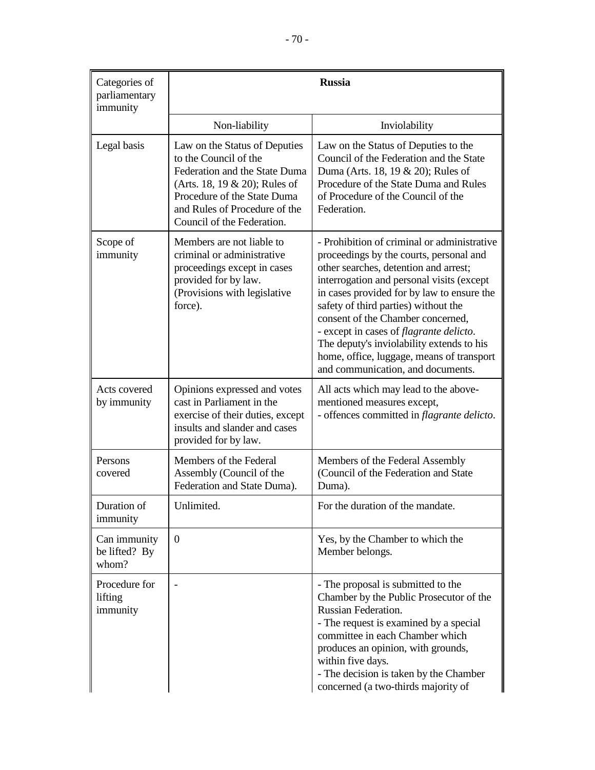| Categories of parliamentary immunity | Russia | |
|---|---|---|
| | Non-liability | Inviolability |
| Legal basis | Law on the Status of Deputies to the Council of the Federation and the State Duma (Arts. 18, 19 & 20); Rules of Procedure of the State Duma and Rules of Procedure of the Council of the Federation. | Law on the Status of Deputies to the Council of the Federation and the State Duma (Arts. 18, 19 & 20); Rules of Procedure of the State Duma and Rules of Procedure of the Council of the Federation. |
| Scope of immunity | Members are not liable to criminal or administrative proceedings except in cases provided for by law. (Provisions with legislative force). | - Prohibition of criminal or administrative proceedings by the courts, personal and other searches, detention and arrest; interrogation and personal visits (except in cases provided for by law to ensure the safety of third parties) without the consent of the Chamber concerned,<br>- except in cases of *flagrante delicto*.<br>The deputy's inviolability extends to his home, office, luggage, means of transport and communication, and documents. |
| Acts covered by immunity | Opinions expressed and votes cast in Parliament in the exercise of their duties, except insults and slander and cases provided for by law. | All acts which may lead to the above-mentioned measures except,<br>- offences committed in *flagrante delicto*. |
| Persons covered | Members of the Federal Assembly (Council of the Federation and State Duma). | Members of the Federal Assembly (Council of the Federation and State Duma). |
| Duration of immunity | Unlimited. | For the duration of the mandate. |
| Can immunity be lifted? By whom? | 0 | Yes, by the Chamber to which the Member belongs. |
| Procedure for lifting immunity | - | - The proposal is submitted to the Chamber by the Public Prosecutor of the Russian Federation.<br>- The request is examined by a special committee in each Chamber which produces an opinion, with grounds, within five days.<br>- The decision is taken by the Chamber concerned (a two-thirds majority of |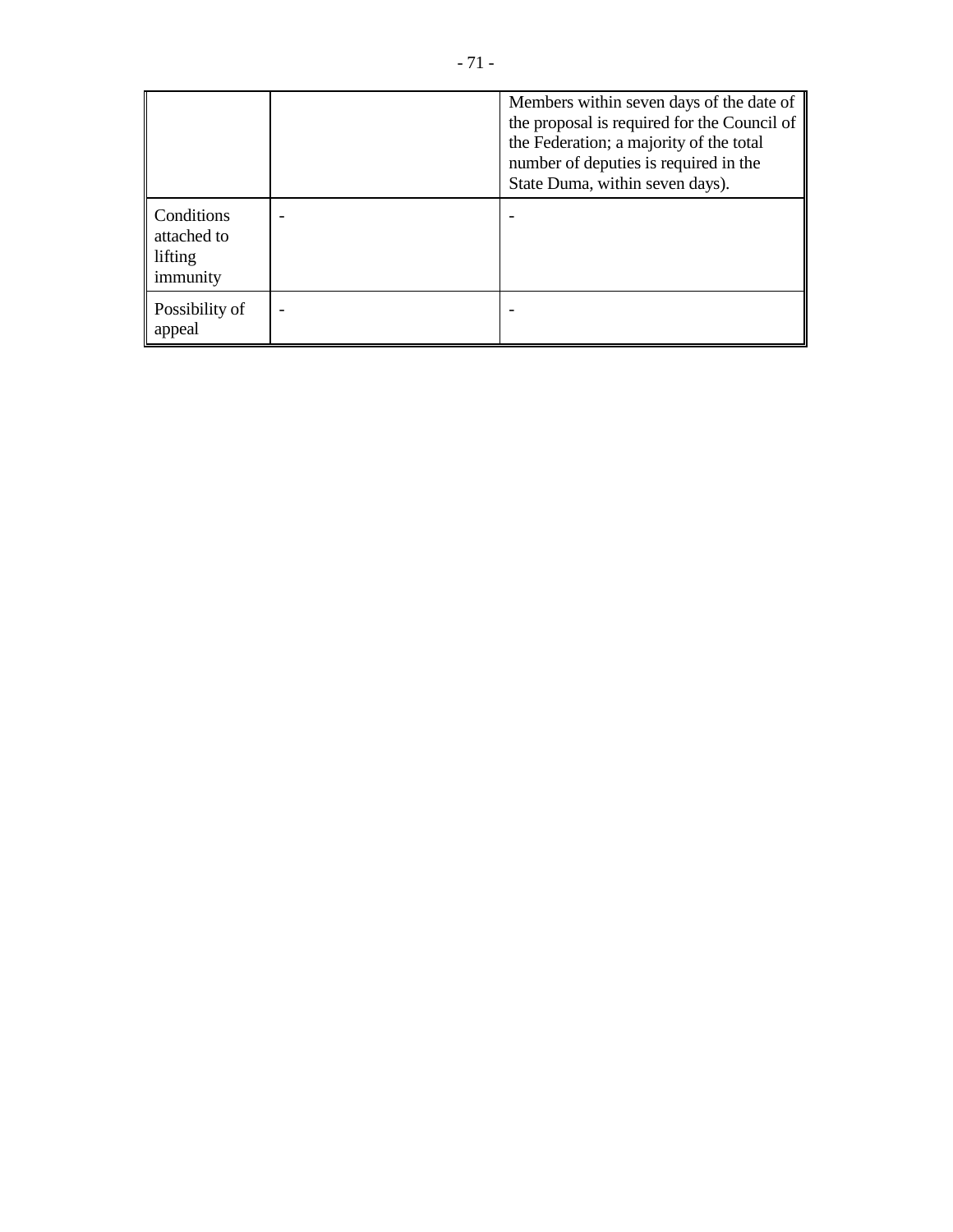| | | |
|---|---|---|
| | | Members within seven days of the date of the proposal is required for the Council of the Federation; a majority of the total number of deputies is required in the State Duma, within seven days). |
| Conditions attached to lifting immunity | - | - |
| Possibility of appeal | - | - |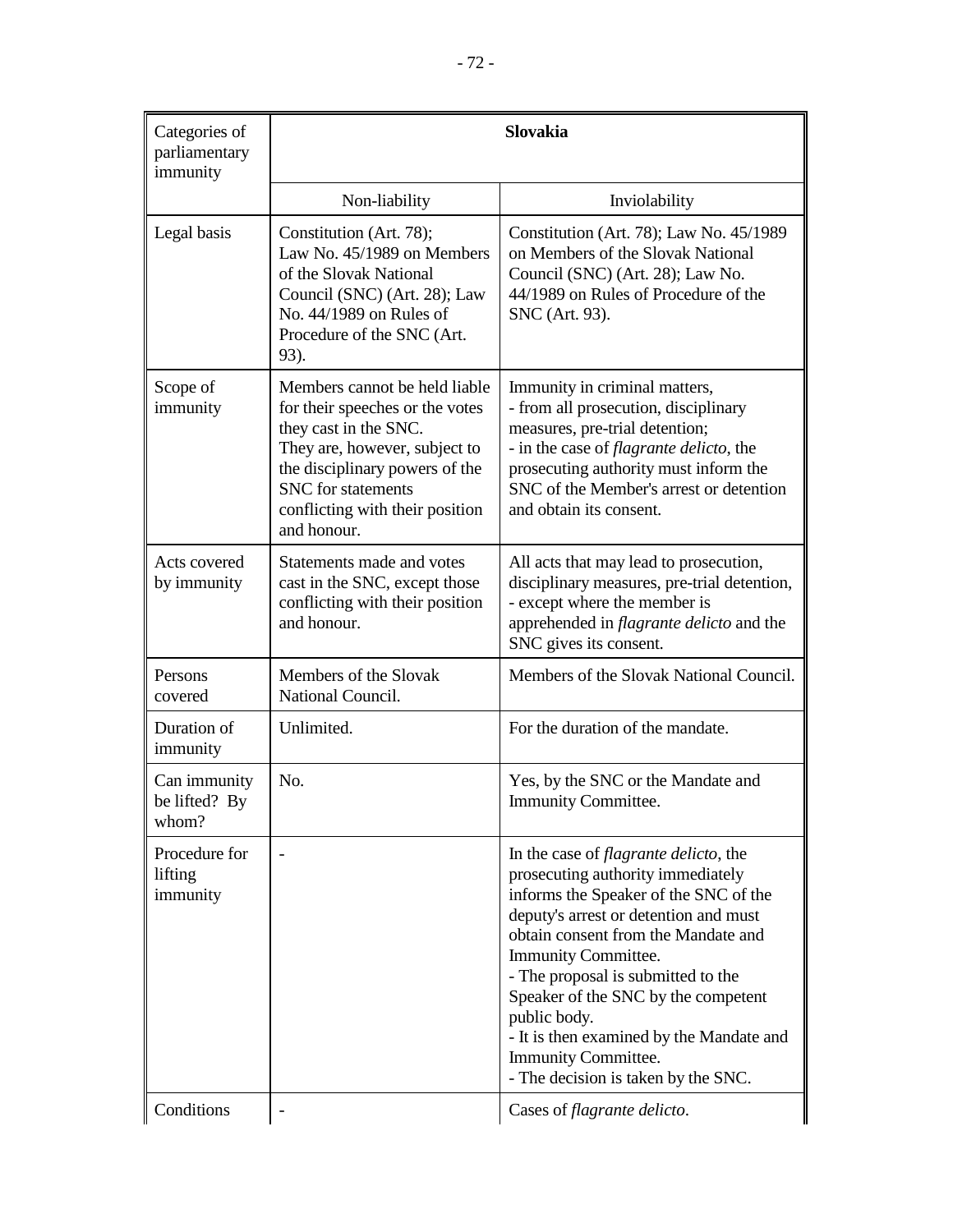| Categories of parliamentary immunity | Slovakia | |
|---|---|---|
| | Non-liability | Inviolability |
| Legal basis | Constitution (Art. 78); Law No. 45/1989 on Members of the Slovak National Council (SNC) (Art. 28); Law No. 44/1989 on Rules of Procedure of the SNC (Art. 93). | Constitution (Art. 78); Law No. 45/1989 on Members of the Slovak National Council (SNC) (Art. 28); Law No. 44/1989 on Rules of Procedure of the SNC (Art. 93). |
| Scope of immunity | Members cannot be held liable for their speeches or the votes they cast in the SNC. They are, however, subject to the disciplinary powers of the SNC for statements conflicting with their position and honour. | Immunity in criminal matters,<br>- from all prosecution, disciplinary measures, pre-trial detention;<br>- in the case of *flagrante delicto*, the prosecuting authority must inform the SNC of the Member's arrest or detention and obtain its consent. |
| Acts covered by immunity | Statements made and votes cast in the SNC, except those conflicting with their position and honour. | All acts that may lead to prosecution, disciplinary measures, pre-trial detention,<br>- except where the member is apprehended in *flagrante delicto* and the SNC gives its consent. |
| Persons covered | Members of the Slovak National Council. | Members of the Slovak National Council. |
| Duration of immunity | Unlimited. | For the duration of the mandate. |
| Can immunity be lifted? By whom? | No. | Yes, by the SNC or the Mandate and Immunity Committee. |
| Procedure for lifting immunity | - | In the case of *flagrante delicto*, the prosecuting authority immediately informs the Speaker of the SNC of the deputy's arrest or detention and must obtain consent from the Mandate and Immunity Committee.<br>- The proposal is submitted to the Speaker of the SNC by the competent public body.<br>- It is then examined by the Mandate and Immunity Committee.<br>- The decision is taken by the SNC. |
| Conditions | - | Cases of *flagrante delicto*. |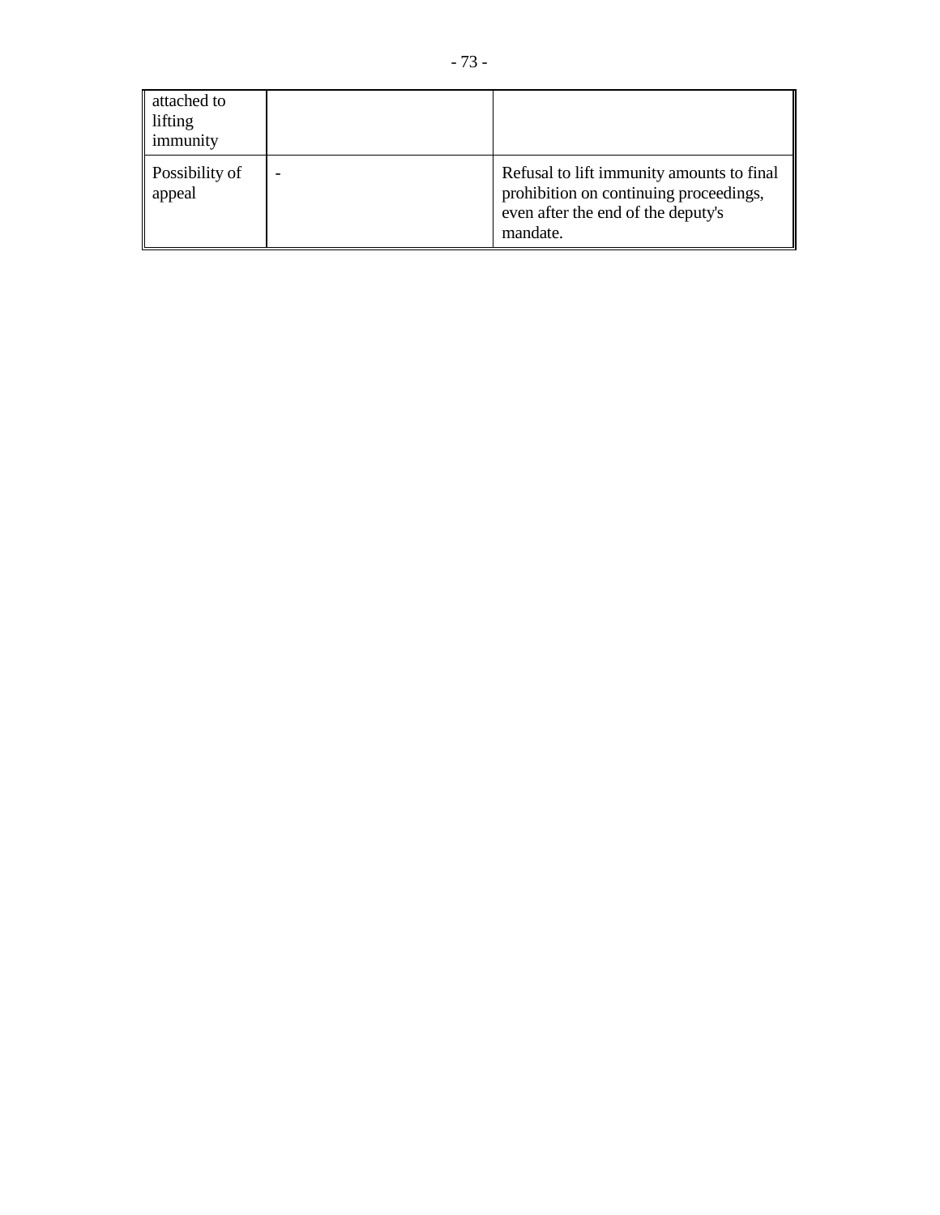| attached to lifting immunity | | |
|---|---|---|
| Possibility of appeal | - | Refusal to lift immunity amounts to final prohibition on continuing proceedings, even after the end of the deputy's mandate. |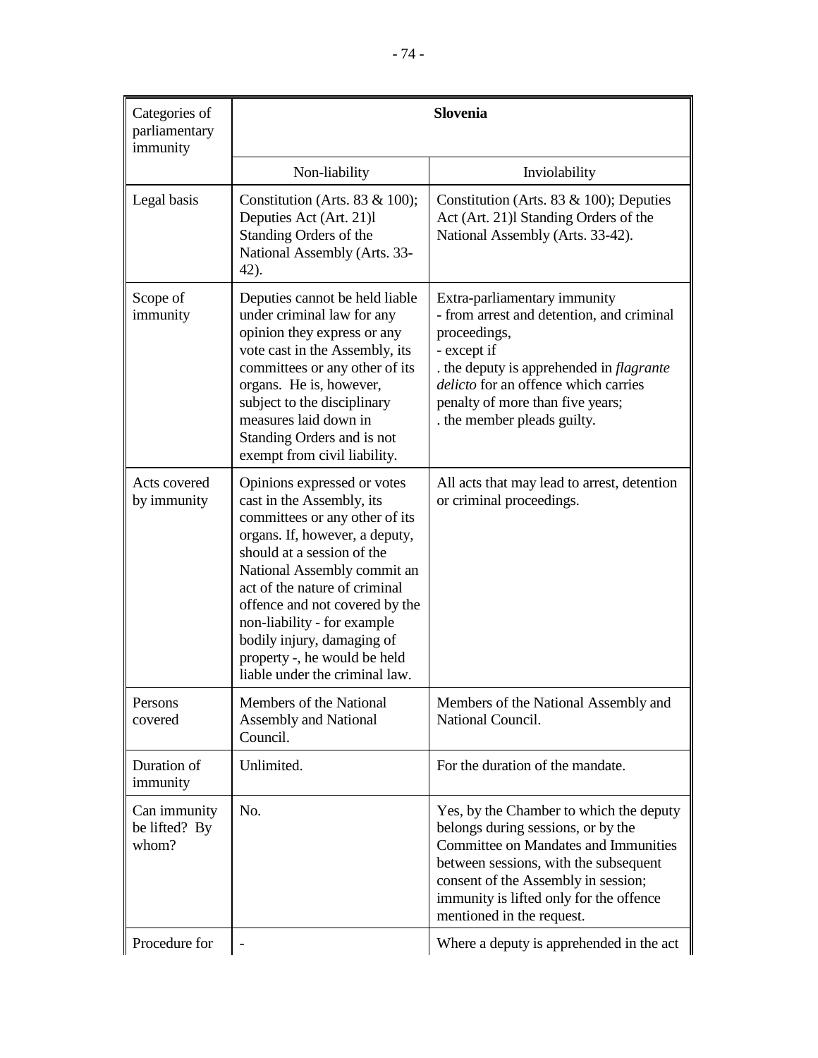| Categories of parliamentary immunity | Slovenia | |
|---|---|---|
| | Non-liability | Inviolability |
| Legal basis | Constitution (Arts. 83 & 100); Deputies Act (Art. 21)l Standing Orders of the National Assembly (Arts. 33-42). | Constitution (Arts. 83 & 100); Deputies Act (Art. 21)l Standing Orders of the National Assembly (Arts. 33-42). |
| Scope of immunity | Deputies cannot be held liable under criminal law for any opinion they express or any vote cast in the Assembly, its committees or any other of its organs. He is, however, subject to the disciplinary measures laid down in Standing Orders and is not exempt from civil liability. | Extra-parliamentary immunity<br>- from arrest and detention, and criminal proceedings,<br>- except if<br>. the deputy is apprehended in *flagrante delicto* for an offence which carries penalty of more than five years;<br>. the member pleads guilty. |
| Acts covered by immunity | Opinions expressed or votes cast in the Assembly, its committees or any other of its organs. If, however, a deputy, should at a session of the National Assembly commit an act of the nature of criminal offence and not covered by the non-liability - for example bodily injury, damaging of property -, he would be held liable under the criminal law. | All acts that may lead to arrest, detention or criminal proceedings. |
| Persons covered | Members of the National Assembly and National Council. | Members of the National Assembly and National Council. |
| Duration of immunity | Unlimited. | For the duration of the mandate. |
| Can immunity be lifted? By whom? | No. | Yes, by the Chamber to which the deputy belongs during sessions, or by the Committee on Mandates and Immunities between sessions, with the subsequent consent of the Assembly in session; immunity is lifted only for the offence mentioned in the request. |
| Procedure for | - | Where a deputy is apprehended in the act |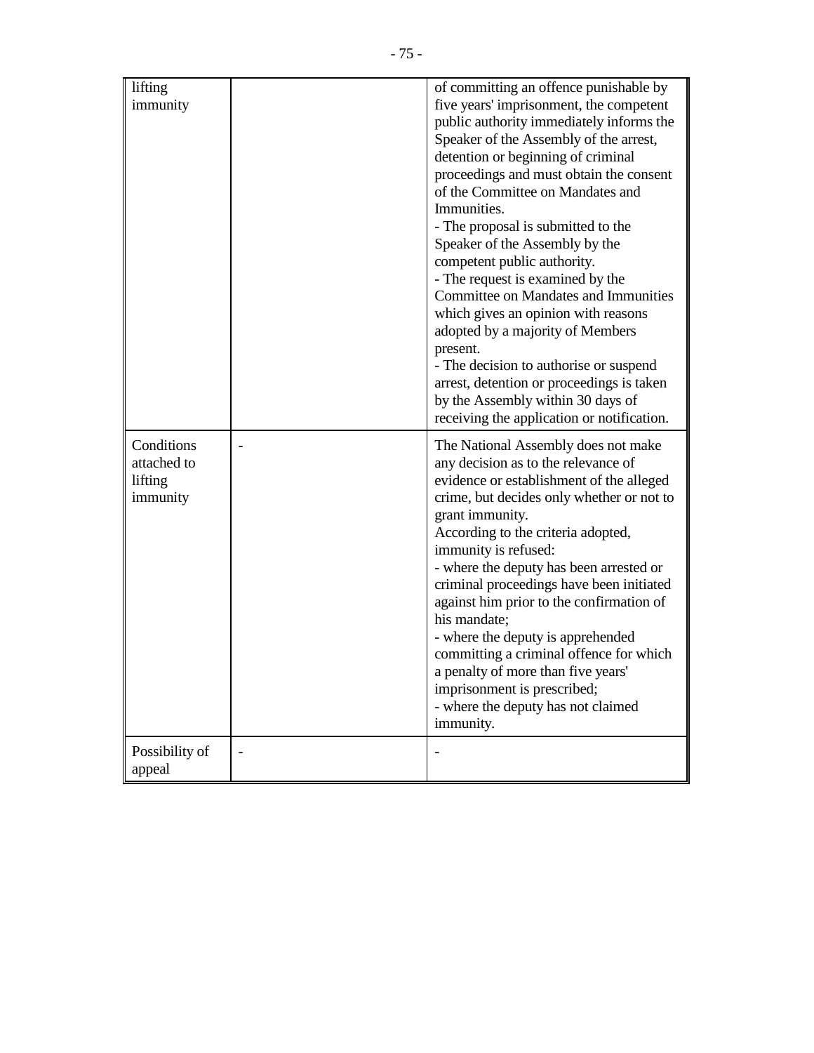| | | |
|---|---|---|
| lifting immunity | | of committing an offence punishable by five years' imprisonment, the competent public authority immediately informs the Speaker of the Assembly of the arrest, detention or beginning of criminal proceedings and must obtain the consent of the Committee on Mandates and Immunities.<br>- The proposal is submitted to the Speaker of the Assembly by the competent public authority.<br>- The request is examined by the Committee on Mandates and Immunities which gives an opinion with reasons adopted by a majority of Members present.<br>- The decision to authorise or suspend arrest, detention or proceedings is taken by the Assembly within 30 days of receiving the application or notification. |
| Conditions attached to lifting immunity | - | The National Assembly does not make any decision as to the relevance of evidence or establishment of the alleged crime, but decides only whether or not to grant immunity.<br>According to the criteria adopted, immunity is refused:<br>- where the deputy has been arrested or criminal proceedings have been initiated against him prior to the confirmation of his mandate;<br>- where the deputy is apprehended committing a criminal offence for which a penalty of more than five years' imprisonment is prescribed;<br>- where the deputy has not claimed immunity. |
| Possibility of appeal | - | - |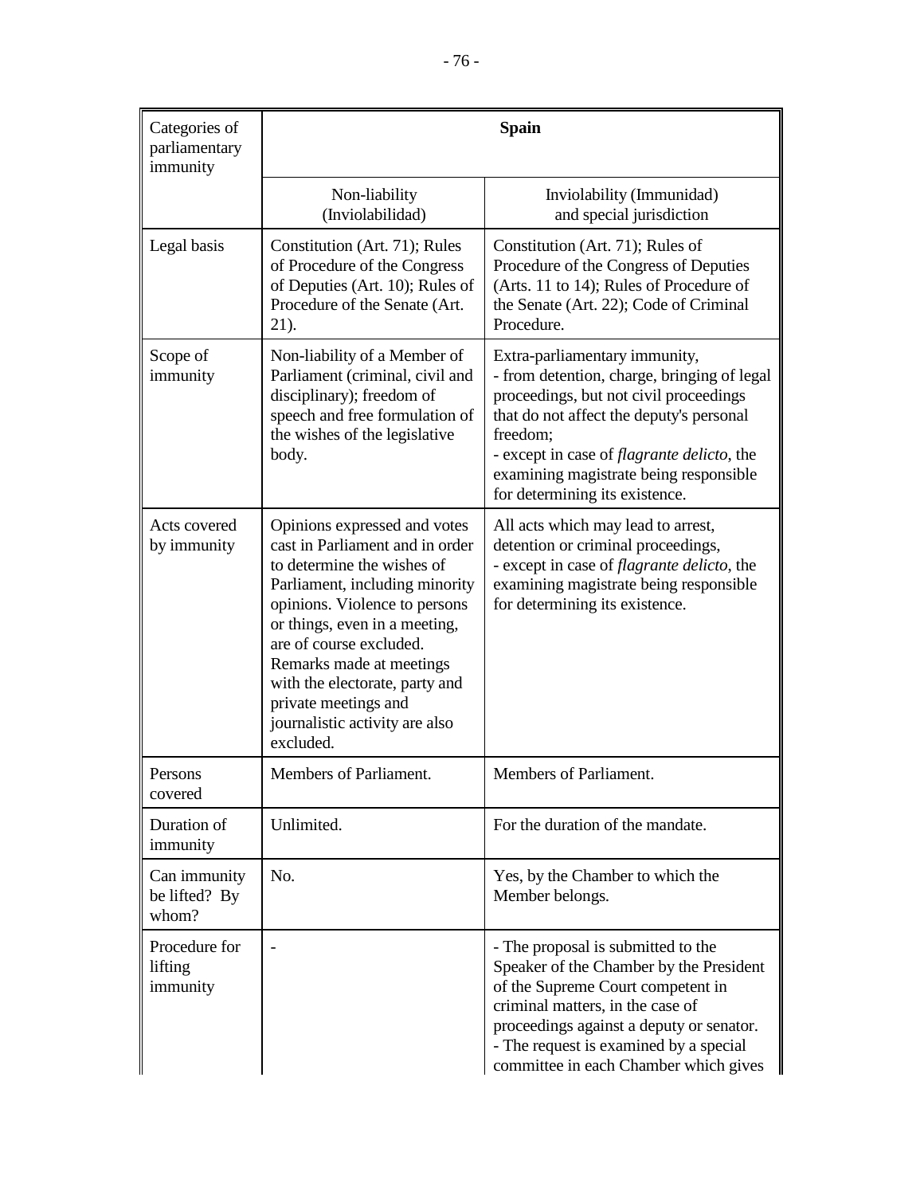| Categories of parliamentary immunity | Spain | |
|---|---|---|
| | Non-liability (Inviolabilidad) | Inviolability (Immunidad) and special jurisdiction |
| Legal basis | Constitution (Art. 71); Rules of Procedure of the Congress of Deputies (Art. 10); Rules of Procedure of the Senate (Art. 21). | Constitution (Art. 71); Rules of Procedure of the Congress of Deputies (Arts. 11 to 14); Rules of Procedure of the Senate (Art. 22); Code of Criminal Procedure. |
| Scope of immunity | Non-liability of a Member of Parliament (criminal, civil and disciplinary); freedom of speech and free formulation of the wishes of the legislative body. | Extra-parliamentary immunity,<br>- from detention, charge, bringing of legal proceedings, but not civil proceedings that do not affect the deputy's personal freedom;<br>- except in case of *flagrante delicto*, the examining magistrate being responsible for determining its existence. |
| Acts covered by immunity | Opinions expressed and votes cast in Parliament and in order to determine the wishes of Parliament, including minority opinions. Violence to persons or things, even in a meeting, are of course excluded. Remarks made at meetings with the electorate, party and private meetings and journalistic activity are also excluded. | All acts which may lead to arrest, detention or criminal proceedings,<br>- except in case of *flagrante delicto*, the examining magistrate being responsible for determining its existence. |
| Persons covered | Members of Parliament. | Members of Parliament. |
| Duration of immunity | Unlimited. | For the duration of the mandate. |
| Can immunity be lifted? By whom? | No. | Yes, by the Chamber to which the Member belongs. |
| Procedure for lifting immunity | - | - The proposal is submitted to the Speaker of the Chamber by the President of the Supreme Court competent in criminal matters, in the case of proceedings against a deputy or senator.<br>- The request is examined by a special committee in each Chamber which gives |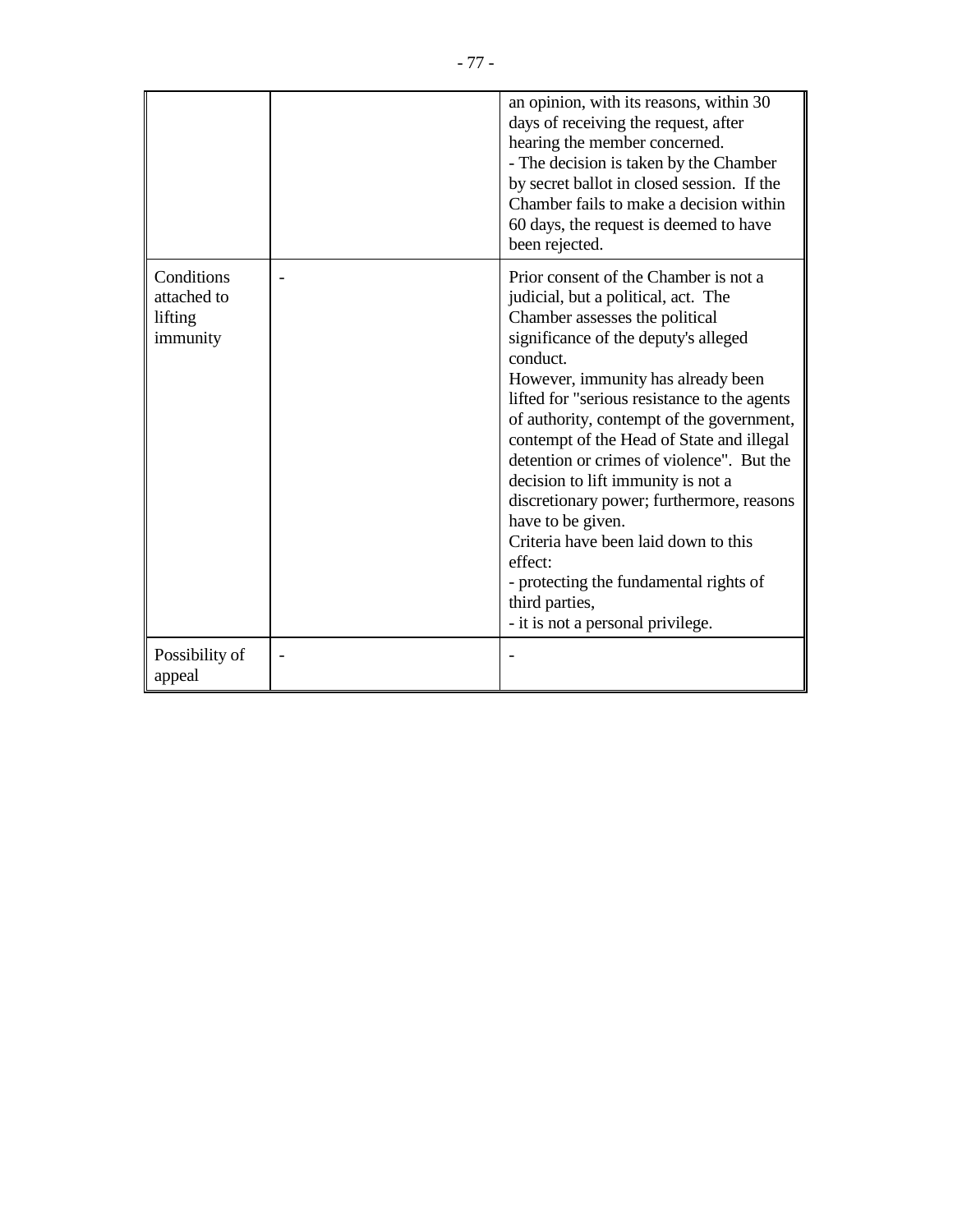| | | |
|---|---|---|
| | | an opinion, with its reasons, within 30 days of receiving the request, after hearing the member concerned.<br>- The decision is taken by the Chamber by secret ballot in closed session. If the Chamber fails to make a decision within 60 days, the request is deemed to have been rejected. |
| Conditions attached to lifting immunity | - | Prior consent of the Chamber is not a judicial, but a political, act. The Chamber assesses the political significance of the deputy's alleged conduct.<br>However, immunity has already been lifted for "serious resistance to the agents of authority, contempt of the government, contempt of the Head of State and illegal detention or crimes of violence". But the decision to lift immunity is not a discretionary power; furthermore, reasons have to be given.<br>Criteria have been laid down to this effect:<br>- protecting the fundamental rights of third parties,<br>- it is not a personal privilege. |
| Possibility of appeal | - | - |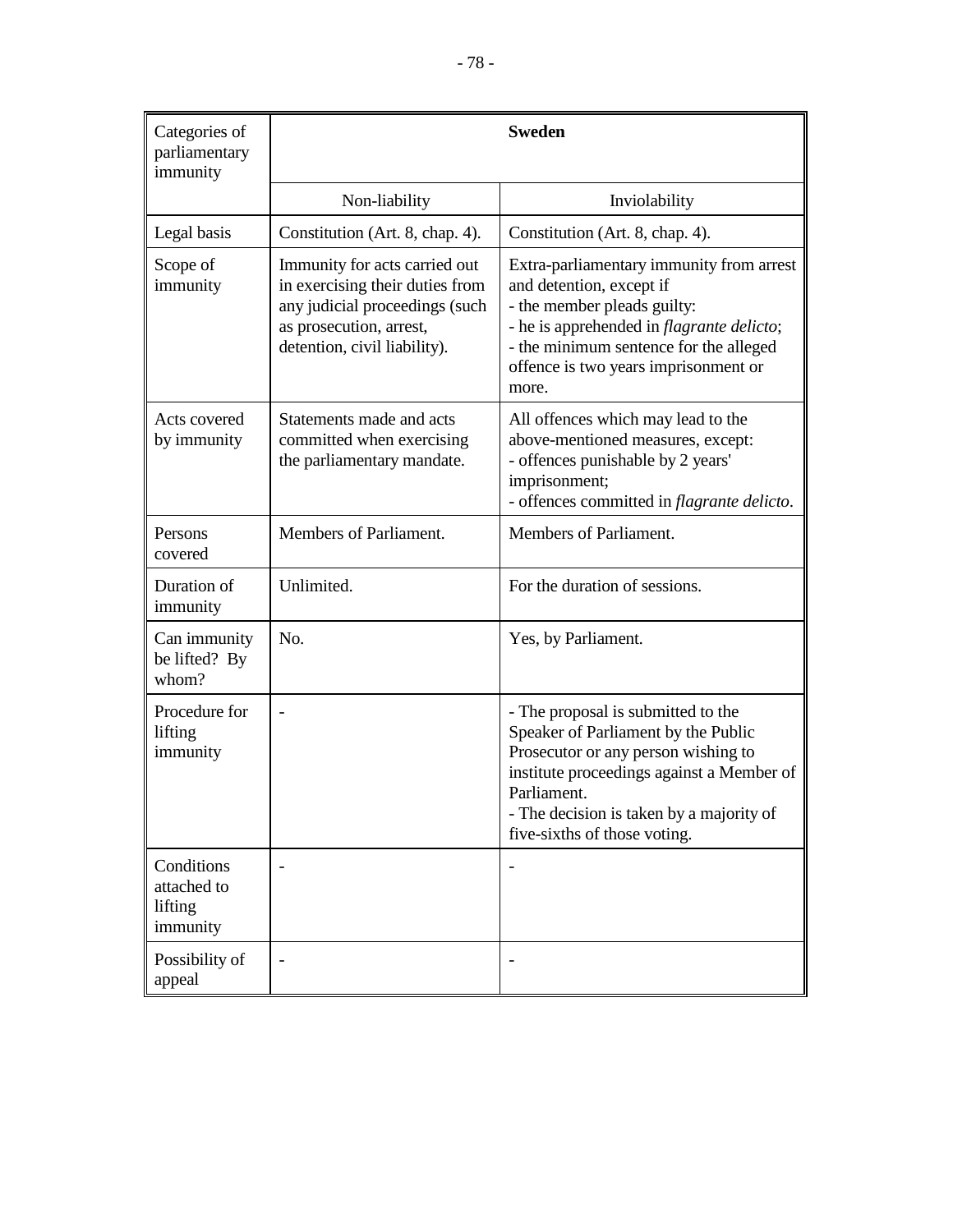| Categories of parliamentary immunity | Sweden | |
|---|---|---|
| | Non-liability | Inviolability |
| Legal basis | Constitution (Art. 8, chap. 4). | Constitution (Art. 8, chap. 4). |
| Scope of immunity | Immunity for acts carried out in exercising their duties from any judicial proceedings (such as prosecution, arrest, detention, civil liability). | Extra-parliamentary immunity from arrest and detention, except if<br>- the member pleads guilty:<br>- he is apprehended in *flagrante delicto*;<br>- the minimum sentence for the alleged offence is two years imprisonment or more. |
| Acts covered by immunity | Statements made and acts committed when exercising the parliamentary mandate. | All offences which may lead to the above-mentioned measures, except:<br>- offences punishable by 2 years' imprisonment;<br>- offences committed in *flagrante delicto*. |
| Persons covered | Members of Parliament. | Members of Parliament. |
| Duration of immunity | Unlimited. | For the duration of sessions. |
| Can immunity be lifted? By whom? | No. | Yes, by Parliament. |
| Procedure for lifting immunity | - | - The proposal is submitted to the Speaker of Parliament by the Public Prosecutor or any person wishing to institute proceedings against a Member of Parliament.<br>- The decision is taken by a majority of five-sixths of those voting. |
| Conditions attached to lifting immunity | - | - |
| Possibility of appeal | - | - |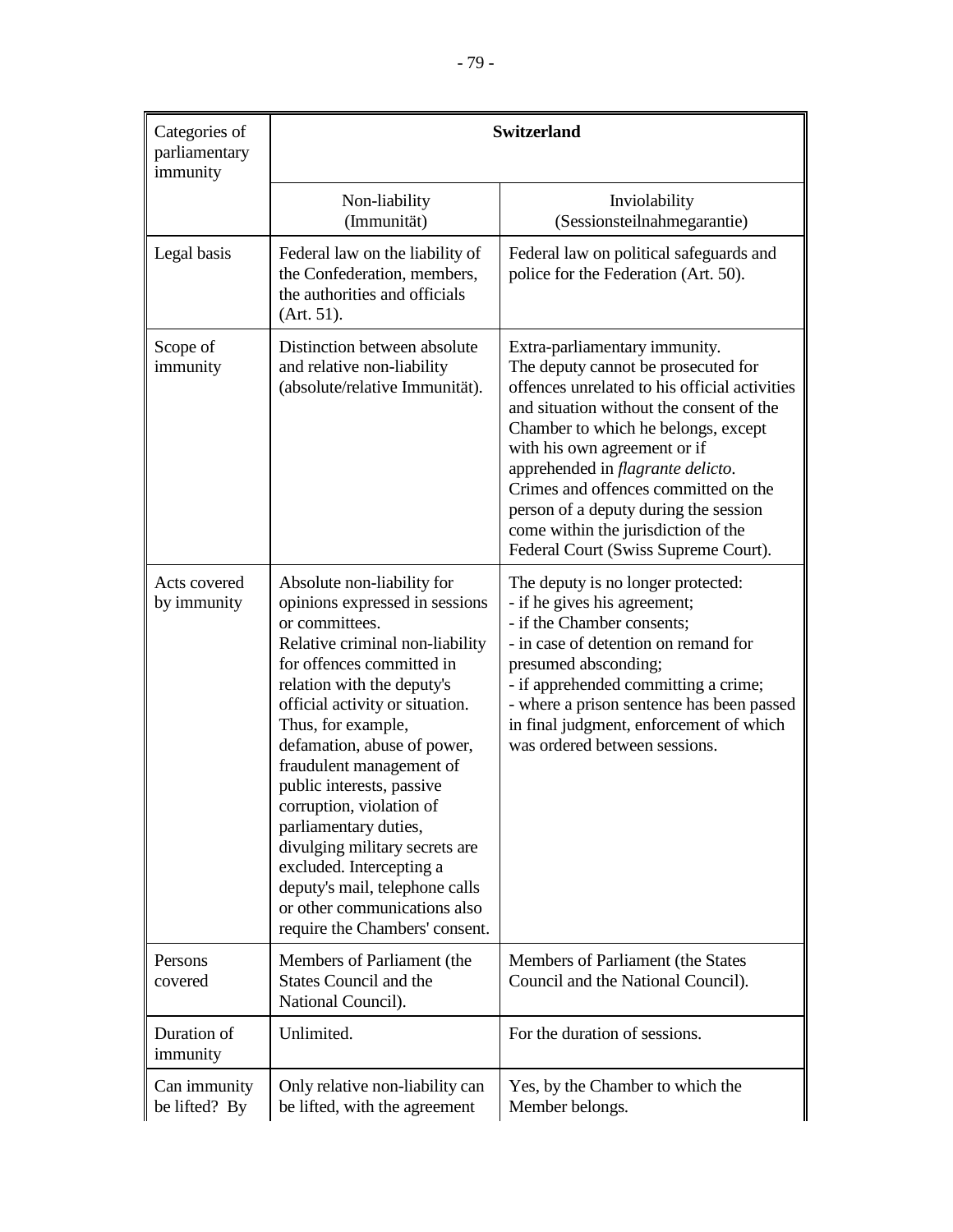| Categories of parliamentary immunity | Switzerland | |
|---|---|---|
| | Non-liability (Immunität) | Inviolability (Sessionsteilnahmegarantie) |
| Legal basis | Federal law on the liability of the Confederation, members, the authorities and officials (Art. 51). | Federal law on political safeguards and police for the Federation (Art. 50). |
| Scope of immunity | Distinction between absolute and relative non-liability (absolute/relative Immunität). | Extra-parliamentary immunity. The deputy cannot be prosecuted for offences unrelated to his official activities and situation without the consent of the Chamber to which he belongs, except with his own agreement or if apprehended in *flagrante delicto*. Crimes and offences committed on the person of a deputy during the session come within the jurisdiction of the Federal Court (Swiss Supreme Court). |
| Acts covered by immunity | Absolute non-liability for opinions expressed in sessions or committees. Relative criminal non-liability for offences committed in relation with the deputy's official activity or situation. Thus, for example, defamation, abuse of power, fraudulent management of public interests, passive corruption, violation of parliamentary duties, divulging military secrets are excluded. Intercepting a deputy's mail, telephone calls or other communications also require the Chambers' consent. | The deputy is no longer protected:<br>- if he gives his agreement;<br>- if the Chamber consents;<br>- in case of detention on remand for presumed absconding;<br>- if apprehended committing a crime;<br>- where a prison sentence has been passed in final judgment, enforcement of which was ordered between sessions. |
| Persons covered | Members of Parliament (the States Council and the National Council). | Members of Parliament (the States Council and the National Council). |
| Duration of immunity | Unlimited. | For the duration of sessions. |
| Can immunity be lifted? By | Only relative non-liability can be lifted, with the agreement | Yes, by the Chamber to which the Member belongs. |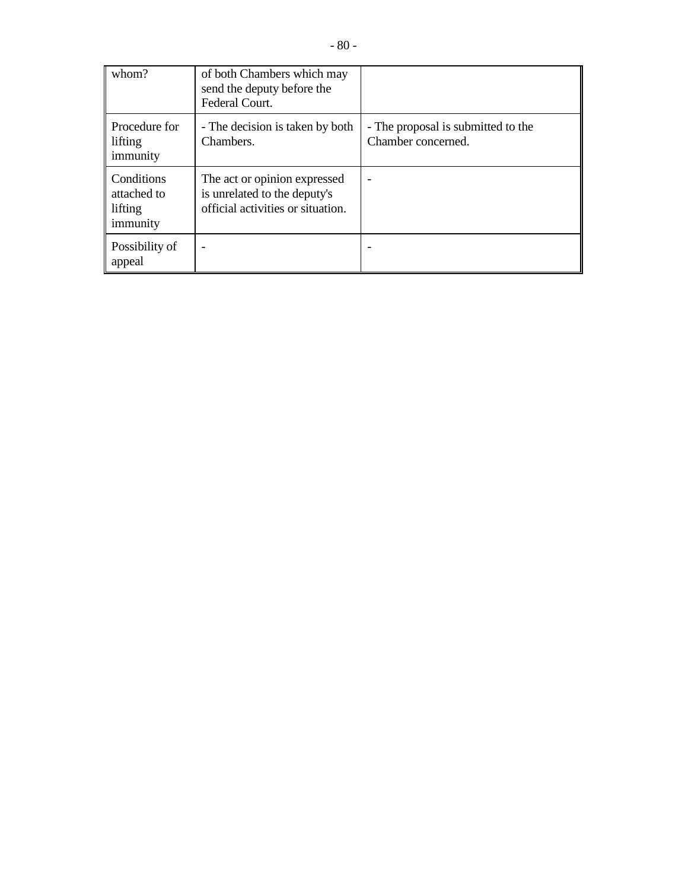| | | |
|---|---|---|
| whom? | of both Chambers which may send the deputy before the Federal Court. | |
| Procedure for lifting immunity | - The decision is taken by both Chambers. | - The proposal is submitted to the Chamber concerned. |
| Conditions attached to lifting immunity | The act or opinion expressed is unrelated to the deputy's official activities or situation. | - |
| Possibility of appeal | - | - |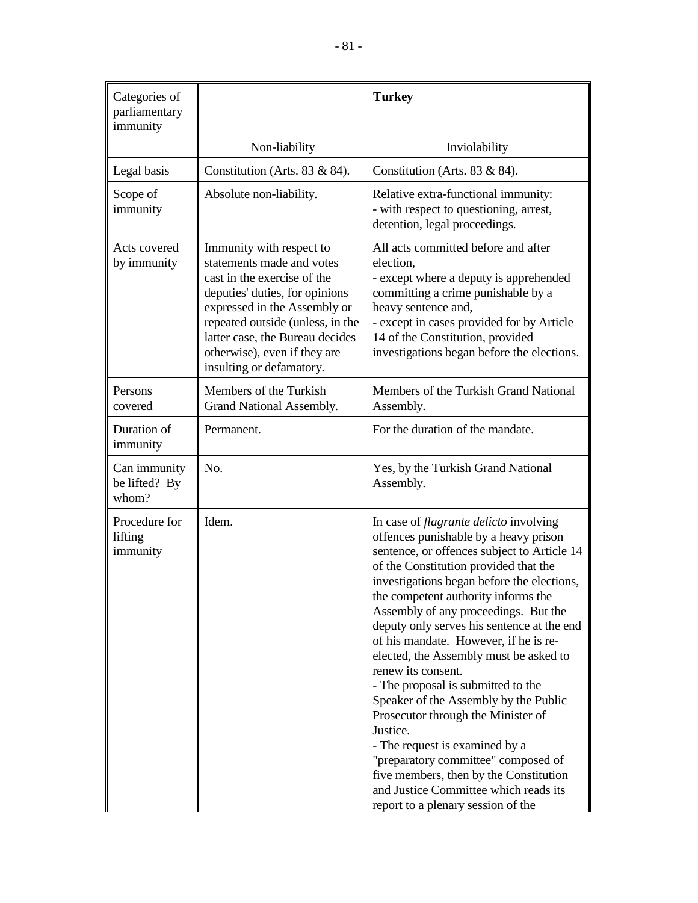| Categories of parliamentary immunity | Turkey | |
|---|---|---|
| | Non-liability | Inviolability |
| Legal basis | Constitution (Arts. 83 & 84). | Constitution (Arts. 83 & 84). |
| Scope of immunity | Absolute non-liability. | Relative extra-functional immunity:<br>- with respect to questioning, arrest, detention, legal proceedings. |
| Acts covered by immunity | Immunity with respect to statements made and votes cast in the exercise of the deputies' duties, for opinions expressed in the Assembly or repeated outside (unless, in the latter case, the Bureau decides otherwise), even if they are insulting or defamatory. | All acts committed before and after election,<br>- except where a deputy is apprehended committing a crime punishable by a heavy sentence and,<br>- except in cases provided for by Article 14 of the Constitution, provided investigations began before the elections. |
| Persons covered | Members of the Turkish Grand National Assembly. | Members of the Turkish Grand National Assembly. |
| Duration of immunity | Permanent. | For the duration of the mandate. |
| Can immunity be lifted? By whom? | No. | Yes, by the Turkish Grand National Assembly. |
| Procedure for lifting immunity | Idem. | In case of *flagrante delicto* involving offences punishable by a heavy prison sentence, or offences subject to Article 14 of the Constitution provided that the investigations began before the elections, the competent authority informs the Assembly of any proceedings. But the deputy only serves his sentence at the end of his mandate. However, if he is re-elected, the Assembly must be asked to renew its consent.<br>- The proposal is submitted to the Speaker of the Assembly by the Public Prosecutor through the Minister of Justice.<br>- The request is examined by a "preparatory committee" composed of five members, then by the Constitution and Justice Committee which reads its report to a plenary session of the |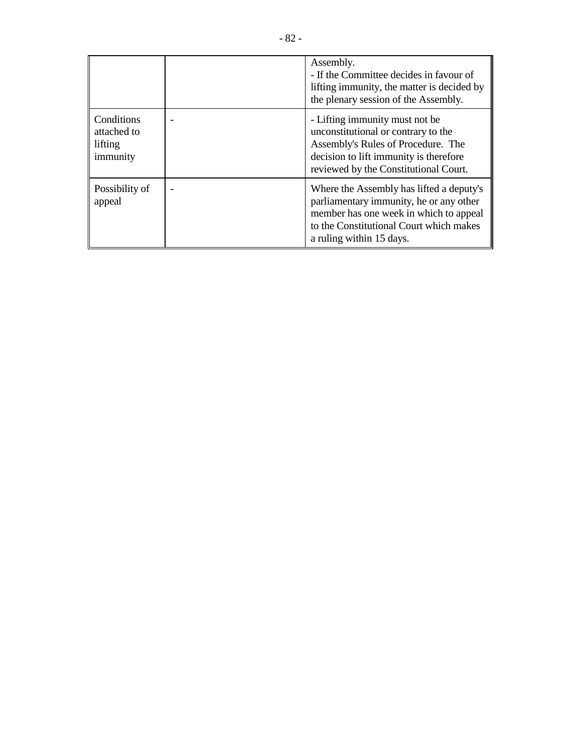| | | |
|---|---|---|
| | | Assembly.<br>- If the Committee decides in favour of lifting immunity, the matter is decided by the plenary session of the Assembly. |
| Conditions attached to lifting immunity | - | - Lifting immunity must not be unconstitutional or contrary to the Assembly's Rules of Procedure. The decision to lift immunity is therefore reviewed by the Constitutional Court. |
| Possibility of appeal | - | Where the Assembly has lifted a deputy's parliamentary immunity, he or any other member has one week in which to appeal to the Constitutional Court which makes a ruling within 15 days. |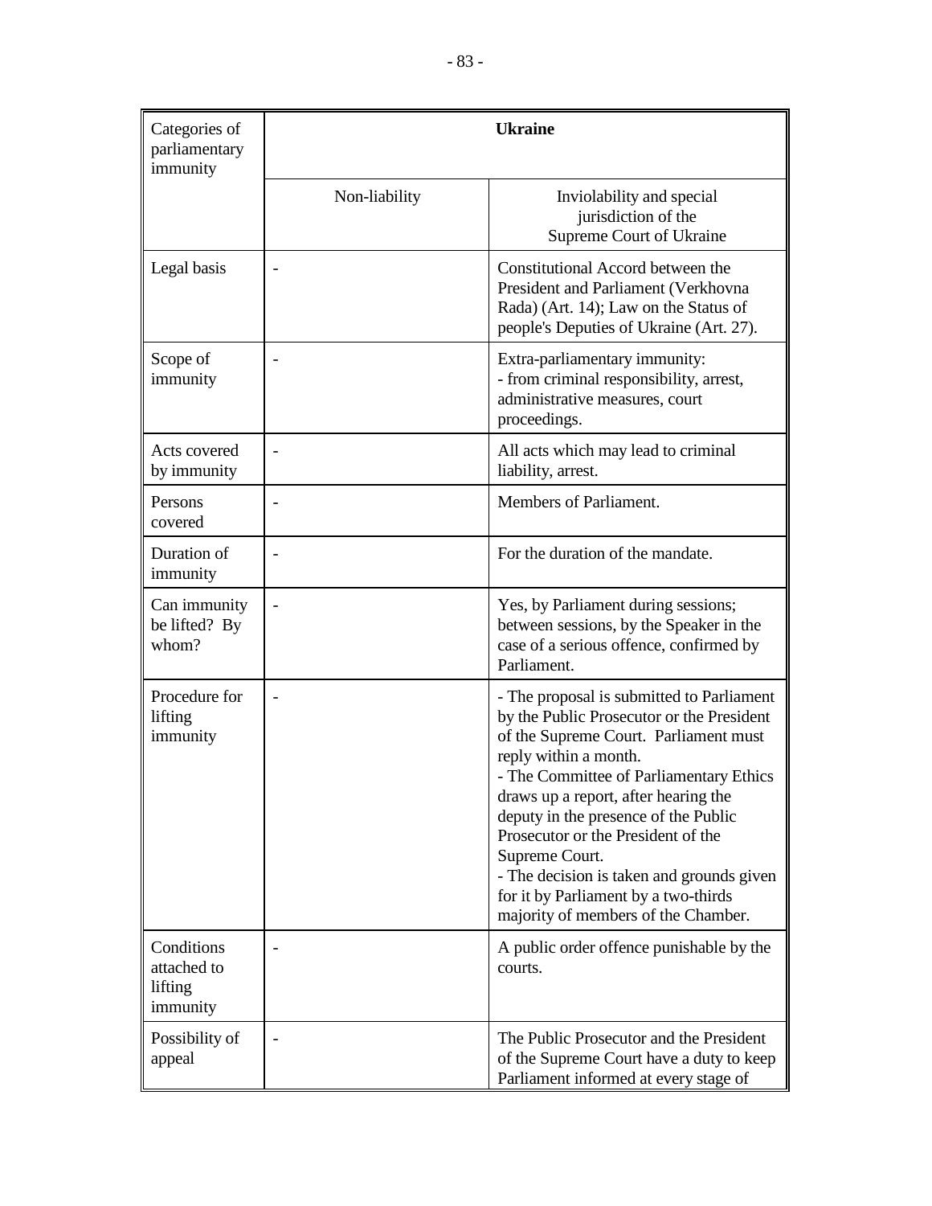| Categories of parliamentary immunity | Ukraine | |
|---|---|---|
| | Non-liability | Inviolability and special jurisdiction of the Supreme Court of Ukraine |
| Legal basis | - | Constitutional Accord between the President and Parliament (Verkhovna Rada) (Art. 14); Law on the Status of people's Deputies of Ukraine (Art. 27). |
| Scope of immunity | - | Extra-parliamentary immunity:<br>- from criminal responsibility, arrest, administrative measures, court proceedings. |
| Acts covered by immunity | - | All acts which may lead to criminal liability, arrest. |
| Persons covered | - | Members of Parliament. |
| Duration of immunity | - | For the duration of the mandate. |
| Can immunity be lifted? By whom? | - | Yes, by Parliament during sessions; between sessions, by the Speaker in the case of a serious offence, confirmed by Parliament. |
| Procedure for lifting immunity | - | - The proposal is submitted to Parliament by the Public Prosecutor or the President of the Supreme Court. Parliament must reply within a month.<br>- The Committee of Parliamentary Ethics draws up a report, after hearing the deputy in the presence of the Public Prosecutor or the President of the Supreme Court.<br>- The decision is taken and grounds given for it by Parliament by a two-thirds majority of members of the Chamber. |
| Conditions attached to lifting immunity | - | A public order offence punishable by the courts. |
| Possibility of appeal | - | The Public Prosecutor and the President of the Supreme Court have a duty to keep Parliament informed at every stage of |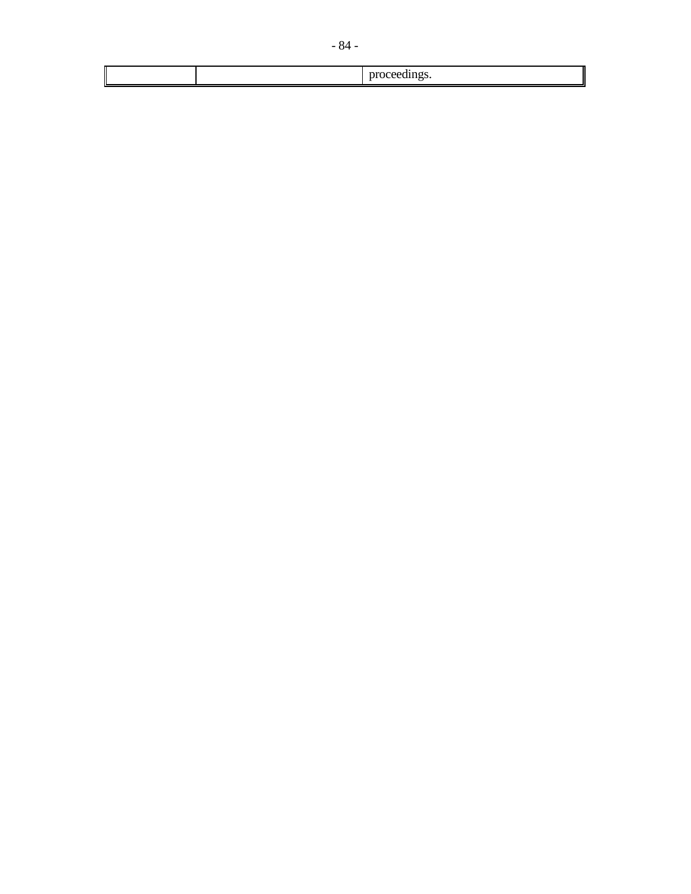| | | |
|---|---|---|
| | | proceedings. |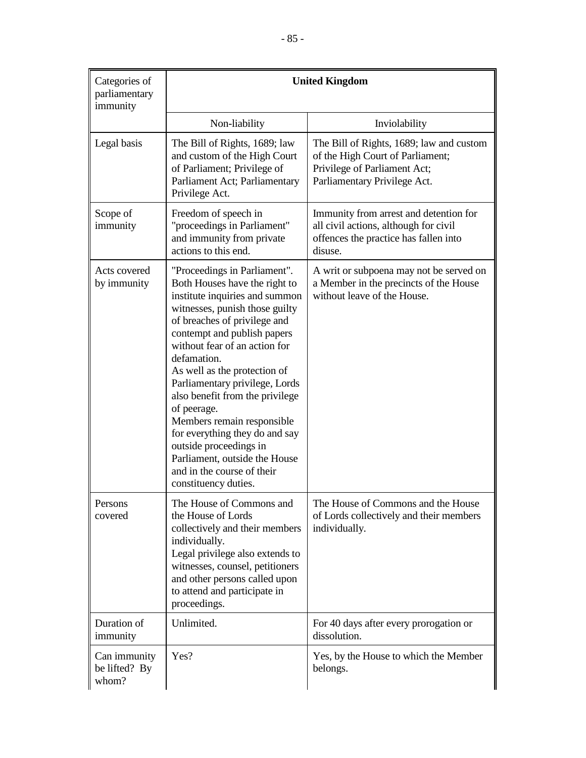| Categories of parliamentary immunity | United Kingdom | |
|---|---|---|
| | Non-liability | Inviolability |
| Legal basis | The Bill of Rights, 1689; law and custom of the High Court of Parliament; Privilege of Parliament Act; Parliamentary Privilege Act. | The Bill of Rights, 1689; law and custom of the High Court of Parliament; Privilege of Parliament Act; Parliamentary Privilege Act. |
| Scope of immunity | Freedom of speech in "proceedings in Parliament" and immunity from private actions to this end. | Immunity from arrest and detention for all civil actions, although for civil offences the practice has fallen into disuse. |
| Acts covered by immunity | "Proceedings in Parliament". Both Houses have the right to institute inquiries and summon witnesses, punish those guilty of breaches of privilege and contempt and publish papers without fear of an action for defamation.<br>As well as the protection of Parliamentary privilege, Lords also benefit from the privilege of peerage.<br>Members remain responsible for everything they do and say outside proceedings in Parliament, outside the House and in the course of their constituency duties. | A writ or subpoena may not be served on a Member in the precincts of the House without leave of the House. |
| Persons covered | The House of Commons and the House of Lords collectively and their members individually.<br>Legal privilege also extends to witnesses, counsel, petitioners and other persons called upon to attend and participate in proceedings. | The House of Commons and the House of Lords collectively and their members individually. |
| Duration of immunity | Unlimited. | For 40 days after every prorogation or dissolution. |
| Can immunity be lifted? By whom? | Yes? | Yes, by the House to which the Member belongs. |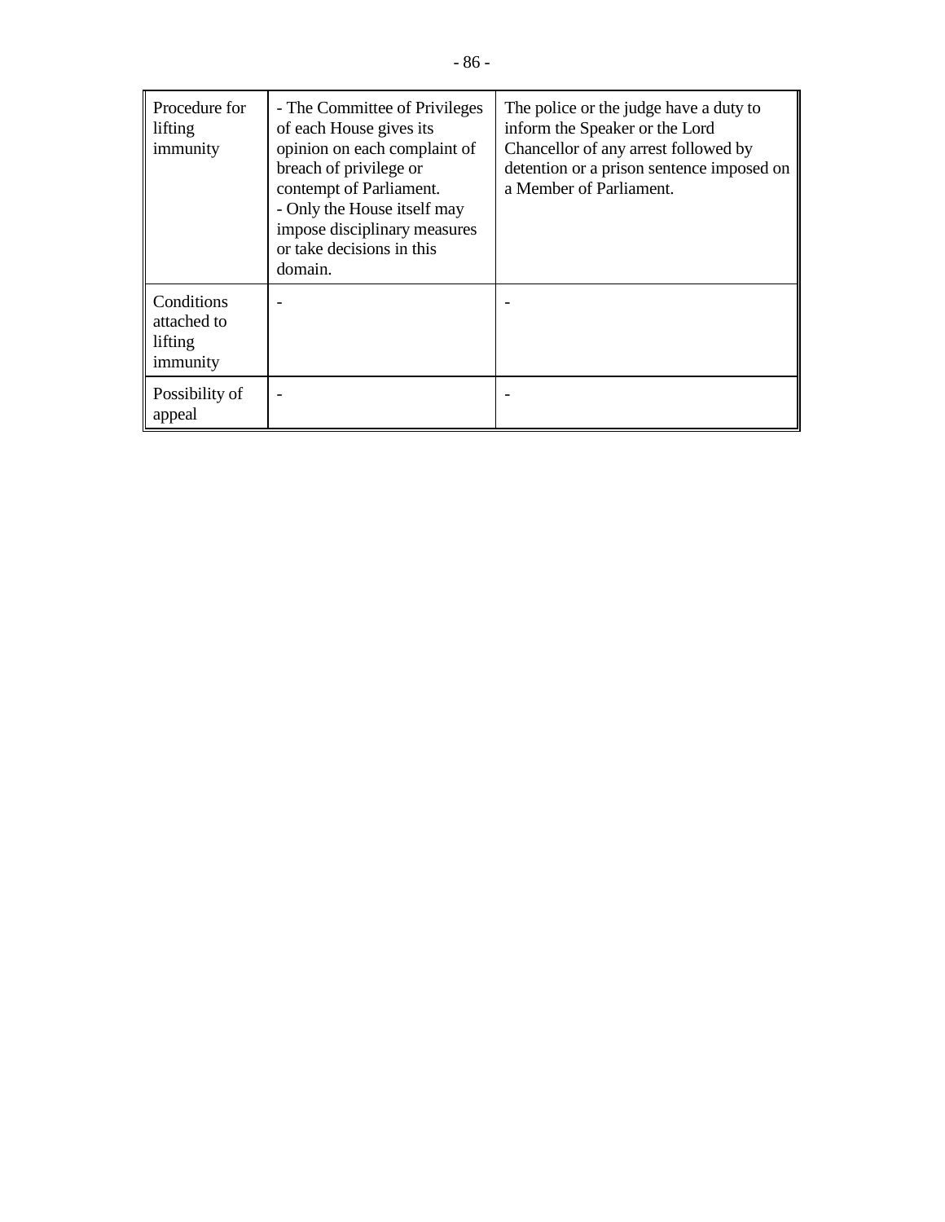| | | |
|---|---|---|
| Procedure for lifting immunity | - The Committee of Privileges of each House gives its opinion on each complaint of breach of privilege or contempt of Parliament.<br>- Only the House itself may impose disciplinary measures or take decisions in this domain. | The police or the judge have a duty to inform the Speaker or the Lord Chancellor of any arrest followed by detention or a prison sentence imposed on a Member of Parliament. |
| Conditions attached to lifting immunity | - | - |
| Possibility of appeal | - | - |